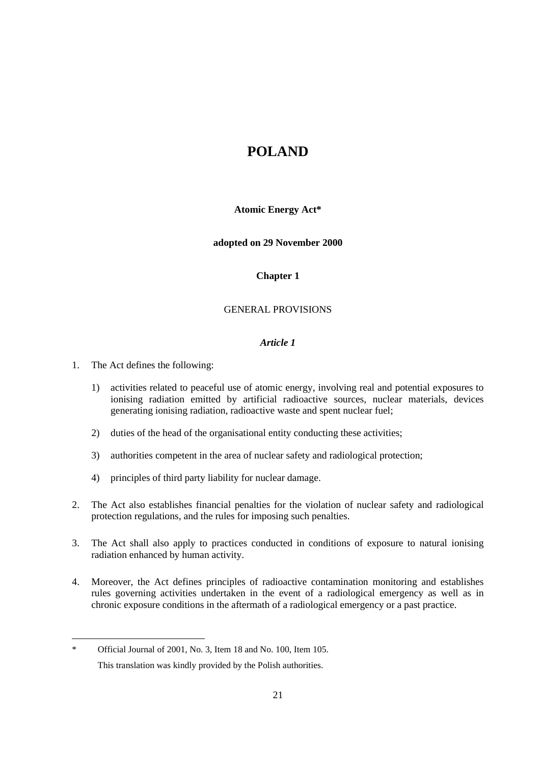# POLAND

**Atomic Energy Act***

**adopted on 29 November 2000**

## Chapter 1

GENERAL PROVISIONS

### *Article 1*

1. The Act defines the following:

   1) activities related to peaceful use of atomic energy, involving real and potential exposures to ionising radiation emitted by artificial radioactive sources, nuclear materials, devices generating ionising radiation, radioactive waste and spent nuclear fuel;

   2) duties of the head of the organisational entity conducting these activities;

   3) authorities competent in the area of nuclear safety and radiological protection;

   4) principles of third party liability for nuclear damage.

2. The Act also establishes financial penalties for the violation of nuclear safety and radiological protection regulations, and the rules for imposing such penalties.

3. The Act shall also apply to practices conducted in conditions of exposure to natural ionising radiation enhanced by human activity.

4. Moreover, the Act defines principles of radioactive contamination monitoring and establishes rules governing activities undertaken in the event of a radiological emergency as well as in chronic exposure conditions in the aftermath of a radiological emergency or a past practice.

---

\* Official Journal of 2001, No. 3, Item 18 and No. 100, Item 105.

This translation was kindly provided by the Polish authorities.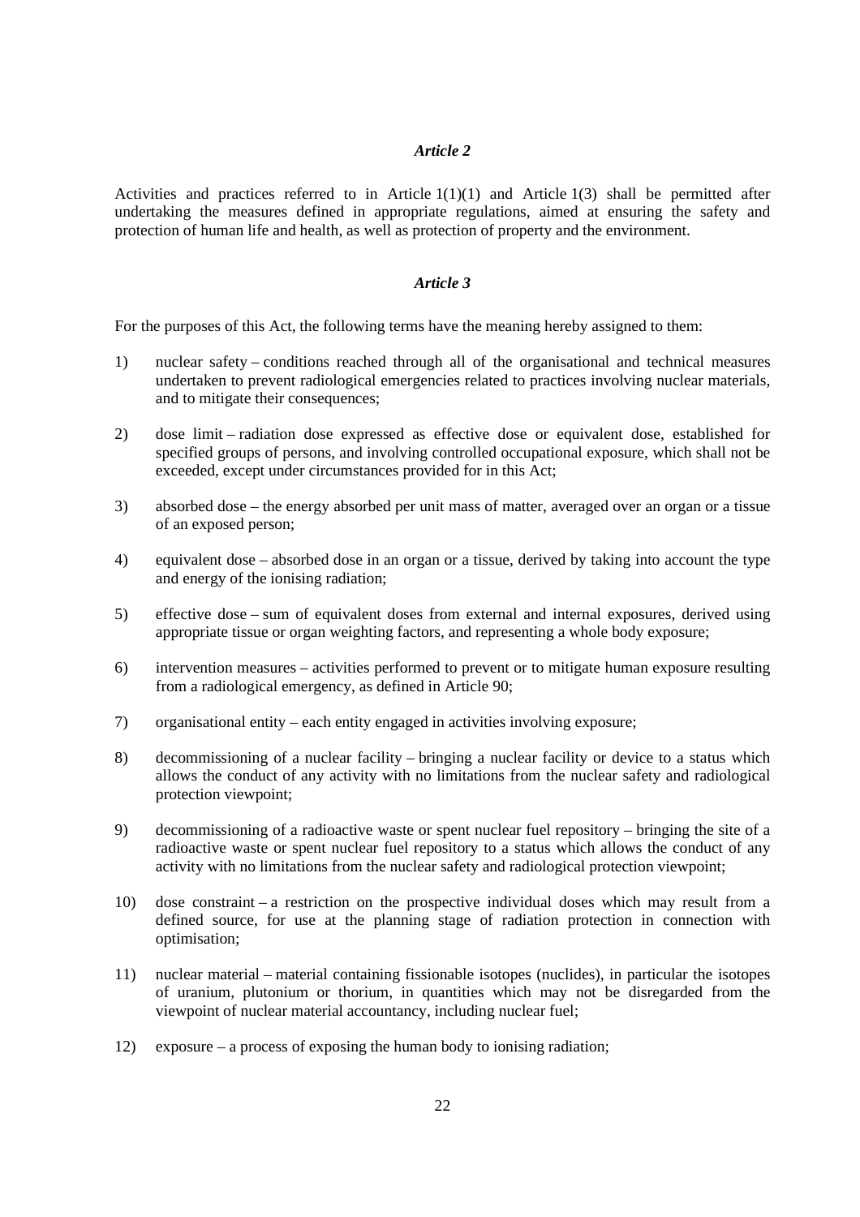*Article 2*

Activities and practices referred to in Article 1(1)(1) and Article 1(3) shall be permitted after undertaking the measures defined in appropriate regulations, aimed at ensuring the safety and protection of human life and health, as well as protection of property and the environment.

*Article 3*

For the purposes of this Act, the following terms have the meaning hereby assigned to them:

1) nuclear safety – conditions reached through all of the organisational and technical measures undertaken to prevent radiological emergencies related to practices involving nuclear materials, and to mitigate their consequences;

2) dose limit – radiation dose expressed as effective dose or equivalent dose, established for specified groups of persons, and involving controlled occupational exposure, which shall not be exceeded, except under circumstances provided for in this Act;

3) absorbed dose – the energy absorbed per unit mass of matter, averaged over an organ or a tissue of an exposed person;

4) equivalent dose – absorbed dose in an organ or a tissue, derived by taking into account the type and energy of the ionising radiation;

5) effective dose – sum of equivalent doses from external and internal exposures, derived using appropriate tissue or organ weighting factors, and representing a whole body exposure;

6) intervention measures – activities performed to prevent or to mitigate human exposure resulting from a radiological emergency, as defined in Article 90;

7) organisational entity – each entity engaged in activities involving exposure;

8) decommissioning of a nuclear facility – bringing a nuclear facility or device to a status which allows the conduct of any activity with no limitations from the nuclear safety and radiological protection viewpoint;

9) decommissioning of a radioactive waste or spent nuclear fuel repository – bringing the site of a radioactive waste or spent nuclear fuel repository to a status which allows the conduct of any activity with no limitations from the nuclear safety and radiological protection viewpoint;

10) dose constraint – a restriction on the prospective individual doses which may result from a defined source, for use at the planning stage of radiation protection in connection with optimisation;

11) nuclear material – material containing fissionable isotopes (nuclides), in particular the isotopes of uranium, plutonium or thorium, in quantities which may not be disregarded from the viewpoint of nuclear material accountancy, including nuclear fuel;

12) exposure – a process of exposing the human body to ionising radiation;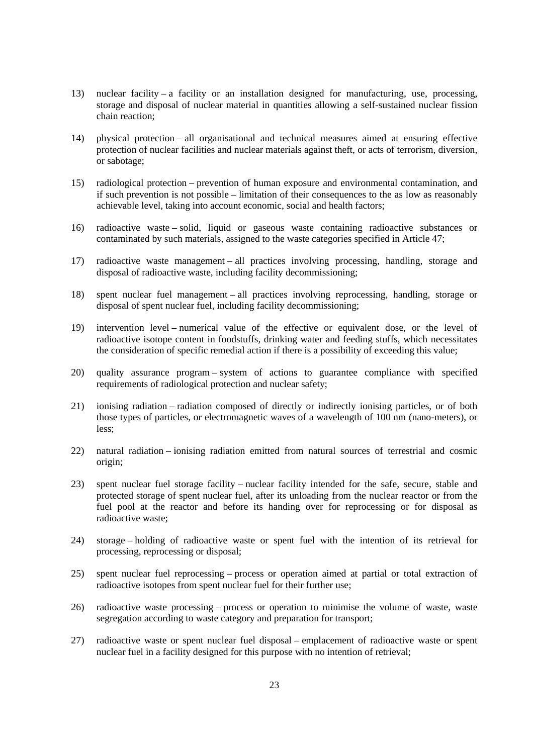13) nuclear facility – a facility or an installation designed for manufacturing, use, processing, storage and disposal of nuclear material in quantities allowing a self-sustained nuclear fission chain reaction;

14) physical protection – all organisational and technical measures aimed at ensuring effective protection of nuclear facilities and nuclear materials against theft, or acts of terrorism, diversion, or sabotage;

15) radiological protection – prevention of human exposure and environmental contamination, and if such prevention is not possible – limitation of their consequences to the as low as reasonably achievable level, taking into account economic, social and health factors;

16) radioactive waste – solid, liquid or gaseous waste containing radioactive substances or contaminated by such materials, assigned to the waste categories specified in Article 47;

17) radioactive waste management – all practices involving processing, handling, storage and disposal of radioactive waste, including facility decommissioning;

18) spent nuclear fuel management – all practices involving reprocessing, handling, storage or disposal of spent nuclear fuel, including facility decommissioning;

19) intervention level – numerical value of the effective or equivalent dose, or the level of radioactive isotope content in foodstuffs, drinking water and feeding stuffs, which necessitates the consideration of specific remedial action if there is a possibility of exceeding this value;

20) quality assurance program – system of actions to guarantee compliance with specified requirements of radiological protection and nuclear safety;

21) ionising radiation – radiation composed of directly or indirectly ionising particles, or of both those types of particles, or electromagnetic waves of a wavelength of 100 nm (nano-meters), or less;

22) natural radiation – ionising radiation emitted from natural sources of terrestrial and cosmic origin;

23) spent nuclear fuel storage facility – nuclear facility intended for the safe, secure, stable and protected storage of spent nuclear fuel, after its unloading from the nuclear reactor or from the fuel pool at the reactor and before its handing over for reprocessing or for disposal as radioactive waste;

24) storage – holding of radioactive waste or spent fuel with the intention of its retrieval for processing, reprocessing or disposal;

25) spent nuclear fuel reprocessing – process or operation aimed at partial or total extraction of radioactive isotopes from spent nuclear fuel for their further use;

26) radioactive waste processing – process or operation to minimise the volume of waste, waste segregation according to waste category and preparation for transport;

27) radioactive waste or spent nuclear fuel disposal – emplacement of radioactive waste or spent nuclear fuel in a facility designed for this purpose with no intention of retrieval;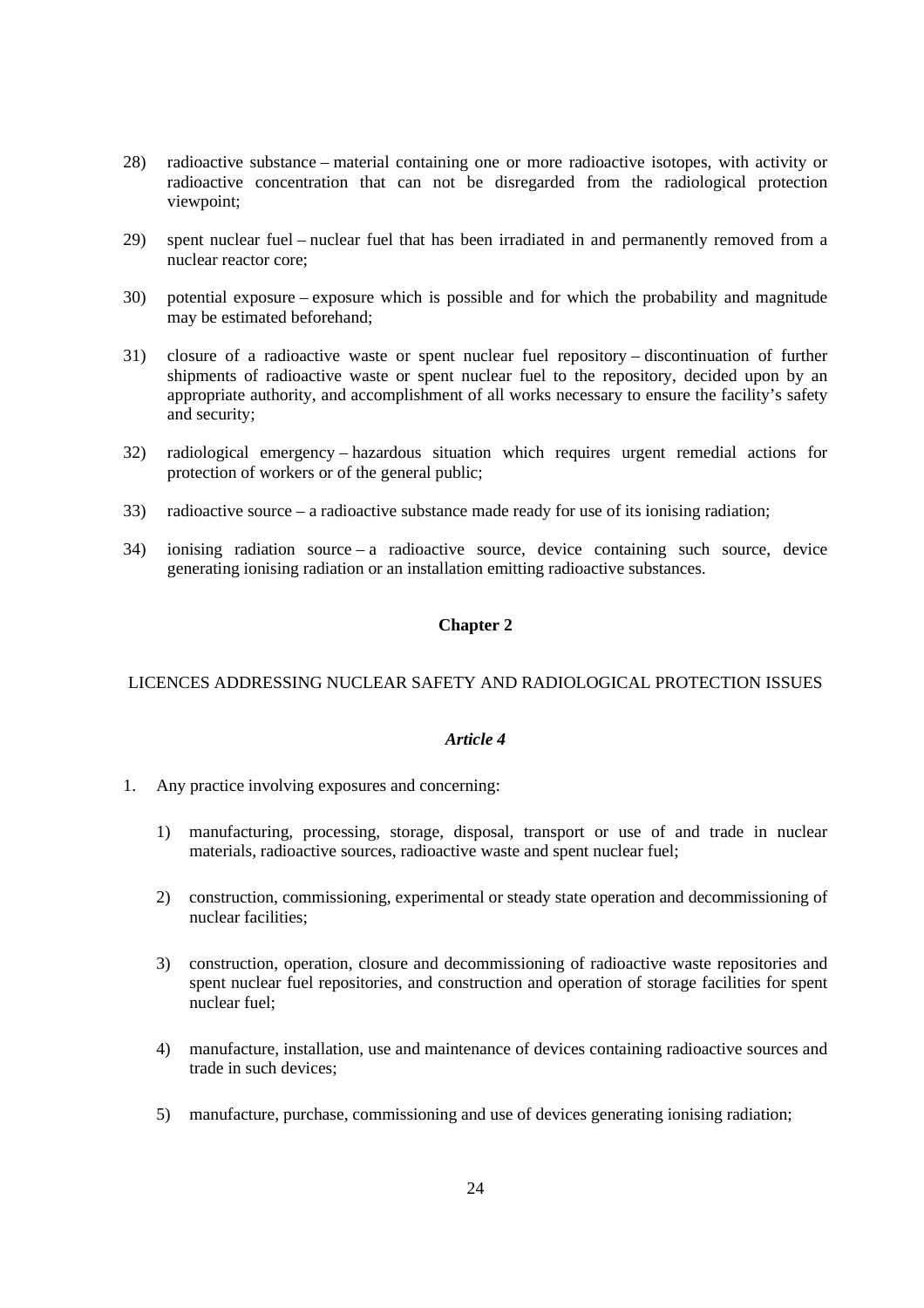28) radioactive substance – material containing one or more radioactive isotopes, with activity or radioactive concentration that can not be disregarded from the radiological protection viewpoint;

29) spent nuclear fuel – nuclear fuel that has been irradiated in and permanently removed from a nuclear reactor core;

30) potential exposure – exposure which is possible and for which the probability and magnitude may be estimated beforehand;

31) closure of a radioactive waste or spent nuclear fuel repository – discontinuation of further shipments of radioactive waste or spent nuclear fuel to the repository, decided upon by an appropriate authority, and accomplishment of all works necessary to ensure the facility's safety and security;

32) radiological emergency – hazardous situation which requires urgent remedial actions for protection of workers or of the general public;

33) radioactive source – a radioactive substance made ready for use of its ionising radiation;

34) ionising radiation source – a radioactive source, device containing such source, device generating ionising radiation or an installation emitting radioactive substances.

## Chapter 2

### LICENCES ADDRESSING NUCLEAR SAFETY AND RADIOLOGICAL PROTECTION ISSUES

#### *Article 4*

1. Any practice involving exposures and concerning:

   1) manufacturing, processing, storage, disposal, transport or use of and trade in nuclear materials, radioactive sources, radioactive waste and spent nuclear fuel;

   2) construction, commissioning, experimental or steady state operation and decommissioning of nuclear facilities;

   3) construction, operation, closure and decommissioning of radioactive waste repositories and spent nuclear fuel repositories, and construction and operation of storage facilities for spent nuclear fuel;

   4) manufacture, installation, use and maintenance of devices containing radioactive sources and trade in such devices;

   5) manufacture, purchase, commissioning and use of devices generating ionising radiation;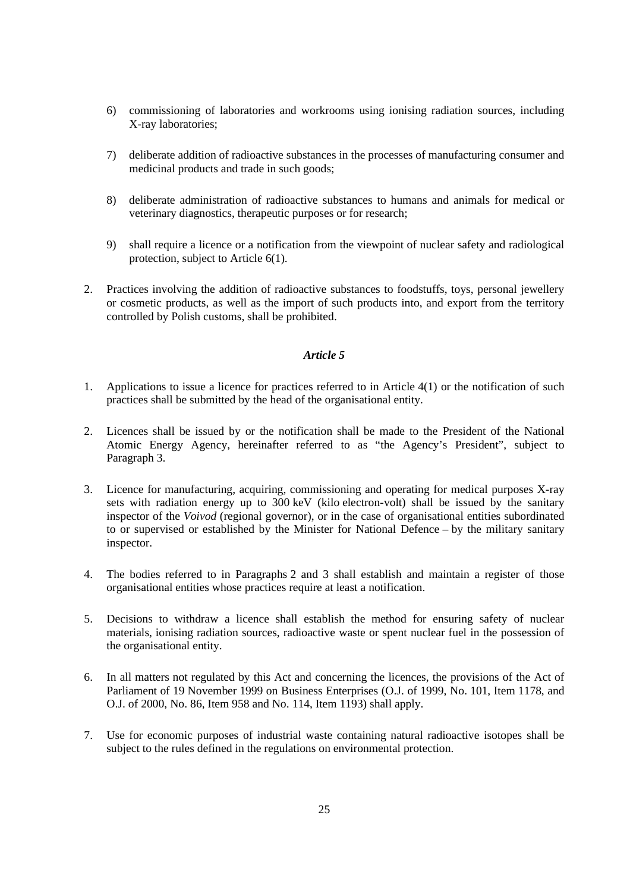6) commissioning of laboratories and workrooms using ionising radiation sources, including X-ray laboratories;

7) deliberate addition of radioactive substances in the processes of manufacturing consumer and medicinal products and trade in such goods;

8) deliberate administration of radioactive substances to humans and animals for medical or veterinary diagnostics, therapeutic purposes or for research;

9) shall require a licence or a notification from the viewpoint of nuclear safety and radiological protection, subject to Article 6(1).

2. Practices involving the addition of radioactive substances to foodstuffs, toys, personal jewellery or cosmetic products, as well as the import of such products into, and export from the territory controlled by Polish customs, shall be prohibited.

### *Article 5*

1. Applications to issue a licence for practices referred to in Article 4(1) or the notification of such practices shall be submitted by the head of the organisational entity.

2. Licences shall be issued by or the notification shall be made to the President of the National Atomic Energy Agency, hereinafter referred to as "the Agency's President", subject to Paragraph 3.

3. Licence for manufacturing, acquiring, commissioning and operating for medical purposes X-ray sets with radiation energy up to 300 keV (kilo electron-volt) shall be issued by the sanitary inspector of the *Voivod* (regional governor), or in the case of organisational entities subordinated to or supervised or established by the Minister for National Defence – by the military sanitary inspector.

4. The bodies referred to in Paragraphs 2 and 3 shall establish and maintain a register of those organisational entities whose practices require at least a notification.

5. Decisions to withdraw a licence shall establish the method for ensuring safety of nuclear materials, ionising radiation sources, radioactive waste or spent nuclear fuel in the possession of the organisational entity.

6. In all matters not regulated by this Act and concerning the licences, the provisions of the Act of Parliament of 19 November 1999 on Business Enterprises (O.J. of 1999, No. 101, Item 1178, and O.J. of 2000, No. 86, Item 958 and No. 114, Item 1193) shall apply.

7. Use for economic purposes of industrial waste containing natural radioactive isotopes shall be subject to the rules defined in the regulations on environmental protection.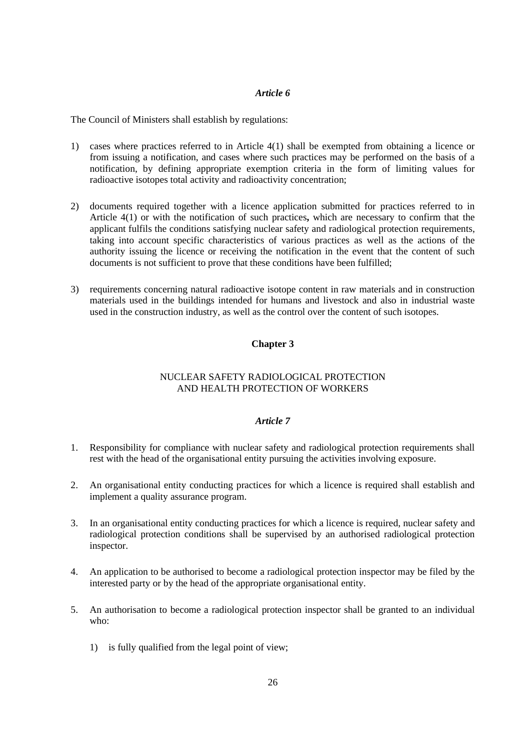### *Article 6*

The Council of Ministers shall establish by regulations:

1) cases where practices referred to in Article 4(1) shall be exempted from obtaining a licence or from issuing a notification, and cases where such practices may be performed on the basis of a notification, by defining appropriate exemption criteria in the form of limiting values for radioactive isotopes total activity and radioactivity concentration;

2) documents required together with a licence application submitted for practices referred to in Article 4(1) or with the notification of such practices**,** which are necessary to confirm that the applicant fulfils the conditions satisfying nuclear safety and radiological protection requirements, taking into account specific characteristics of various practices as well as the actions of the authority issuing the licence or receiving the notification in the event that the content of such documents is not sufficient to prove that these conditions have been fulfilled;

3) requirements concerning natural radioactive isotope content in raw materials and in construction materials used in the buildings intended for humans and livestock and also in industrial waste used in the construction industry, as well as the control over the content of such isotopes.

## Chapter 3

## NUCLEAR SAFETY RADIOLOGICAL PROTECTION AND HEALTH PROTECTION OF WORKERS

### *Article 7*

1. Responsibility for compliance with nuclear safety and radiological protection requirements shall rest with the head of the organisational entity pursuing the activities involving exposure.

2. An organisational entity conducting practices for which a licence is required shall establish and implement a quality assurance program.

3. In an organisational entity conducting practices for which a licence is required, nuclear safety and radiological protection conditions shall be supervised by an authorised radiological protection inspector.

4. An application to be authorised to become a radiological protection inspector may be filed by the interested party or by the head of the appropriate organisational entity.

5. An authorisation to become a radiological protection inspector shall be granted to an individual who:

   1) is fully qualified from the legal point of view;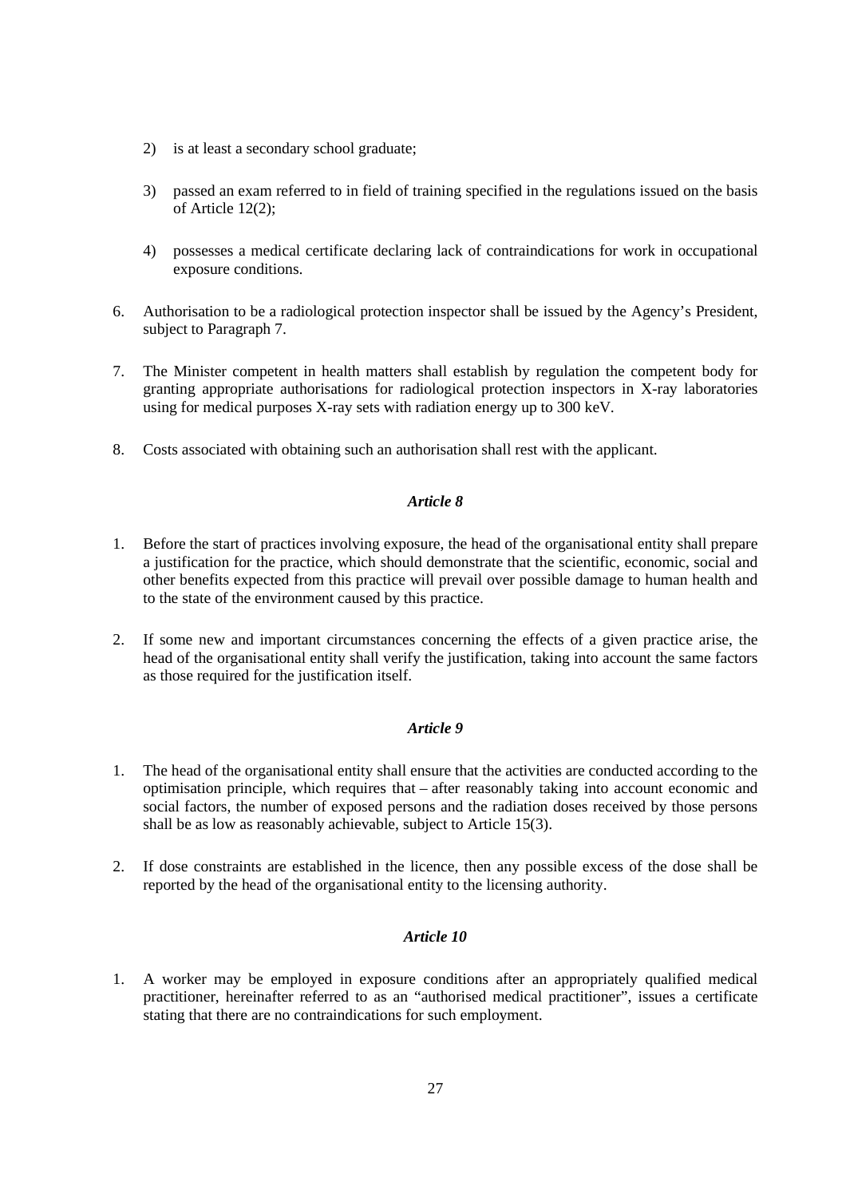2) is at least a secondary school graduate;

3) passed an exam referred to in field of training specified in the regulations issued on the basis of Article 12(2);

4) possesses a medical certificate declaring lack of contraindications for work in occupational exposure conditions.

6. Authorisation to be a radiological protection inspector shall be issued by the Agency's President, subject to Paragraph 7.

7. The Minister competent in health matters shall establish by regulation the competent body for granting appropriate authorisations for radiological protection inspectors in X-ray laboratories using for medical purposes X-ray sets with radiation energy up to 300 keV.

8. Costs associated with obtaining such an authorisation shall rest with the applicant.

### *Article 8*

1. Before the start of practices involving exposure, the head of the organisational entity shall prepare a justification for the practice, which should demonstrate that the scientific, economic, social and other benefits expected from this practice will prevail over possible damage to human health and to the state of the environment caused by this practice.

2. If some new and important circumstances concerning the effects of a given practice arise, the head of the organisational entity shall verify the justification, taking into account the same factors as those required for the justification itself.

### *Article 9*

1. The head of the organisational entity shall ensure that the activities are conducted according to the optimisation principle, which requires that – after reasonably taking into account economic and social factors, the number of exposed persons and the radiation doses received by those persons shall be as low as reasonably achievable, subject to Article 15(3).

2. If dose constraints are established in the licence, then any possible excess of the dose shall be reported by the head of the organisational entity to the licensing authority.

### *Article 10*

1. A worker may be employed in exposure conditions after an appropriately qualified medical practitioner, hereinafter referred to as an "authorised medical practitioner", issues a certificate stating that there are no contraindications for such employment.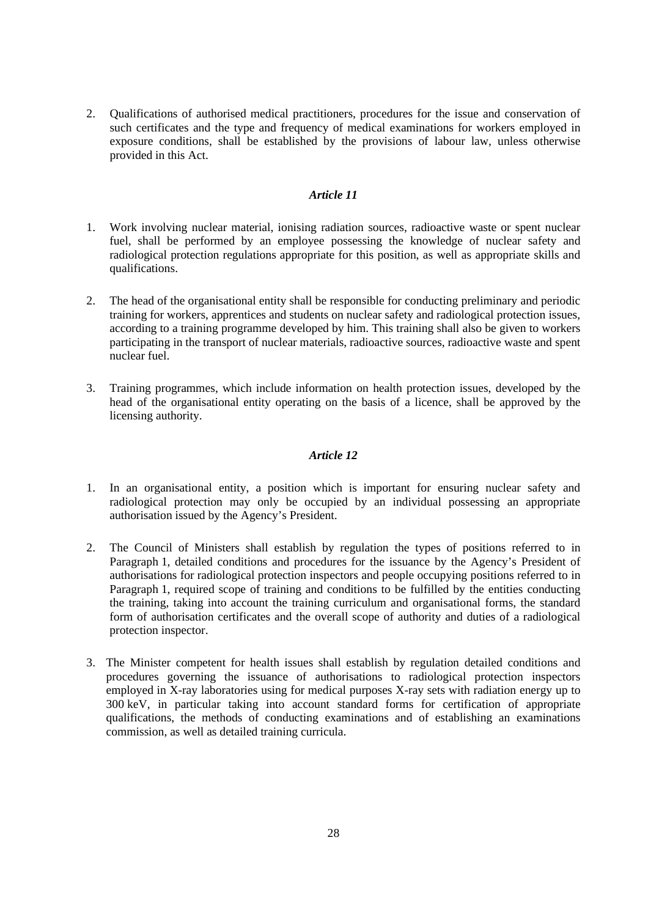2. Qualifications of authorised medical practitioners, procedures for the issue and conservation of such certificates and the type and frequency of medical examinations for workers employed in exposure conditions, shall be established by the provisions of labour law, unless otherwise provided in this Act.

### *Article 11*

1. Work involving nuclear material, ionising radiation sources, radioactive waste or spent nuclear fuel, shall be performed by an employee possessing the knowledge of nuclear safety and radiological protection regulations appropriate for this position, as well as appropriate skills and qualifications.

2. The head of the organisational entity shall be responsible for conducting preliminary and periodic training for workers, apprentices and students on nuclear safety and radiological protection issues, according to a training programme developed by him. This training shall also be given to workers participating in the transport of nuclear materials, radioactive sources, radioactive waste and spent nuclear fuel.

3. Training programmes, which include information on health protection issues, developed by the head of the organisational entity operating on the basis of a licence, shall be approved by the licensing authority.

### *Article 12*

1. In an organisational entity, a position which is important for ensuring nuclear safety and radiological protection may only be occupied by an individual possessing an appropriate authorisation issued by the Agency's President.

2. The Council of Ministers shall establish by regulation the types of positions referred to in Paragraph 1, detailed conditions and procedures for the issuance by the Agency's President of authorisations for radiological protection inspectors and people occupying positions referred to in Paragraph 1, required scope of training and conditions to be fulfilled by the entities conducting the training, taking into account the training curriculum and organisational forms, the standard form of authorisation certificates and the overall scope of authority and duties of a radiological protection inspector.

3. The Minister competent for health issues shall establish by regulation detailed conditions and procedures governing the issuance of authorisations to radiological protection inspectors employed in X-ray laboratories using for medical purposes X-ray sets with radiation energy up to 300 keV, in particular taking into account standard forms for certification of appropriate qualifications, the methods of conducting examinations and of establishing an examinations commission, as well as detailed training curricula.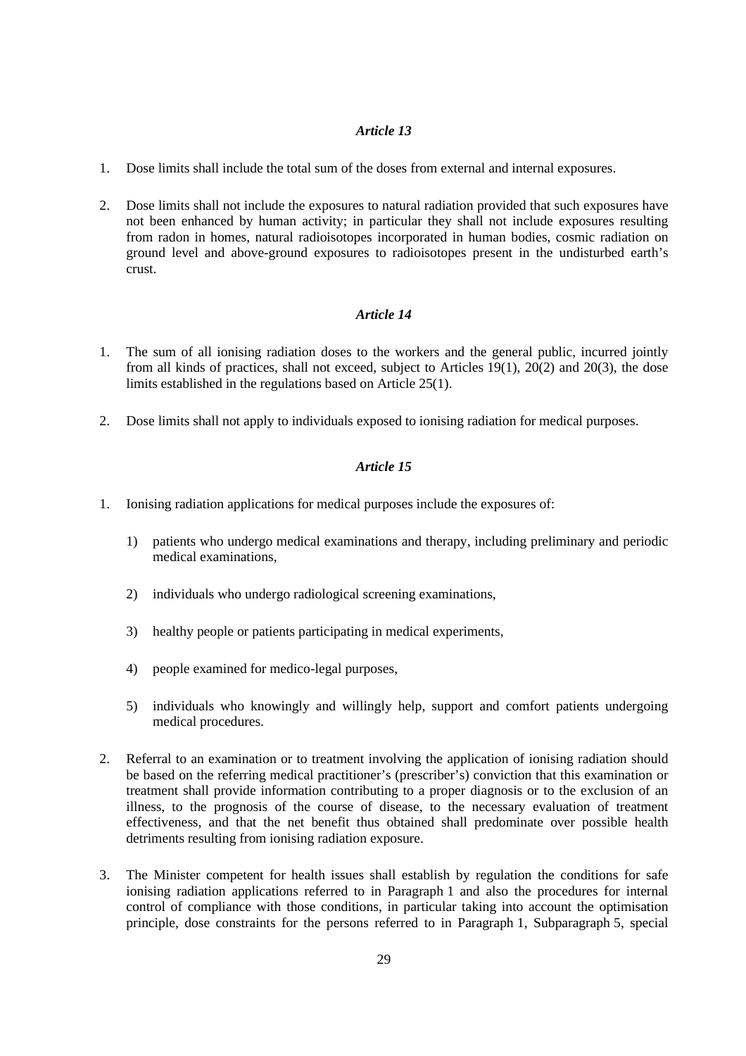*Article 13*

1. Dose limits shall include the total sum of the doses from external and internal exposures.

2. Dose limits shall not include the exposures to natural radiation provided that such exposures have not been enhanced by human activity; in particular they shall not include exposures resulting from radon in homes, natural radioisotopes incorporated in human bodies, cosmic radiation on ground level and above-ground exposures to radioisotopes present in the undisturbed earth's crust.

*Article 14*

1. The sum of all ionising radiation doses to the workers and the general public, incurred jointly from all kinds of practices, shall not exceed, subject to Articles 19(1), 20(2) and 20(3), the dose limits established in the regulations based on Article 25(1).

2. Dose limits shall not apply to individuals exposed to ionising radiation for medical purposes.

*Article 15*

1. Ionising radiation applications for medical purposes include the exposures of:

   1) patients who undergo medical examinations and therapy, including preliminary and periodic medical examinations,

   2) individuals who undergo radiological screening examinations,

   3) healthy people or patients participating in medical experiments,

   4) people examined for medico-legal purposes,

   5) individuals who knowingly and willingly help, support and comfort patients undergoing medical procedures.

2. Referral to an examination or to treatment involving the application of ionising radiation should be based on the referring medical practitioner's (prescriber's) conviction that this examination or treatment shall provide information contributing to a proper diagnosis or to the exclusion of an illness, to the prognosis of the course of disease, to the necessary evaluation of treatment effectiveness, and that the net benefit thus obtained shall predominate over possible health detriments resulting from ionising radiation exposure.

3. The Minister competent for health issues shall establish by regulation the conditions for safe ionising radiation applications referred to in Paragraph 1 and also the procedures for internal control of compliance with those conditions, in particular taking into account the optimisation principle, dose constraints for the persons referred to in Paragraph 1, Subparagraph 5, special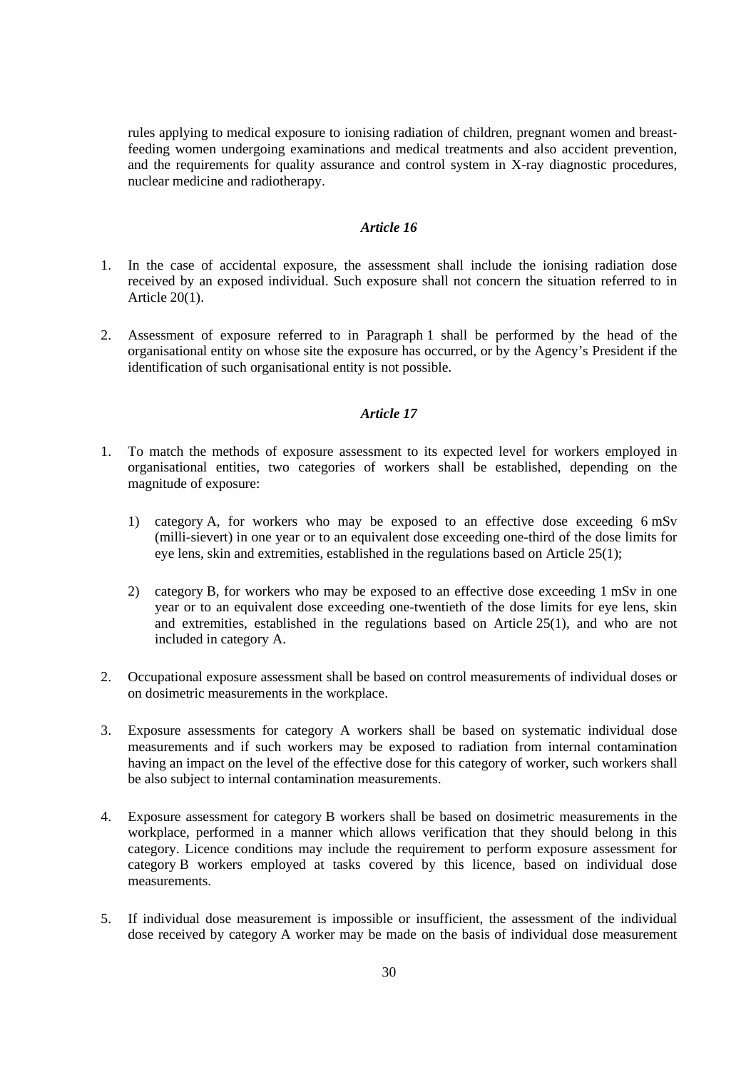rules applying to medical exposure to ionising radiation of children, pregnant women and breast-feeding women undergoing examinations and medical treatments and also accident prevention, and the requirements for quality assurance and control system in X-ray diagnostic procedures, nuclear medicine and radiotherapy.

### *Article 16*

1. In the case of accidental exposure, the assessment shall include the ionising radiation dose received by an exposed individual. Such exposure shall not concern the situation referred to in Article 20(1).

2. Assessment of exposure referred to in Paragraph 1 shall be performed by the head of the organisational entity on whose site the exposure has occurred, or by the Agency's President if the identification of such organisational entity is not possible.

### *Article 17*

1. To match the methods of exposure assessment to its expected level for workers employed in organisational entities, two categories of workers shall be established, depending on the magnitude of exposure:

    1) category A, for workers who may be exposed to an effective dose exceeding 6 mSv (milli-sievert) in one year or to an equivalent dose exceeding one-third of the dose limits for eye lens, skin and extremities, established in the regulations based on Article 25(1);

    2) category B, for workers who may be exposed to an effective dose exceeding 1 mSv in one year or to an equivalent dose exceeding one-twentieth of the dose limits for eye lens, skin and extremities, established in the regulations based on Article 25(1), and who are not included in category A.

2. Occupational exposure assessment shall be based on control measurements of individual doses or on dosimetric measurements in the workplace.

3. Exposure assessments for category A workers shall be based on systematic individual dose measurements and if such workers may be exposed to radiation from internal contamination having an impact on the level of the effective dose for this category of worker, such workers shall be also subject to internal contamination measurements.

4. Exposure assessment for category B workers shall be based on dosimetric measurements in the workplace, performed in a manner which allows verification that they should belong in this category. Licence conditions may include the requirement to perform exposure assessment for category B workers employed at tasks covered by this licence, based on individual dose measurements.

5. If individual dose measurement is impossible or insufficient, the assessment of the individual dose received by category A worker may be made on the basis of individual dose measurement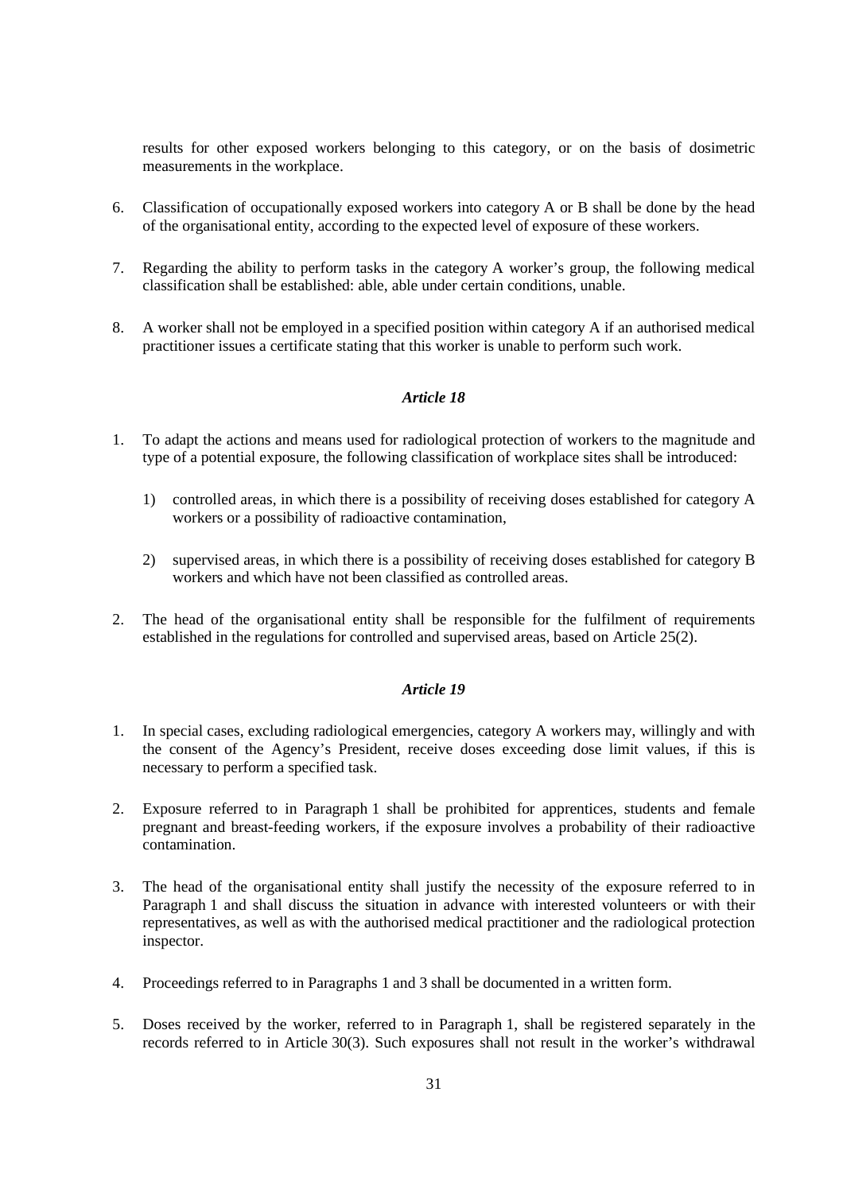results for other exposed workers belonging to this category, or on the basis of dosimetric measurements in the workplace.

6. Classification of occupationally exposed workers into category A or B shall be done by the head of the organisational entity, according to the expected level of exposure of these workers.

7. Regarding the ability to perform tasks in the category A worker's group, the following medical classification shall be established: able, able under certain conditions, unable.

8. A worker shall not be employed in a specified position within category A if an authorised medical practitioner issues a certificate stating that this worker is unable to perform such work.

### *Article 18*

1. To adapt the actions and means used for radiological protection of workers to the magnitude and type of a potential exposure, the following classification of workplace sites shall be introduced:

   1) controlled areas, in which there is a possibility of receiving doses established for category A workers or a possibility of radioactive contamination,

   2) supervised areas, in which there is a possibility of receiving doses established for category B workers and which have not been classified as controlled areas.

2. The head of the organisational entity shall be responsible for the fulfilment of requirements established in the regulations for controlled and supervised areas, based on Article 25(2).

### *Article 19*

1. In special cases, excluding radiological emergencies, category A workers may, willingly and with the consent of the Agency's President, receive doses exceeding dose limit values, if this is necessary to perform a specified task.

2. Exposure referred to in Paragraph 1 shall be prohibited for apprentices, students and female pregnant and breast-feeding workers, if the exposure involves a probability of their radioactive contamination.

3. The head of the organisational entity shall justify the necessity of the exposure referred to in Paragraph 1 and shall discuss the situation in advance with interested volunteers or with their representatives, as well as with the authorised medical practitioner and the radiological protection inspector.

4. Proceedings referred to in Paragraphs 1 and 3 shall be documented in a written form.

5. Doses received by the worker, referred to in Paragraph 1, shall be registered separately in the records referred to in Article 30(3). Such exposures shall not result in the worker's withdrawal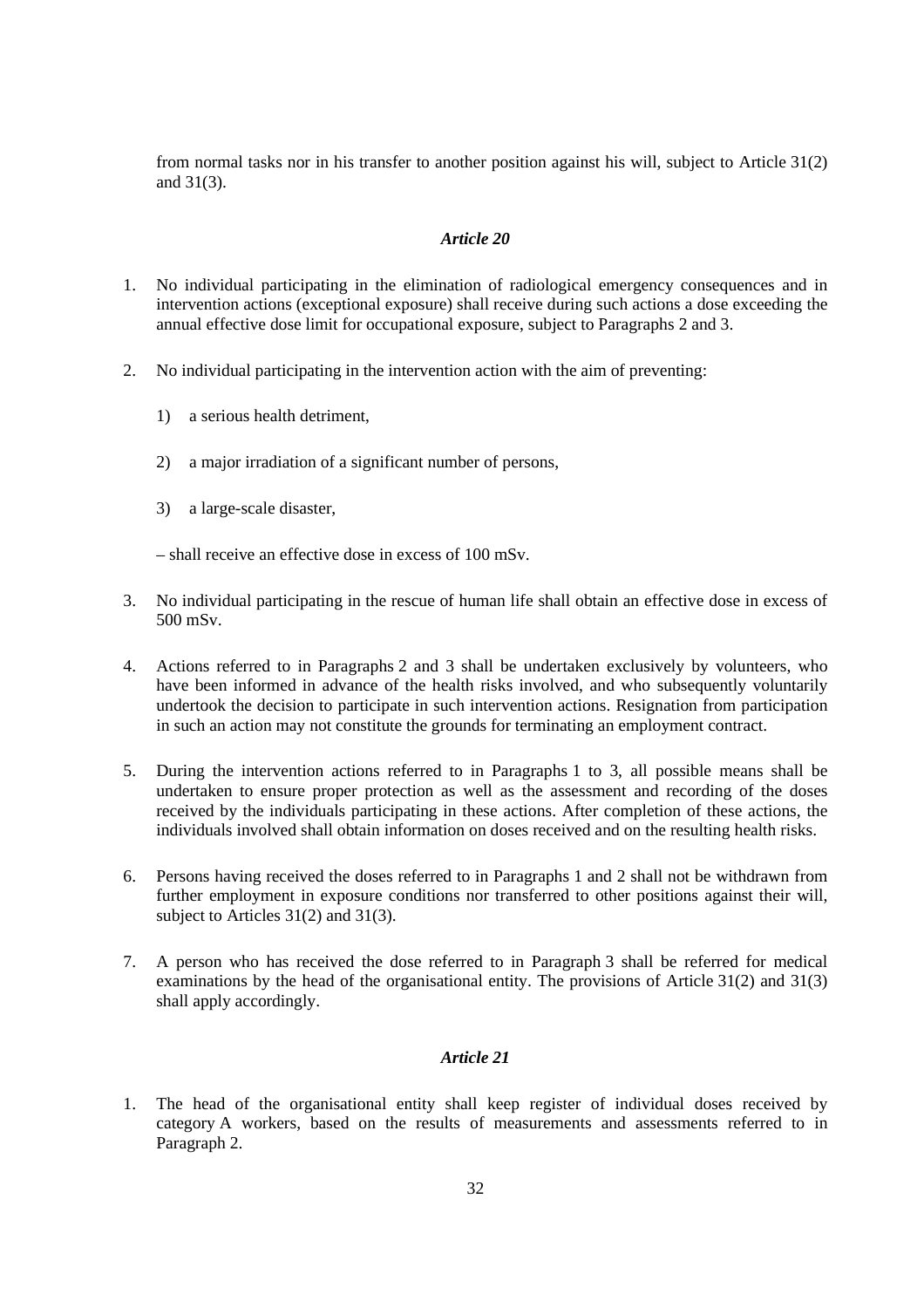from normal tasks nor in his transfer to another position against his will, subject to Article 31(2) and 31(3).

### *Article 20*

1. No individual participating in the elimination of radiological emergency consequences and in intervention actions (exceptional exposure) shall receive during such actions a dose exceeding the annual effective dose limit for occupational exposure, subject to Paragraphs 2 and 3.

2. No individual participating in the intervention action with the aim of preventing:

   1) a serious health detriment,

   2) a major irradiation of a significant number of persons,

   3) a large-scale disaster,

   – shall receive an effective dose in excess of 100 mSv.

3. No individual participating in the rescue of human life shall obtain an effective dose in excess of 500 mSv.

4. Actions referred to in Paragraphs 2 and 3 shall be undertaken exclusively by volunteers, who have been informed in advance of the health risks involved, and who subsequently voluntarily undertook the decision to participate in such intervention actions. Resignation from participation in such an action may not constitute the grounds for terminating an employment contract.

5. During the intervention actions referred to in Paragraphs 1 to 3, all possible means shall be undertaken to ensure proper protection as well as the assessment and recording of the doses received by the individuals participating in these actions. After completion of these actions, the individuals involved shall obtain information on doses received and on the resulting health risks.

6. Persons having received the doses referred to in Paragraphs 1 and 2 shall not be withdrawn from further employment in exposure conditions nor transferred to other positions against their will, subject to Articles 31(2) and 31(3).

7. A person who has received the dose referred to in Paragraph 3 shall be referred for medical examinations by the head of the organisational entity. The provisions of Article 31(2) and 31(3) shall apply accordingly.

### *Article 21*

1. The head of the organisational entity shall keep register of individual doses received by category A workers, based on the results of measurements and assessments referred to in Paragraph 2.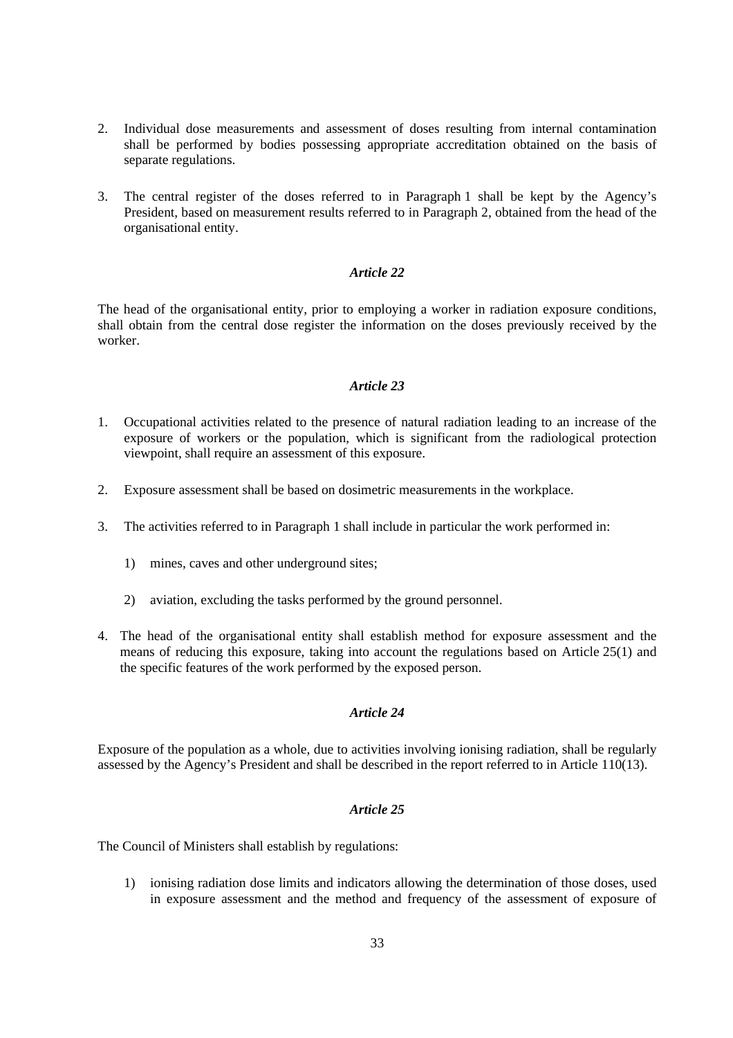2. Individual dose measurements and assessment of doses resulting from internal contamination shall be performed by bodies possessing appropriate accreditation obtained on the basis of separate regulations.

3. The central register of the doses referred to in Paragraph 1 shall be kept by the Agency's President, based on measurement results referred to in Paragraph 2, obtained from the head of the organisational entity.

### *Article 22*

The head of the organisational entity, prior to employing a worker in radiation exposure conditions, shall obtain from the central dose register the information on the doses previously received by the worker.

### *Article 23*

1. Occupational activities related to the presence of natural radiation leading to an increase of the exposure of workers or the population, which is significant from the radiological protection viewpoint, shall require an assessment of this exposure.

2. Exposure assessment shall be based on dosimetric measurements in the workplace.

3. The activities referred to in Paragraph 1 shall include in particular the work performed in:

   1) mines, caves and other underground sites;

   2) aviation, excluding the tasks performed by the ground personnel.

4. The head of the organisational entity shall establish method for exposure assessment and the means of reducing this exposure, taking into account the regulations based on Article 25(1) and the specific features of the work performed by the exposed person.

### *Article 24*

Exposure of the population as a whole, due to activities involving ionising radiation, shall be regularly assessed by the Agency's President and shall be described in the report referred to in Article 110(13).

### *Article 25*

The Council of Ministers shall establish by regulations:

1) ionising radiation dose limits and indicators allowing the determination of those doses, used in exposure assessment and the method and frequency of the assessment of exposure of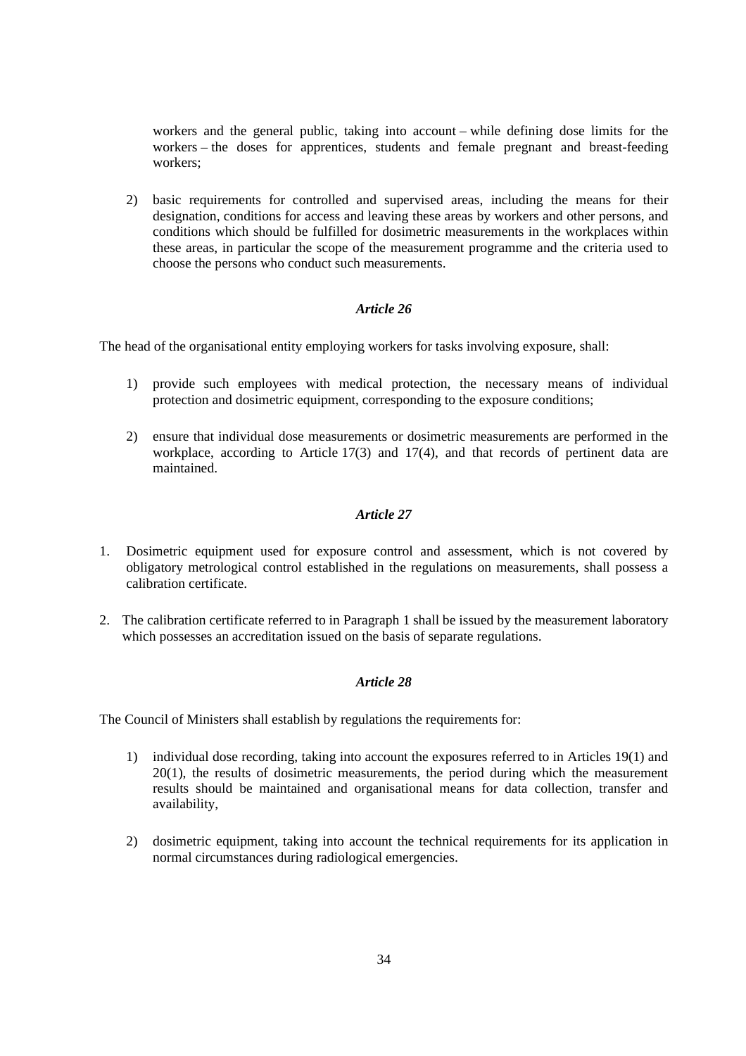workers and the general public, taking into account – while defining dose limits for the workers – the doses for apprentices, students and female pregnant and breast-feeding workers;

2) basic requirements for controlled and supervised areas, including the means for their designation, conditions for access and leaving these areas by workers and other persons, and conditions which should be fulfilled for dosimetric measurements in the workplaces within these areas, in particular the scope of the measurement programme and the criteria used to choose the persons who conduct such measurements.

### *Article 26*

The head of the organisational entity employing workers for tasks involving exposure, shall:

1) provide such employees with medical protection, the necessary means of individual protection and dosimetric equipment, corresponding to the exposure conditions;

2) ensure that individual dose measurements or dosimetric measurements are performed in the workplace, according to Article 17(3) and 17(4), and that records of pertinent data are maintained.

### *Article 27*

1. Dosimetric equipment used for exposure control and assessment, which is not covered by obligatory metrological control established in the regulations on measurements, shall possess a calibration certificate.

2. The calibration certificate referred to in Paragraph 1 shall be issued by the measurement laboratory which possesses an accreditation issued on the basis of separate regulations.

### *Article 28*

The Council of Ministers shall establish by regulations the requirements for:

1) individual dose recording, taking into account the exposures referred to in Articles 19(1) and 20(1), the results of dosimetric measurements, the period during which the measurement results should be maintained and organisational means for data collection, transfer and availability,

2) dosimetric equipment, taking into account the technical requirements for its application in normal circumstances during radiological emergencies.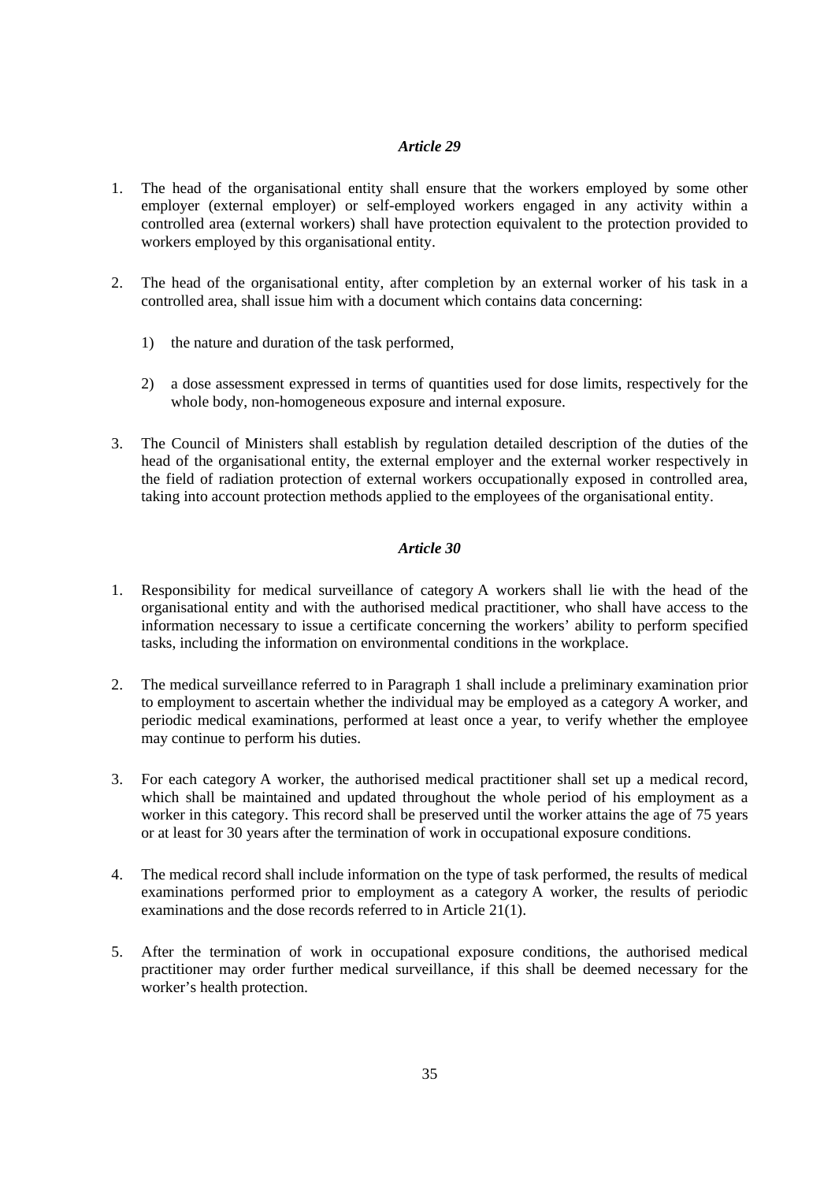*Article 29*

1. The head of the organisational entity shall ensure that the workers employed by some other employer (external employer) or self-employed workers engaged in any activity within a controlled area (external workers) shall have protection equivalent to the protection provided to workers employed by this organisational entity.

2. The head of the organisational entity, after completion by an external worker of his task in a controlled area, shall issue him with a document which contains data concerning:

   1) the nature and duration of the task performed,

   2) a dose assessment expressed in terms of quantities used for dose limits, respectively for the whole body, non-homogeneous exposure and internal exposure.

3. The Council of Ministers shall establish by regulation detailed description of the duties of the head of the organisational entity, the external employer and the external worker respectively in the field of radiation protection of external workers occupationally exposed in controlled area, taking into account protection methods applied to the employees of the organisational entity.

*Article 30*

1. Responsibility for medical surveillance of category A workers shall lie with the head of the organisational entity and with the authorised medical practitioner, who shall have access to the information necessary to issue a certificate concerning the workers' ability to perform specified tasks, including the information on environmental conditions in the workplace.

2. The medical surveillance referred to in Paragraph 1 shall include a preliminary examination prior to employment to ascertain whether the individual may be employed as a category A worker, and periodic medical examinations, performed at least once a year, to verify whether the employee may continue to perform his duties.

3. For each category A worker, the authorised medical practitioner shall set up a medical record, which shall be maintained and updated throughout the whole period of his employment as a worker in this category. This record shall be preserved until the worker attains the age of 75 years or at least for 30 years after the termination of work in occupational exposure conditions.

4. The medical record shall include information on the type of task performed, the results of medical examinations performed prior to employment as a category A worker, the results of periodic examinations and the dose records referred to in Article 21(1).

5. After the termination of work in occupational exposure conditions, the authorised medical practitioner may order further medical surveillance, if this shall be deemed necessary for the worker's health protection.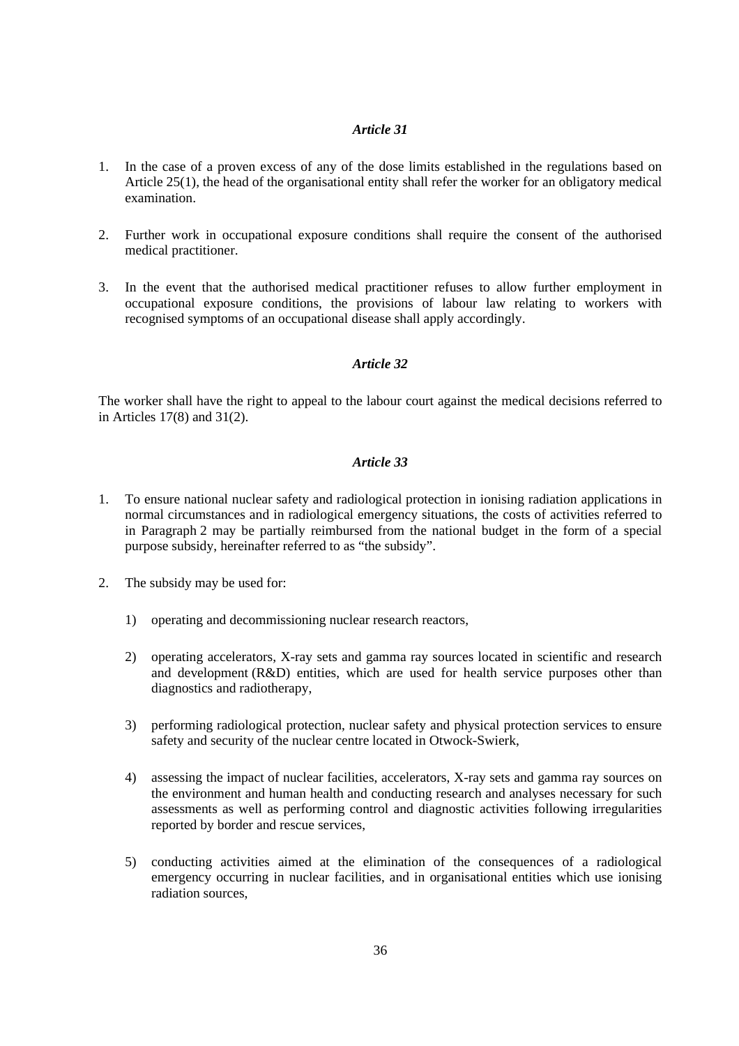*Article 31*

1. In the case of a proven excess of any of the dose limits established in the regulations based on Article 25(1), the head of the organisational entity shall refer the worker for an obligatory medical examination.

2. Further work in occupational exposure conditions shall require the consent of the authorised medical practitioner.

3. In the event that the authorised medical practitioner refuses to allow further employment in occupational exposure conditions, the provisions of labour law relating to workers with recognised symptoms of an occupational disease shall apply accordingly.

*Article 32*

The worker shall have the right to appeal to the labour court against the medical decisions referred to in Articles 17(8) and 31(2).

*Article 33*

1. To ensure national nuclear safety and radiological protection in ionising radiation applications in normal circumstances and in radiological emergency situations, the costs of activities referred to in Paragraph 2 may be partially reimbursed from the national budget in the form of a special purpose subsidy, hereinafter referred to as "the subsidy".

2. The subsidy may be used for:

   1) operating and decommissioning nuclear research reactors,

   2) operating accelerators, X-ray sets and gamma ray sources located in scientific and research and development (R&D) entities, which are used for health service purposes other than diagnostics and radiotherapy,

   3) performing radiological protection, nuclear safety and physical protection services to ensure safety and security of the nuclear centre located in Otwock-Swierk,

   4) assessing the impact of nuclear facilities, accelerators, X-ray sets and gamma ray sources on the environment and human health and conducting research and analyses necessary for such assessments as well as performing control and diagnostic activities following irregularities reported by border and rescue services,

   5) conducting activities aimed at the elimination of the consequences of a radiological emergency occurring in nuclear facilities, and in organisational entities which use ionising radiation sources,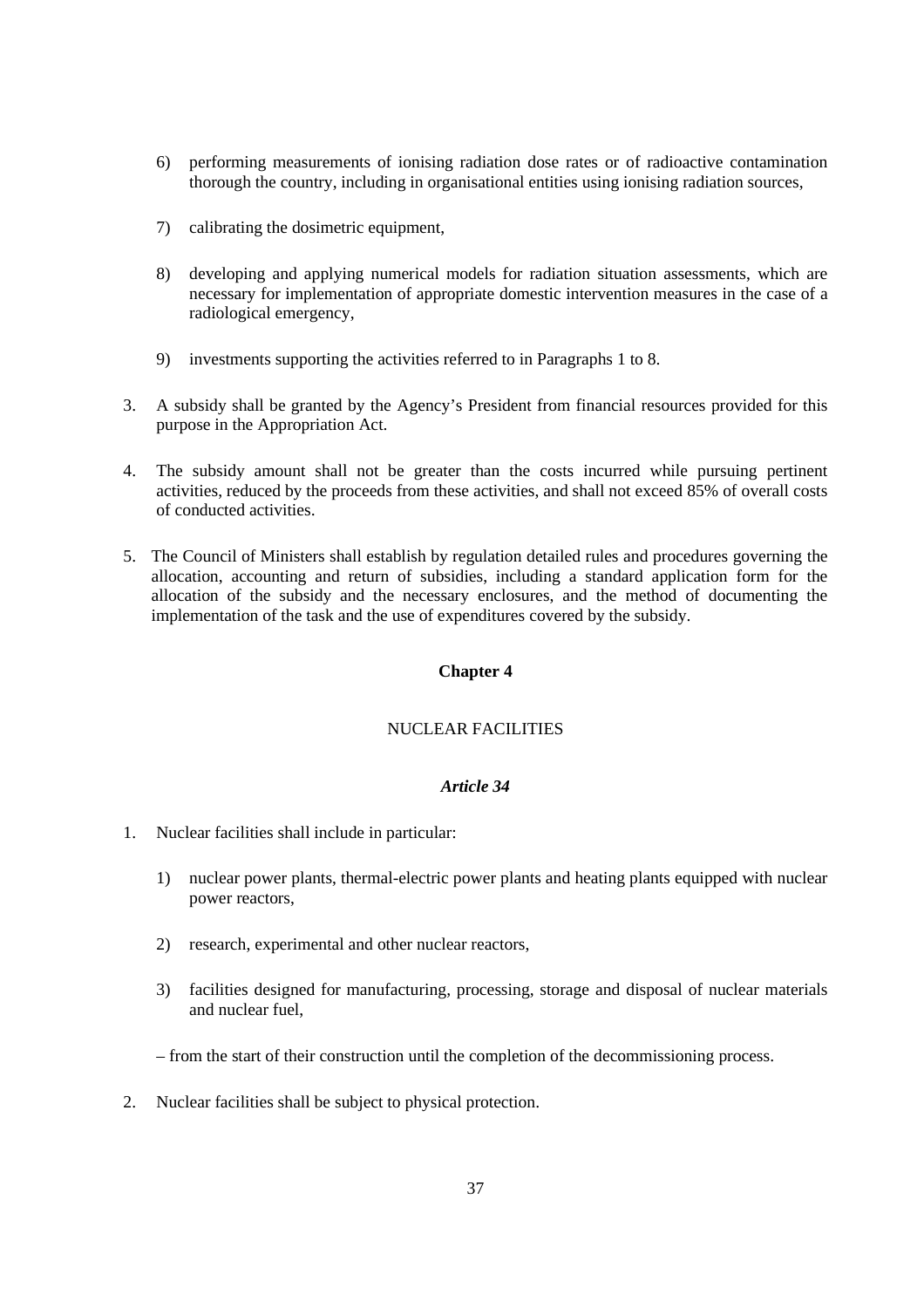6) performing measurements of ionising radiation dose rates or of radioactive contamination thorough the country, including in organisational entities using ionising radiation sources,

7) calibrating the dosimetric equipment,

8) developing and applying numerical models for radiation situation assessments, which are necessary for implementation of appropriate domestic intervention measures in the case of a radiological emergency,

9) investments supporting the activities referred to in Paragraphs 1 to 8.

3. A subsidy shall be granted by the Agency's President from financial resources provided for this purpose in the Appropriation Act.

4. The subsidy amount shall not be greater than the costs incurred while pursuing pertinent activities, reduced by the proceeds from these activities, and shall not exceed 85% of overall costs of conducted activities.

5. The Council of Ministers shall establish by regulation detailed rules and procedures governing the allocation, accounting and return of subsidies, including a standard application form for the allocation of the subsidy and the necessary enclosures, and the method of documenting the implementation of the task and the use of expenditures covered by the subsidy.

## Chapter 4

## NUCLEAR FACILITIES

### *Article 34*

1. Nuclear facilities shall include in particular:

   1) nuclear power plants, thermal-electric power plants and heating plants equipped with nuclear power reactors,

   2) research, experimental and other nuclear reactors,

   3) facilities designed for manufacturing, processing, storage and disposal of nuclear materials and nuclear fuel,

   – from the start of their construction until the completion of the decommissioning process.

2. Nuclear facilities shall be subject to physical protection.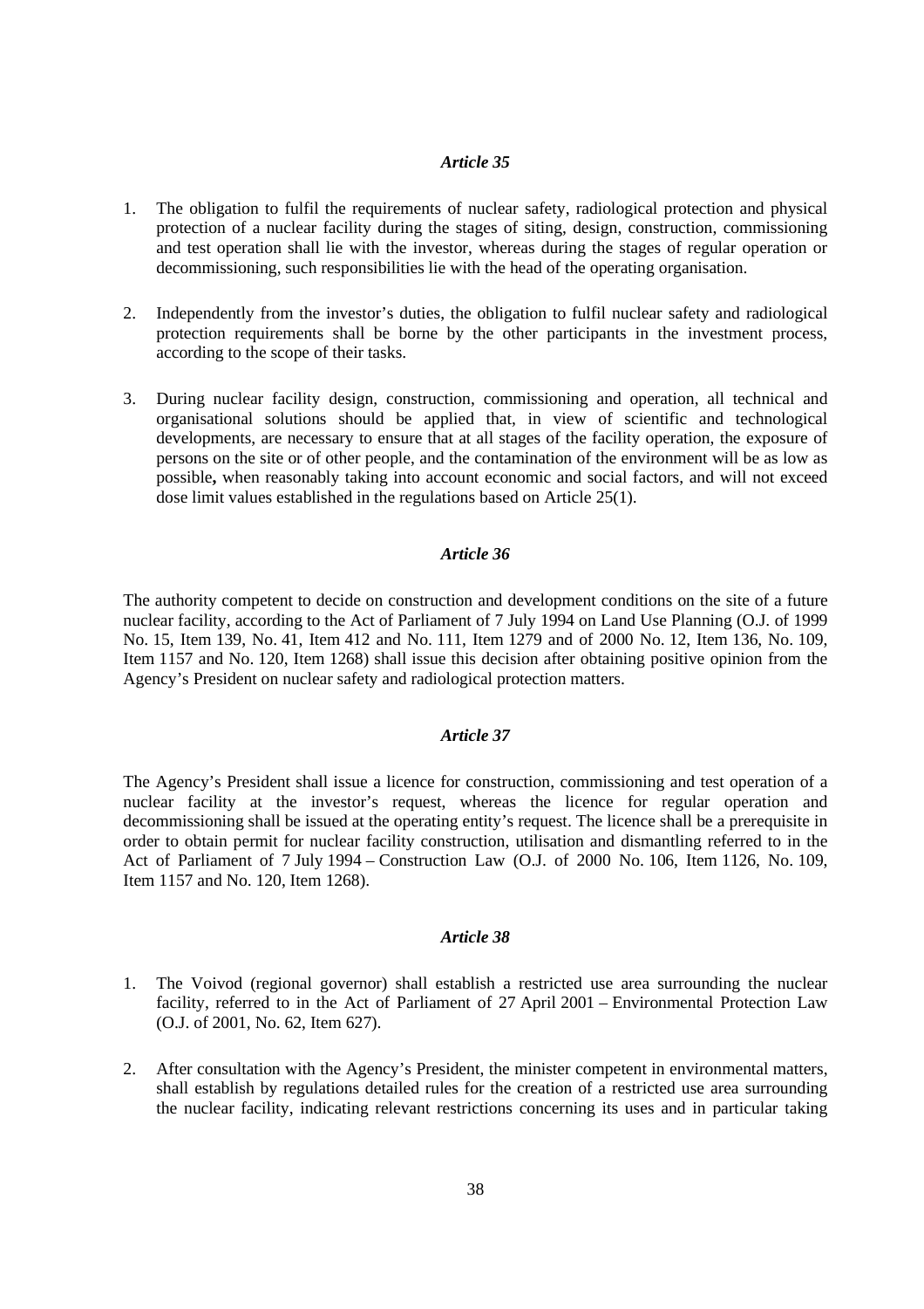### *Article 35*

1. The obligation to fulfil the requirements of nuclear safety, radiological protection and physical protection of a nuclear facility during the stages of siting, design, construction, commissioning and test operation shall lie with the investor, whereas during the stages of regular operation or decommissioning, such responsibilities lie with the head of the operating organisation.

2. Independently from the investor's duties, the obligation to fulfil nuclear safety and radiological protection requirements shall be borne by the other participants in the investment process, according to the scope of their tasks.

3. During nuclear facility design, construction, commissioning and operation, all technical and organisational solutions should be applied that, in view of scientific and technological developments, are necessary to ensure that at all stages of the facility operation, the exposure of persons on the site or of other people, and the contamination of the environment will be as low as possible**,** when reasonably taking into account economic and social factors, and will not exceed dose limit values established in the regulations based on Article 25(1).

### *Article 36*

The authority competent to decide on construction and development conditions on the site of a future nuclear facility, according to the Act of Parliament of 7 July 1994 on Land Use Planning (O.J. of 1999 No. 15, Item 139, No. 41, Item 412 and No. 111, Item 1279 and of 2000 No. 12, Item 136, No. 109, Item 1157 and No. 120, Item 1268) shall issue this decision after obtaining positive opinion from the Agency's President on nuclear safety and radiological protection matters.

### *Article 37*

The Agency's President shall issue a licence for construction, commissioning and test operation of a nuclear facility at the investor's request, whereas the licence for regular operation and decommissioning shall be issued at the operating entity's request. The licence shall be a prerequisite in order to obtain permit for nuclear facility construction, utilisation and dismantling referred to in the Act of Parliament of 7 July 1994 – Construction Law (O.J. of 2000 No. 106, Item 1126, No. 109, Item 1157 and No. 120, Item 1268).

### *Article 38*

1. The Voivod (regional governor) shall establish a restricted use area surrounding the nuclear facility, referred to in the Act of Parliament of 27 April 2001 – Environmental Protection Law (O.J. of 2001, No. 62, Item 627).

2. After consultation with the Agency's President, the minister competent in environmental matters, shall establish by regulations detailed rules for the creation of a restricted use area surrounding the nuclear facility, indicating relevant restrictions concerning its uses and in particular taking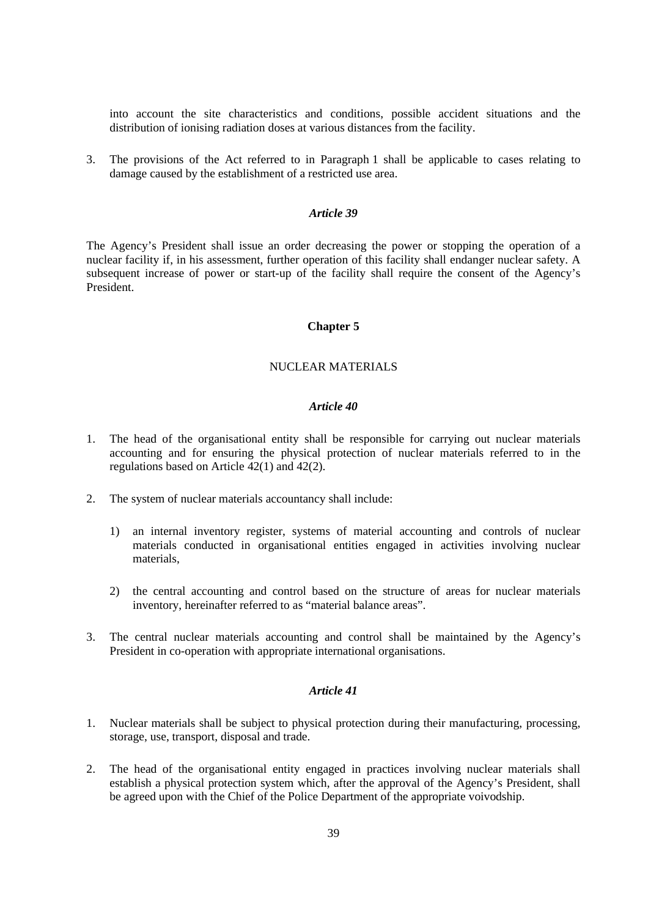into account the site characteristics and conditions, possible accident situations and the distribution of ionising radiation doses at various distances from the facility.

3. The provisions of the Act referred to in Paragraph 1 shall be applicable to cases relating to damage caused by the establishment of a restricted use area.

### *Article 39*

The Agency's President shall issue an order decreasing the power or stopping the operation of a nuclear facility if, in his assessment, further operation of this facility shall endanger nuclear safety. A subsequent increase of power or start-up of the facility shall require the consent of the Agency's President.

## Chapter 5

## NUCLEAR MATERIALS

### *Article 40*

1. The head of the organisational entity shall be responsible for carrying out nuclear materials accounting and for ensuring the physical protection of nuclear materials referred to in the regulations based on Article 42(1) and 42(2).

2. The system of nuclear materials accountancy shall include:

   1) an internal inventory register, systems of material accounting and controls of nuclear materials conducted in organisational entities engaged in activities involving nuclear materials,

   2) the central accounting and control based on the structure of areas for nuclear materials inventory, hereinafter referred to as "material balance areas".

3. The central nuclear materials accounting and control shall be maintained by the Agency's President in co-operation with appropriate international organisations.

### *Article 41*

1. Nuclear materials shall be subject to physical protection during their manufacturing, processing, storage, use, transport, disposal and trade.

2. The head of the organisational entity engaged in practices involving nuclear materials shall establish a physical protection system which, after the approval of the Agency's President, shall be agreed upon with the Chief of the Police Department of the appropriate voivodship.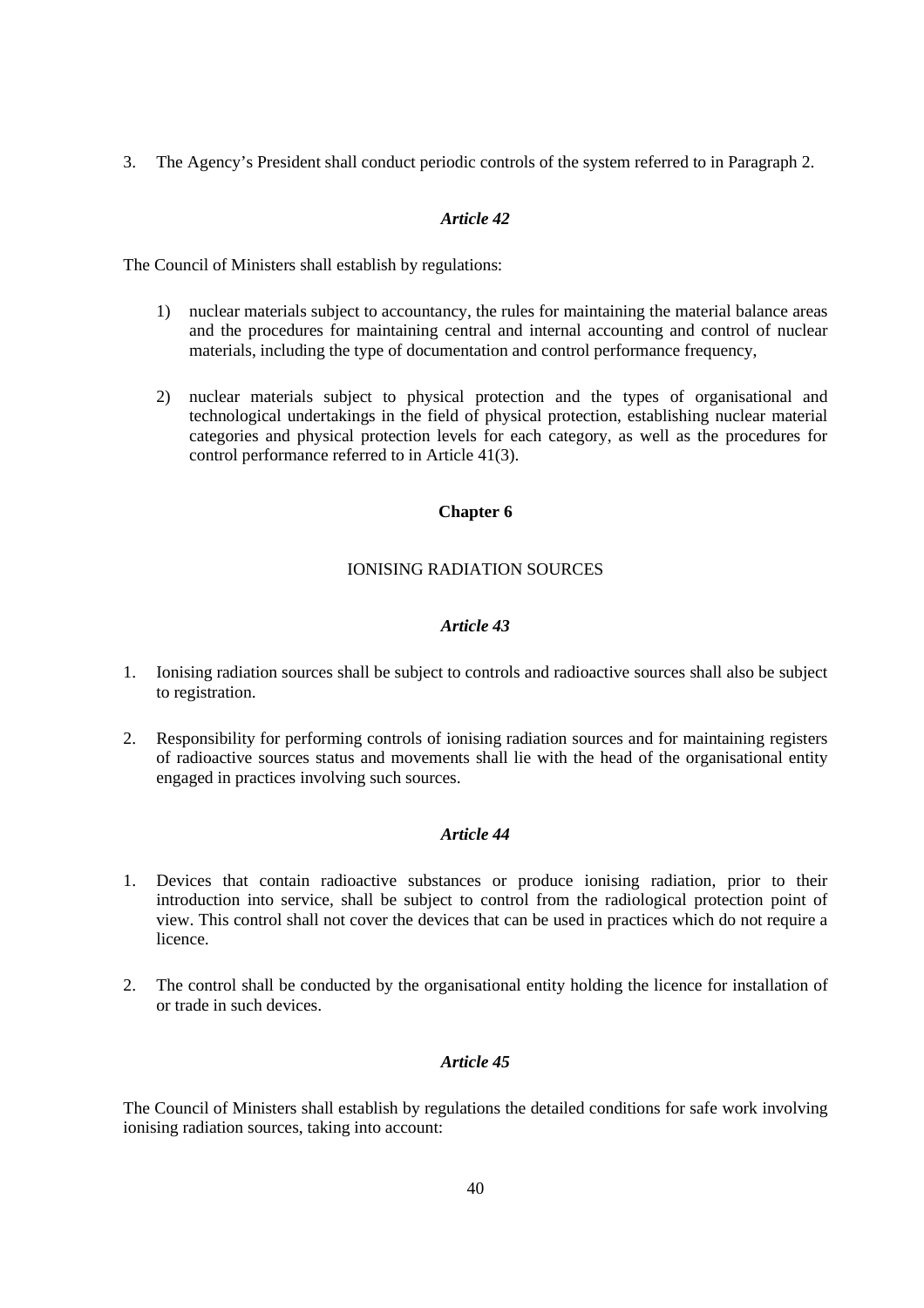3. The Agency's President shall conduct periodic controls of the system referred to in Paragraph 2.

### *Article 42*

The Council of Ministers shall establish by regulations:

1) nuclear materials subject to accountancy, the rules for maintaining the material balance areas and the procedures for maintaining central and internal accounting and control of nuclear materials, including the type of documentation and control performance frequency,

2) nuclear materials subject to physical protection and the types of organisational and technological undertakings in the field of physical protection, establishing nuclear material categories and physical protection levels for each category, as well as the procedures for control performance referred to in Article 41(3).

## Chapter 6

## IONISING RADIATION SOURCES

### *Article 43*

1. Ionising radiation sources shall be subject to controls and radioactive sources shall also be subject to registration.

2. Responsibility for performing controls of ionising radiation sources and for maintaining registers of radioactive sources status and movements shall lie with the head of the organisational entity engaged in practices involving such sources.

### *Article 44*

1. Devices that contain radioactive substances or produce ionising radiation, prior to their introduction into service, shall be subject to control from the radiological protection point of view. This control shall not cover the devices that can be used in practices which do not require a licence.

2. The control shall be conducted by the organisational entity holding the licence for installation of or trade in such devices.

### *Article 45*

The Council of Ministers shall establish by regulations the detailed conditions for safe work involving ionising radiation sources, taking into account: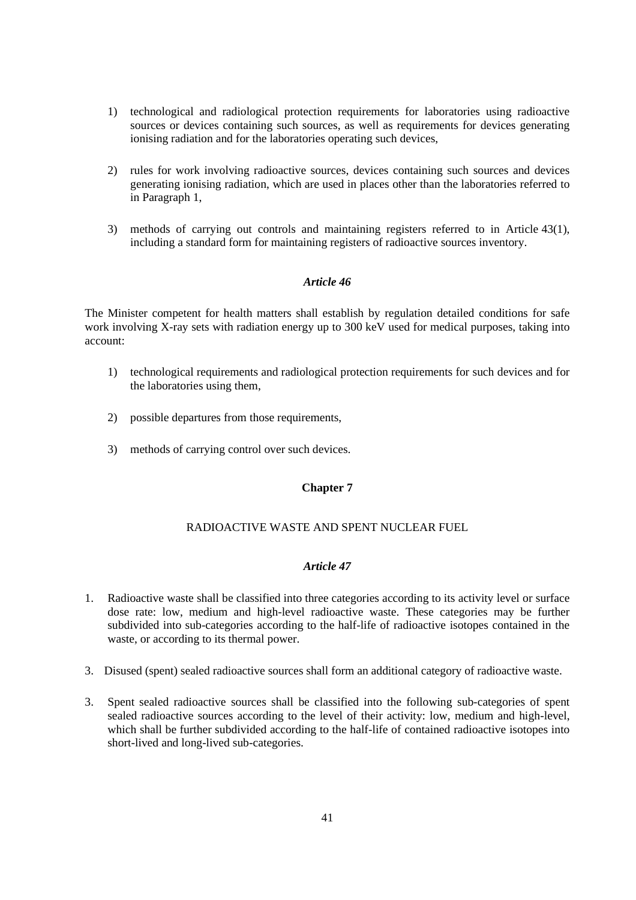1) technological and radiological protection requirements for laboratories using radioactive sources or devices containing such sources, as well as requirements for devices generating ionising radiation and for the laboratories operating such devices,

2) rules for work involving radioactive sources, devices containing such sources and devices generating ionising radiation, which are used in places other than the laboratories referred to in Paragraph 1,

3) methods of carrying out controls and maintaining registers referred to in Article 43(1), including a standard form for maintaining registers of radioactive sources inventory.

### *Article 46*

The Minister competent for health matters shall establish by regulation detailed conditions for safe work involving X-ray sets with radiation energy up to 300 keV used for medical purposes, taking into account:

1) technological requirements and radiological protection requirements for such devices and for the laboratories using them,

2) possible departures from those requirements,

3) methods of carrying control over such devices.

## Chapter 7

## RADIOACTIVE WASTE AND SPENT NUCLEAR FUEL

### *Article 47*

1. Radioactive waste shall be classified into three categories according to its activity level or surface dose rate: low, medium and high-level radioactive waste. These categories may be further subdivided into sub-categories according to the half-life of radioactive isotopes contained in the waste, or according to its thermal power.

3. Disused (spent) sealed radioactive sources shall form an additional category of radioactive waste.

3. Spent sealed radioactive sources shall be classified into the following sub-categories of spent sealed radioactive sources according to the level of their activity: low, medium and high-level, which shall be further subdivided according to the half-life of contained radioactive isotopes into short-lived and long-lived sub-categories.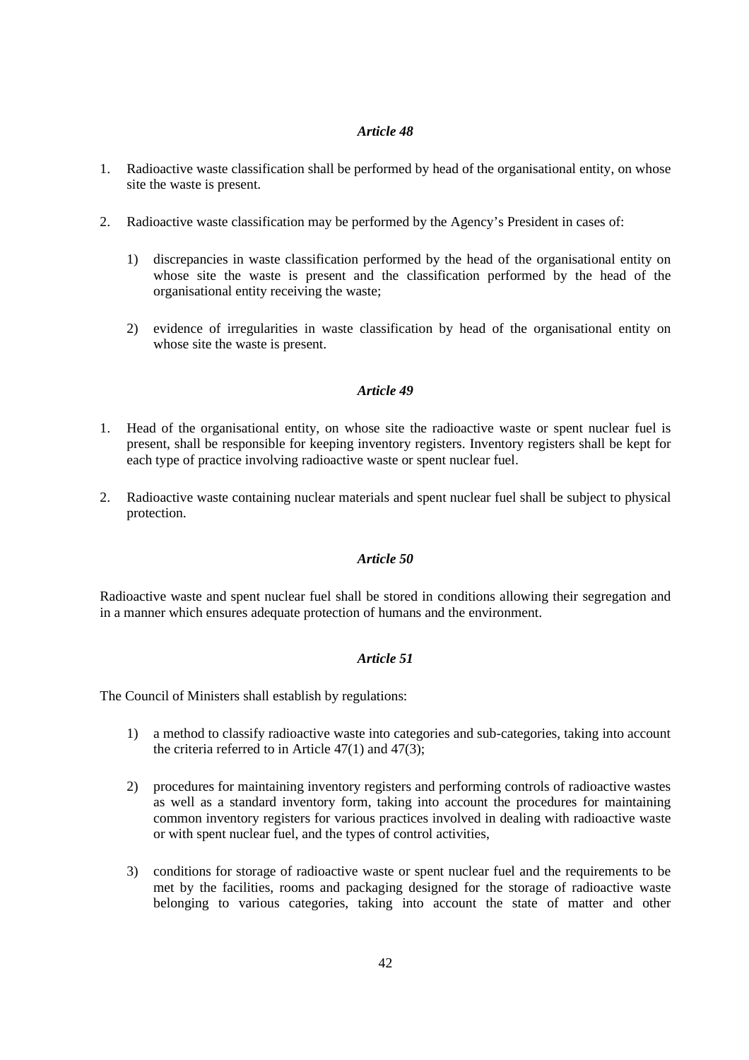### *Article 48*

1. Radioactive waste classification shall be performed by head of the organisational entity, on whose site the waste is present.

2. Radioactive waste classification may be performed by the Agency's President in cases of:

   1) discrepancies in waste classification performed by the head of the organisational entity on whose site the waste is present and the classification performed by the head of the organisational entity receiving the waste;

   2) evidence of irregularities in waste classification by head of the organisational entity on whose site the waste is present.

### *Article 49*

1. Head of the organisational entity, on whose site the radioactive waste or spent nuclear fuel is present, shall be responsible for keeping inventory registers. Inventory registers shall be kept for each type of practice involving radioactive waste or spent nuclear fuel.

2. Radioactive waste containing nuclear materials and spent nuclear fuel shall be subject to physical protection.

### *Article 50*

Radioactive waste and spent nuclear fuel shall be stored in conditions allowing their segregation and in a manner which ensures adequate protection of humans and the environment.

### *Article 51*

The Council of Ministers shall establish by regulations:

1) a method to classify radioactive waste into categories and sub-categories, taking into account the criteria referred to in Article 47(1) and 47(3);

2) procedures for maintaining inventory registers and performing controls of radioactive wastes as well as a standard inventory form, taking into account the procedures for maintaining common inventory registers for various practices involved in dealing with radioactive waste or with spent nuclear fuel, and the types of control activities,

3) conditions for storage of radioactive waste or spent nuclear fuel and the requirements to be met by the facilities, rooms and packaging designed for the storage of radioactive waste belonging to various categories, taking into account the state of matter and other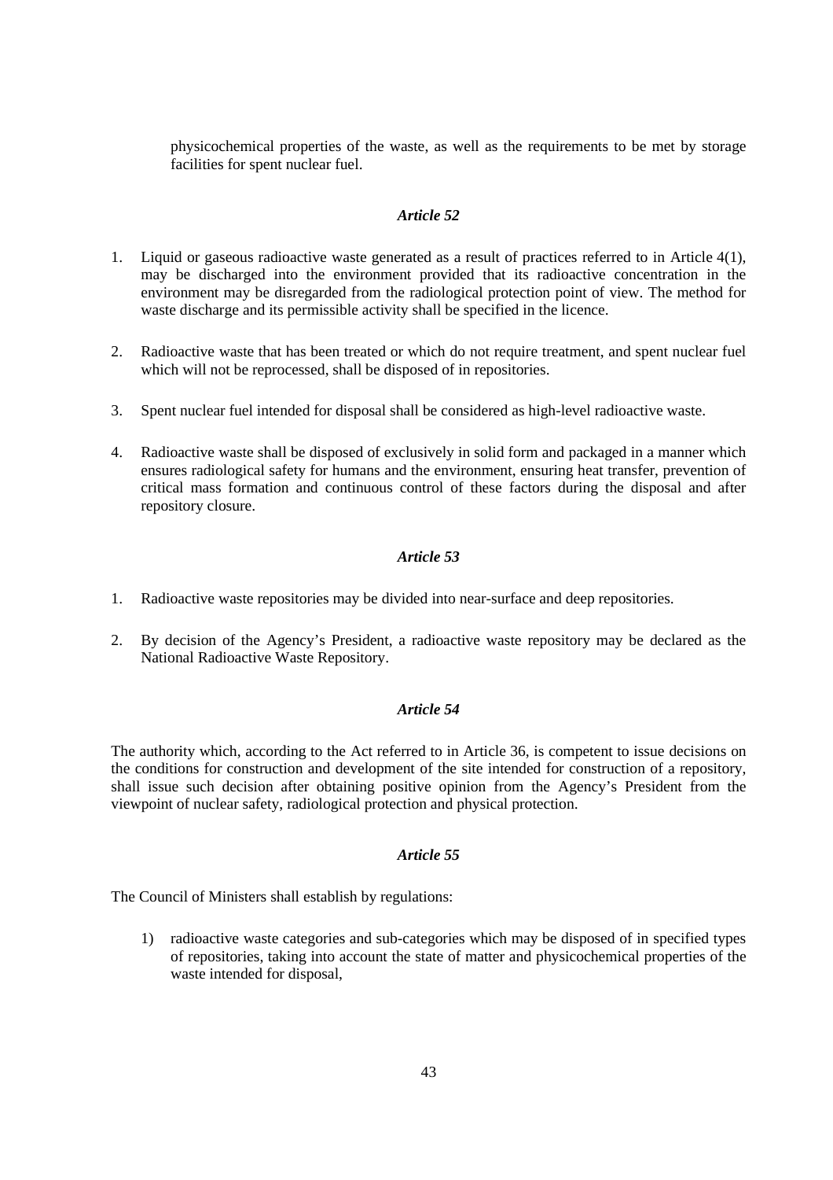physicochemical properties of the waste, as well as the requirements to be met by storage facilities for spent nuclear fuel.

*Article 52*

1. Liquid or gaseous radioactive waste generated as a result of practices referred to in Article 4(1), may be discharged into the environment provided that its radioactive concentration in the environment may be disregarded from the radiological protection point of view. The method for waste discharge and its permissible activity shall be specified in the licence.

2. Radioactive waste that has been treated or which do not require treatment, and spent nuclear fuel which will not be reprocessed, shall be disposed of in repositories.

3. Spent nuclear fuel intended for disposal shall be considered as high-level radioactive waste.

4. Radioactive waste shall be disposed of exclusively in solid form and packaged in a manner which ensures radiological safety for humans and the environment, ensuring heat transfer, prevention of critical mass formation and continuous control of these factors during the disposal and after repository closure.

*Article 53*

1. Radioactive waste repositories may be divided into near-surface and deep repositories.

2. By decision of the Agency's President, a radioactive waste repository may be declared as the National Radioactive Waste Repository.

*Article 54*

The authority which, according to the Act referred to in Article 36, is competent to issue decisions on the conditions for construction and development of the site intended for construction of a repository, shall issue such decision after obtaining positive opinion from the Agency's President from the viewpoint of nuclear safety, radiological protection and physical protection.

*Article 55*

The Council of Ministers shall establish by regulations:

1) radioactive waste categories and sub-categories which may be disposed of in specified types of repositories, taking into account the state of matter and physicochemical properties of the waste intended for disposal,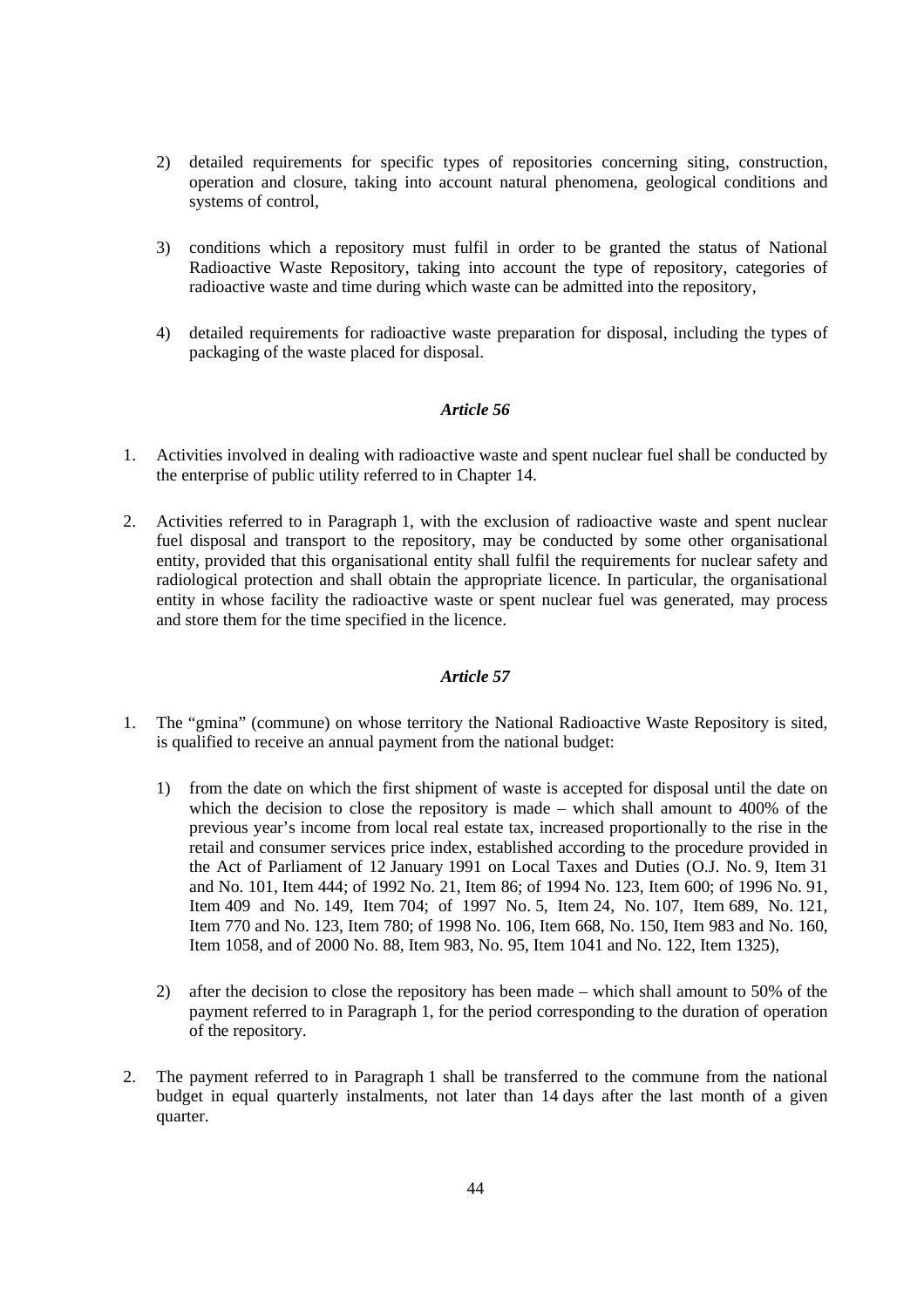2) detailed requirements for specific types of repositories concerning siting, construction, operation and closure, taking into account natural phenomena, geological conditions and systems of control,

3) conditions which a repository must fulfil in order to be granted the status of National Radioactive Waste Repository, taking into account the type of repository, categories of radioactive waste and time during which waste can be admitted into the repository,

4) detailed requirements for radioactive waste preparation for disposal, including the types of packaging of the waste placed for disposal.

### *Article 56*

1. Activities involved in dealing with radioactive waste and spent nuclear fuel shall be conducted by the enterprise of public utility referred to in Chapter 14.

2. Activities referred to in Paragraph 1, with the exclusion of radioactive waste and spent nuclear fuel disposal and transport to the repository, may be conducted by some other organisational entity, provided that this organisational entity shall fulfil the requirements for nuclear safety and radiological protection and shall obtain the appropriate licence. In particular, the organisational entity in whose facility the radioactive waste or spent nuclear fuel was generated, may process and store them for the time specified in the licence.

### *Article 57*

1. The "gmina" (commune) on whose territory the National Radioactive Waste Repository is sited, is qualified to receive an annual payment from the national budget:

   1) from the date on which the first shipment of waste is accepted for disposal until the date on which the decision to close the repository is made – which shall amount to 400% of the previous year's income from local real estate tax, increased proportionally to the rise in the retail and consumer services price index, established according to the procedure provided in the Act of Parliament of 12 January 1991 on Local Taxes and Duties (O.J. No. 9, Item 31 and No. 101, Item 444; of 1992 No. 21, Item 86; of 1994 No. 123, Item 600; of 1996 No. 91, Item 409 and No. 149, Item 704; of 1997 No. 5, Item 24, No. 107, Item 689, No. 121, Item 770 and No. 123, Item 780; of 1998 No. 106, Item 668, No. 150, Item 983 and No. 160, Item 1058, and of 2000 No. 88, Item 983, No. 95, Item 1041 and No. 122, Item 1325),

   2) after the decision to close the repository has been made – which shall amount to 50% of the payment referred to in Paragraph 1, for the period corresponding to the duration of operation of the repository.

2. The payment referred to in Paragraph 1 shall be transferred to the commune from the national budget in equal quarterly instalments, not later than 14 days after the last month of a given quarter.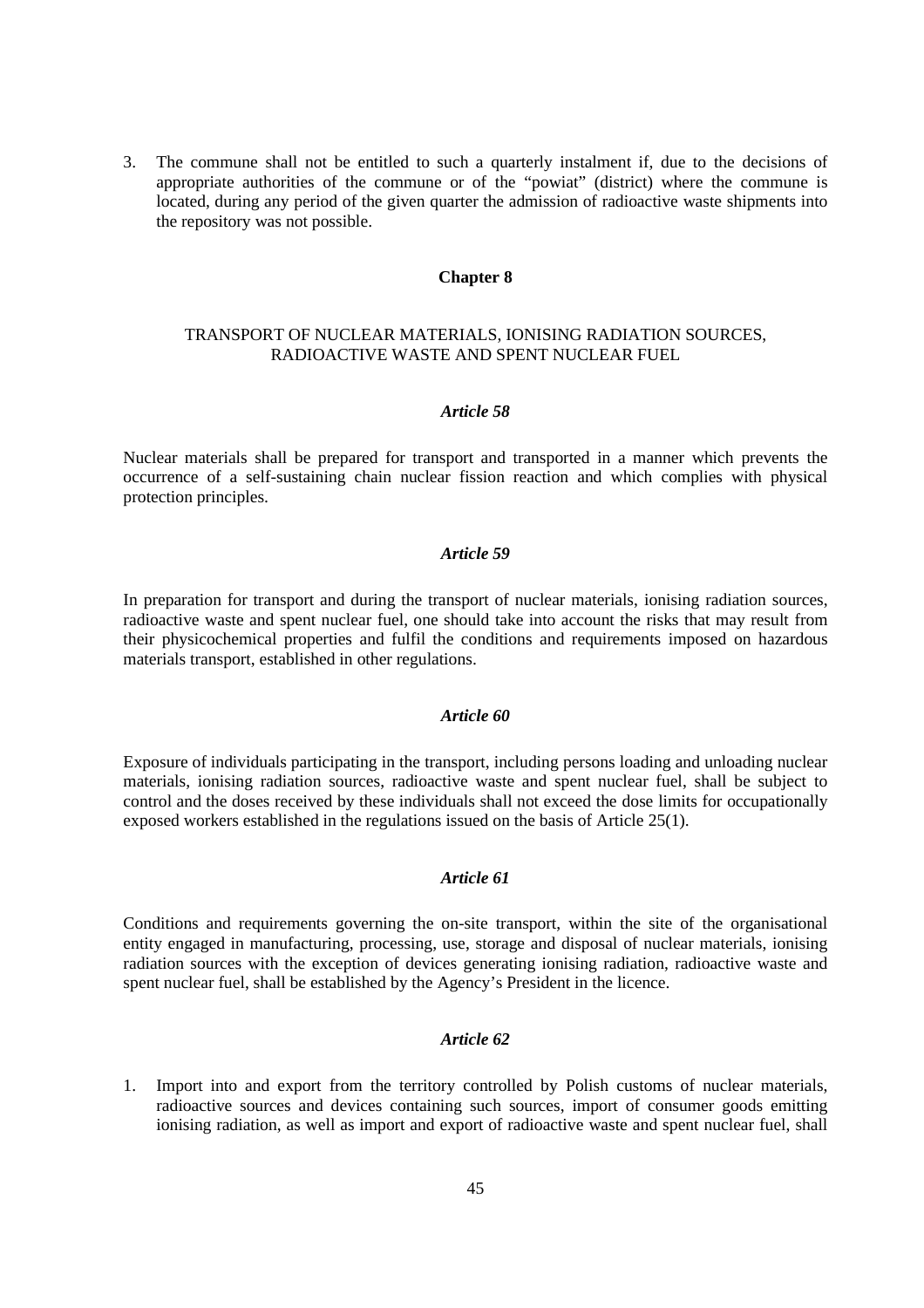3. The commune shall not be entitled to such a quarterly instalment if, due to the decisions of appropriate authorities of the commune or of the "powiat" (district) where the commune is located, during any period of the given quarter the admission of radioactive waste shipments into the repository was not possible.

## Chapter 8

### TRANSPORT OF NUCLEAR MATERIALS, IONISING RADIATION SOURCES, RADIOACTIVE WASTE AND SPENT NUCLEAR FUEL

#### *Article 58*

Nuclear materials shall be prepared for transport and transported in a manner which prevents the occurrence of a self-sustaining chain nuclear fission reaction and which complies with physical protection principles.

#### *Article 59*

In preparation for transport and during the transport of nuclear materials, ionising radiation sources, radioactive waste and spent nuclear fuel, one should take into account the risks that may result from their physicochemical properties and fulfil the conditions and requirements imposed on hazardous materials transport, established in other regulations.

#### *Article 60*

Exposure of individuals participating in the transport, including persons loading and unloading nuclear materials, ionising radiation sources, radioactive waste and spent nuclear fuel, shall be subject to control and the doses received by these individuals shall not exceed the dose limits for occupationally exposed workers established in the regulations issued on the basis of Article 25(1).

#### *Article 61*

Conditions and requirements governing the on-site transport, within the site of the organisational entity engaged in manufacturing, processing, use, storage and disposal of nuclear materials, ionising radiation sources with the exception of devices generating ionising radiation, radioactive waste and spent nuclear fuel, shall be established by the Agency's President in the licence.

#### *Article 62*

1. Import into and export from the territory controlled by Polish customs of nuclear materials, radioactive sources and devices containing such sources, import of consumer goods emitting ionising radiation, as well as import and export of radioactive waste and spent nuclear fuel, shall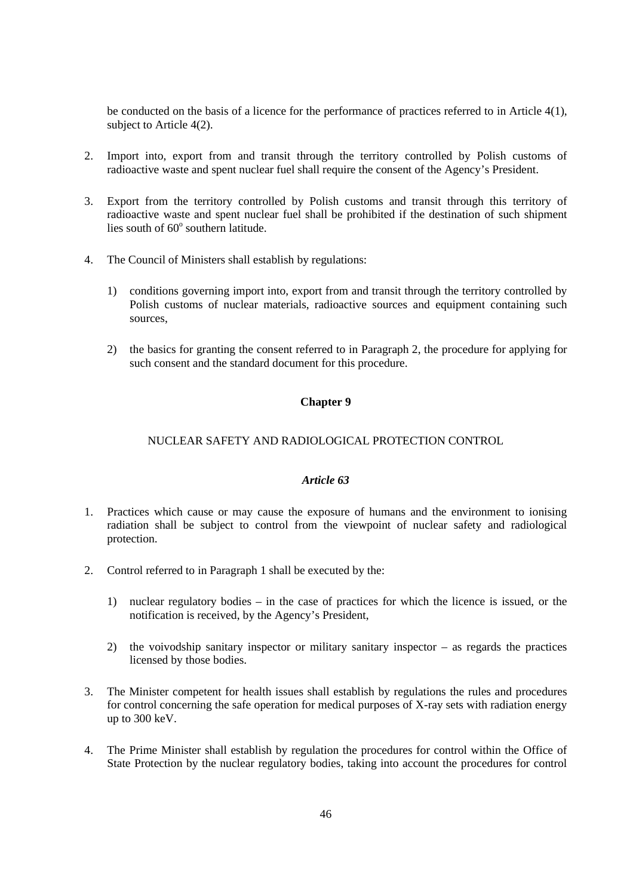be conducted on the basis of a licence for the performance of practices referred to in Article 4(1), subject to Article 4(2).

2. Import into, export from and transit through the territory controlled by Polish customs of radioactive waste and spent nuclear fuel shall require the consent of the Agency's President.

3. Export from the territory controlled by Polish customs and transit through this territory of radioactive waste and spent nuclear fuel shall be prohibited if the destination of such shipment lies south of $60^{o}$ southern latitude.

4. The Council of Ministers shall establish by regulations:

   1) conditions governing import into, export from and transit through the territory controlled by Polish customs of nuclear materials, radioactive sources and equipment containing such sources,

   2) the basics for granting the consent referred to in Paragraph 2, the procedure for applying for such consent and the standard document for this procedure.

## Chapter 9

## NUCLEAR SAFETY AND RADIOLOGICAL PROTECTION CONTROL

### *Article 63*

1. Practices which cause or may cause the exposure of humans and the environment to ionising radiation shall be subject to control from the viewpoint of nuclear safety and radiological protection.

2. Control referred to in Paragraph 1 shall be executed by the:

   1) nuclear regulatory bodies – in the case of practices for which the licence is issued, or the notification is received, by the Agency's President,

   2) the voivodship sanitary inspector or military sanitary inspector – as regards the practices licensed by those bodies.

3. The Minister competent for health issues shall establish by regulations the rules and procedures for control concerning the safe operation for medical purposes of X-ray sets with radiation energy up to 300 keV.

4. The Prime Minister shall establish by regulation the procedures for control within the Office of State Protection by the nuclear regulatory bodies, taking into account the procedures for control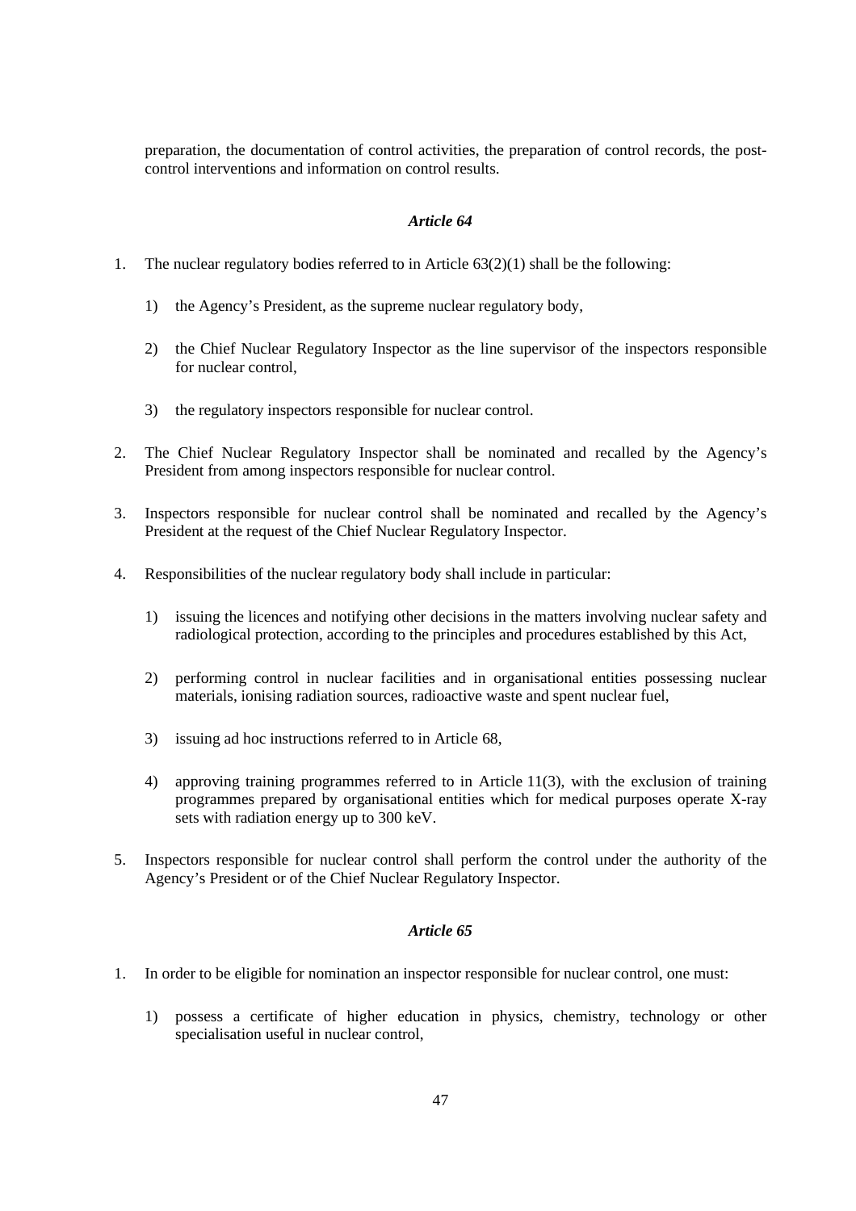preparation, the documentation of control activities, the preparation of control records, the post-control interventions and information on control results.

### *Article 64*

1. The nuclear regulatory bodies referred to in Article 63(2)(1) shall be the following:

   1) the Agency's President, as the supreme nuclear regulatory body,

   2) the Chief Nuclear Regulatory Inspector as the line supervisor of the inspectors responsible for nuclear control,

   3) the regulatory inspectors responsible for nuclear control.

2. The Chief Nuclear Regulatory Inspector shall be nominated and recalled by the Agency's President from among inspectors responsible for nuclear control.

3. Inspectors responsible for nuclear control shall be nominated and recalled by the Agency's President at the request of the Chief Nuclear Regulatory Inspector.

4. Responsibilities of the nuclear regulatory body shall include in particular:

   1) issuing the licences and notifying other decisions in the matters involving nuclear safety and radiological protection, according to the principles and procedures established by this Act,

   2) performing control in nuclear facilities and in organisational entities possessing nuclear materials, ionising radiation sources, radioactive waste and spent nuclear fuel,

   3) issuing ad hoc instructions referred to in Article 68,

   4) approving training programmes referred to in Article 11(3), with the exclusion of training programmes prepared by organisational entities which for medical purposes operate X-ray sets with radiation energy up to 300 keV.

5. Inspectors responsible for nuclear control shall perform the control under the authority of the Agency's President or of the Chief Nuclear Regulatory Inspector.

### *Article 65*

1. In order to be eligible for nomination an inspector responsible for nuclear control, one must:

   1) possess a certificate of higher education in physics, chemistry, technology or other specialisation useful in nuclear control,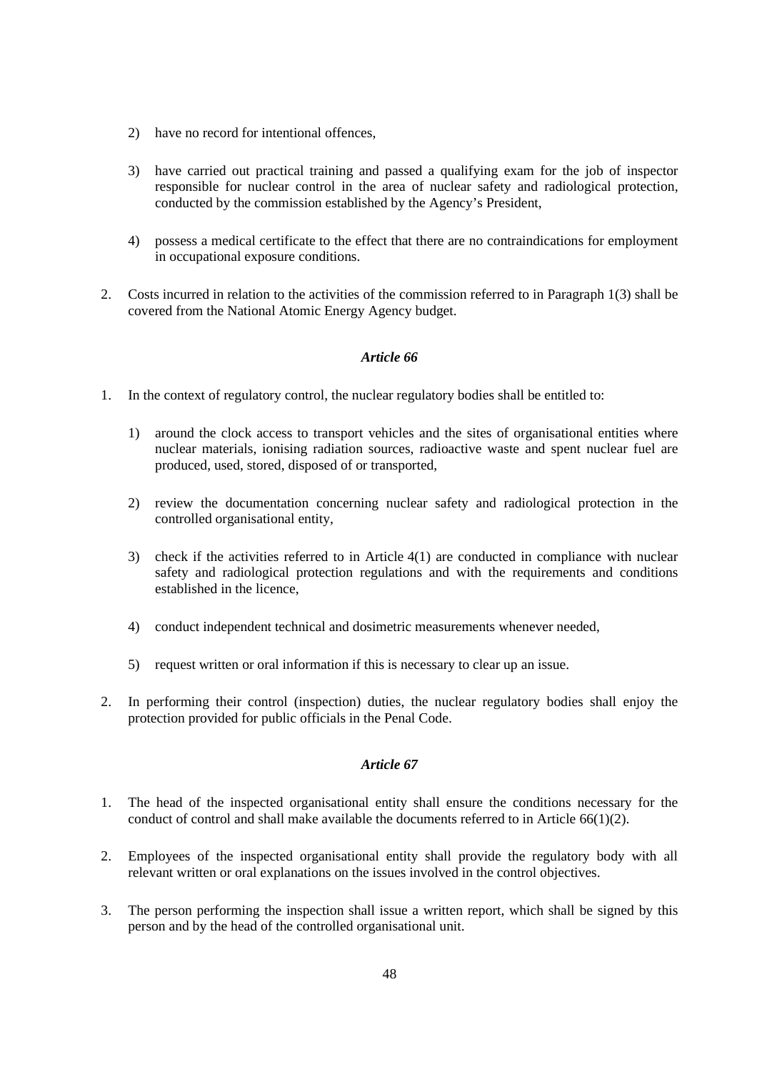2) have no record for intentional offences,

3) have carried out practical training and passed a qualifying exam for the job of inspector responsible for nuclear control in the area of nuclear safety and radiological protection, conducted by the commission established by the Agency's President,

4) possess a medical certificate to the effect that there are no contraindications for employment in occupational exposure conditions.

2. Costs incurred in relation to the activities of the commission referred to in Paragraph 1(3) shall be covered from the National Atomic Energy Agency budget.

### *Article 66*

1. In the context of regulatory control, the nuclear regulatory bodies shall be entitled to:

   1) around the clock access to transport vehicles and the sites of organisational entities where nuclear materials, ionising radiation sources, radioactive waste and spent nuclear fuel are produced, used, stored, disposed of or transported,

   2) review the documentation concerning nuclear safety and radiological protection in the controlled organisational entity,

   3) check if the activities referred to in Article 4(1) are conducted in compliance with nuclear safety and radiological protection regulations and with the requirements and conditions established in the licence,

   4) conduct independent technical and dosimetric measurements whenever needed,

   5) request written or oral information if this is necessary to clear up an issue.

2. In performing their control (inspection) duties, the nuclear regulatory bodies shall enjoy the protection provided for public officials in the Penal Code.

### *Article 67*

1. The head of the inspected organisational entity shall ensure the conditions necessary for the conduct of control and shall make available the documents referred to in Article 66(1)(2).

2. Employees of the inspected organisational entity shall provide the regulatory body with all relevant written or oral explanations on the issues involved in the control objectives.

3. The person performing the inspection shall issue a written report, which shall be signed by this person and by the head of the controlled organisational unit.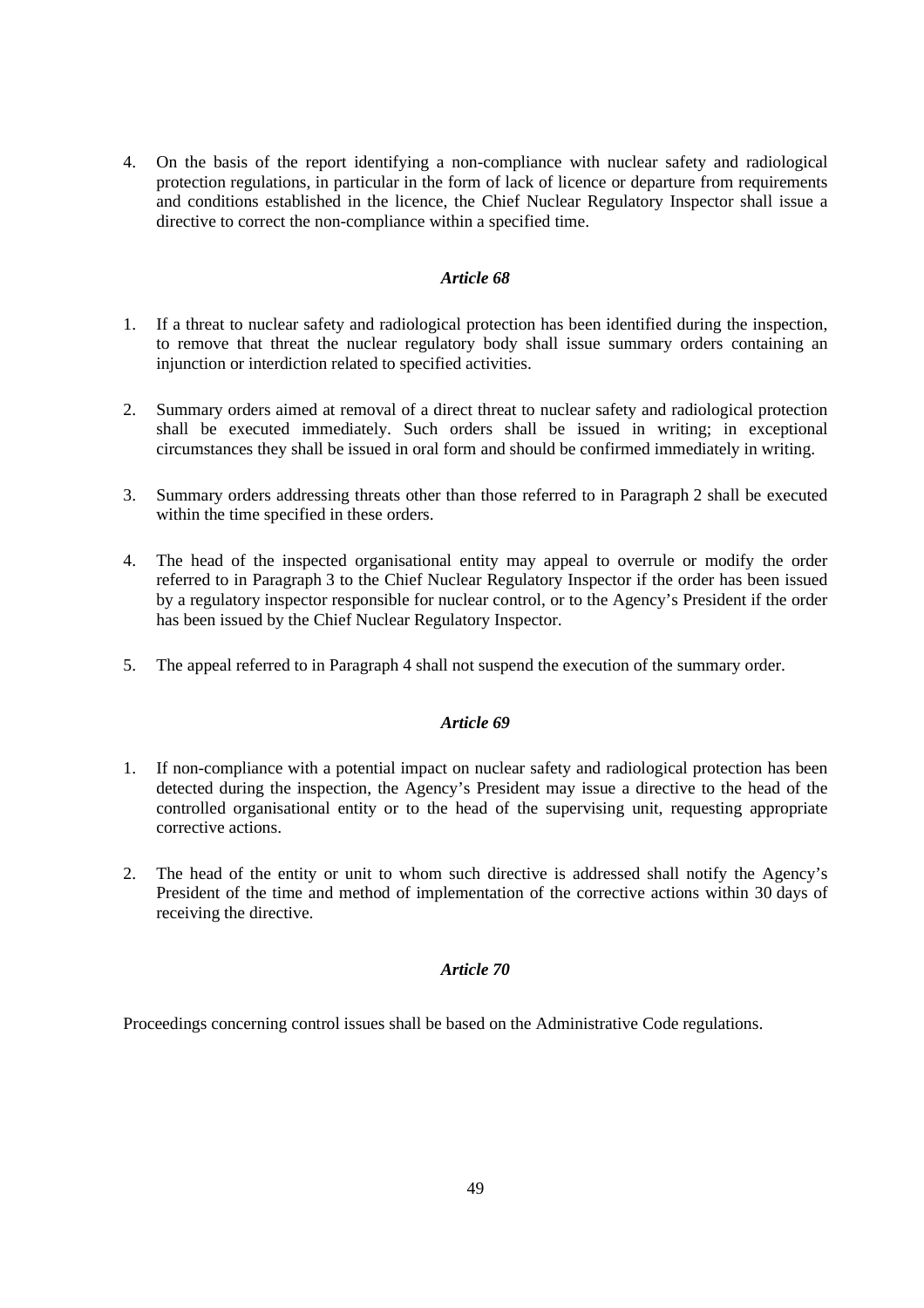4. On the basis of the report identifying a non-compliance with nuclear safety and radiological protection regulations, in particular in the form of lack of licence or departure from requirements and conditions established in the licence, the Chief Nuclear Regulatory Inspector shall issue a directive to correct the non-compliance within a specified time.

### *Article 68*

1. If a threat to nuclear safety and radiological protection has been identified during the inspection, to remove that threat the nuclear regulatory body shall issue summary orders containing an injunction or interdiction related to specified activities.

2. Summary orders aimed at removal of a direct threat to nuclear safety and radiological protection shall be executed immediately. Such orders shall be issued in writing; in exceptional circumstances they shall be issued in oral form and should be confirmed immediately in writing.

3. Summary orders addressing threats other than those referred to in Paragraph 2 shall be executed within the time specified in these orders.

4. The head of the inspected organisational entity may appeal to overrule or modify the order referred to in Paragraph 3 to the Chief Nuclear Regulatory Inspector if the order has been issued by a regulatory inspector responsible for nuclear control, or to the Agency's President if the order has been issued by the Chief Nuclear Regulatory Inspector.

5. The appeal referred to in Paragraph 4 shall not suspend the execution of the summary order.

### *Article 69*

1. If non-compliance with a potential impact on nuclear safety and radiological protection has been detected during the inspection, the Agency's President may issue a directive to the head of the controlled organisational entity or to the head of the supervising unit, requesting appropriate corrective actions.

2. The head of the entity or unit to whom such directive is addressed shall notify the Agency's President of the time and method of implementation of the corrective actions within 30 days of receiving the directive.

### *Article 70*

Proceedings concerning control issues shall be based on the Administrative Code regulations.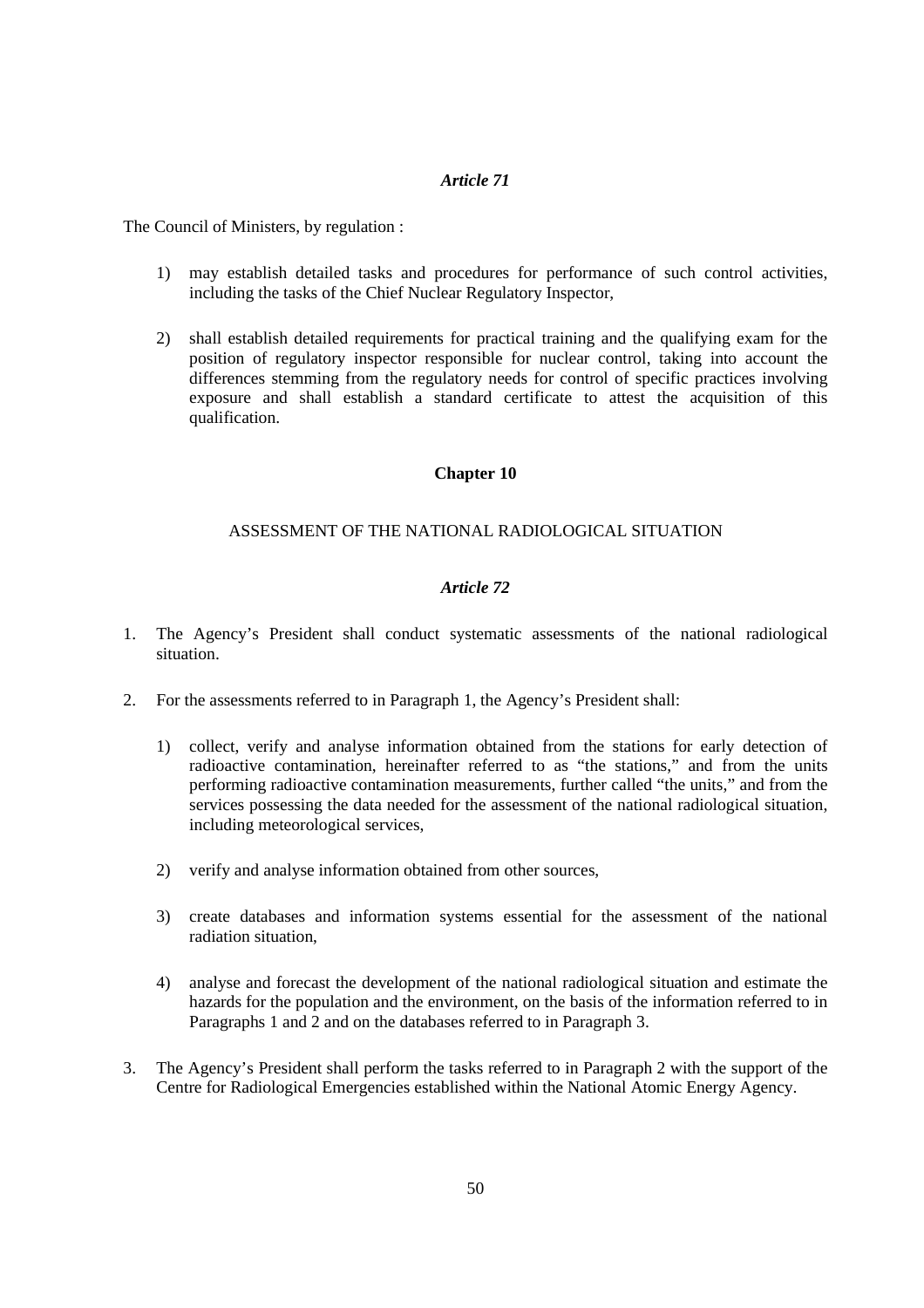*Article 71*

The Council of Ministers, by regulation :

1) may establish detailed tasks and procedures for performance of such control activities, including the tasks of the Chief Nuclear Regulatory Inspector,

2) shall establish detailed requirements for practical training and the qualifying exam for the position of regulatory inspector responsible for nuclear control, taking into account the differences stemming from the regulatory needs for control of specific practices involving exposure and shall establish a standard certificate to attest the acquisition of this qualification.

**Chapter 10**

ASSESSMENT OF THE NATIONAL RADIOLOGICAL SITUATION

*Article 72*

1. The Agency's President shall conduct systematic assessments of the national radiological situation.

2. For the assessments referred to in Paragraph 1, the Agency's President shall:

   1) collect, verify and analyse information obtained from the stations for early detection of radioactive contamination, hereinafter referred to as "the stations," and from the units performing radioactive contamination measurements, further called "the units," and from the services possessing the data needed for the assessment of the national radiological situation, including meteorological services,

   2) verify and analyse information obtained from other sources,

   3) create databases and information systems essential for the assessment of the national radiation situation,

   4) analyse and forecast the development of the national radiological situation and estimate the hazards for the population and the environment, on the basis of the information referred to in Paragraphs 1 and 2 and on the databases referred to in Paragraph 3.

3. The Agency's President shall perform the tasks referred to in Paragraph 2 with the support of the Centre for Radiological Emergencies established within the National Atomic Energy Agency.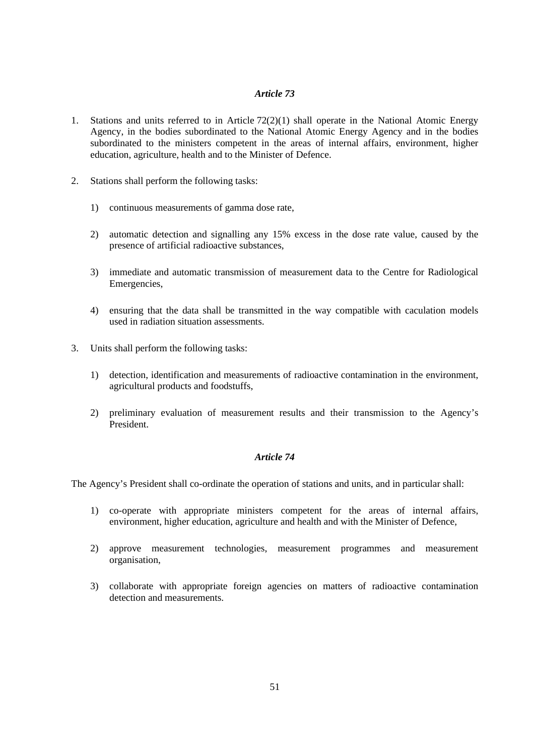### *Article 73*

1. Stations and units referred to in Article 72(2)(1) shall operate in the National Atomic Energy Agency, in the bodies subordinated to the National Atomic Energy Agency and in the bodies subordinated to the ministers competent in the areas of internal affairs, environment, higher education, agriculture, health and to the Minister of Defence.

2. Stations shall perform the following tasks:

   1) continuous measurements of gamma dose rate,

   2) automatic detection and signalling any 15% excess in the dose rate value, caused by the presence of artificial radioactive substances,

   3) immediate and automatic transmission of measurement data to the Centre for Radiological Emergencies,

   4) ensuring that the data shall be transmitted in the way compatible with caculation models used in radiation situation assessments.

3. Units shall perform the following tasks:

   1) detection, identification and measurements of radioactive contamination in the environment, agricultural products and foodstuffs,

   2) preliminary evaluation of measurement results and their transmission to the Agency's President.

### *Article 74*

The Agency's President shall co-ordinate the operation of stations and units, and in particular shall:

1) co-operate with appropriate ministers competent for the areas of internal affairs, environment, higher education, agriculture and health and with the Minister of Defence,

2) approve measurement technologies, measurement programmes and measurement organisation,

3) collaborate with appropriate foreign agencies on matters of radioactive contamination detection and measurements.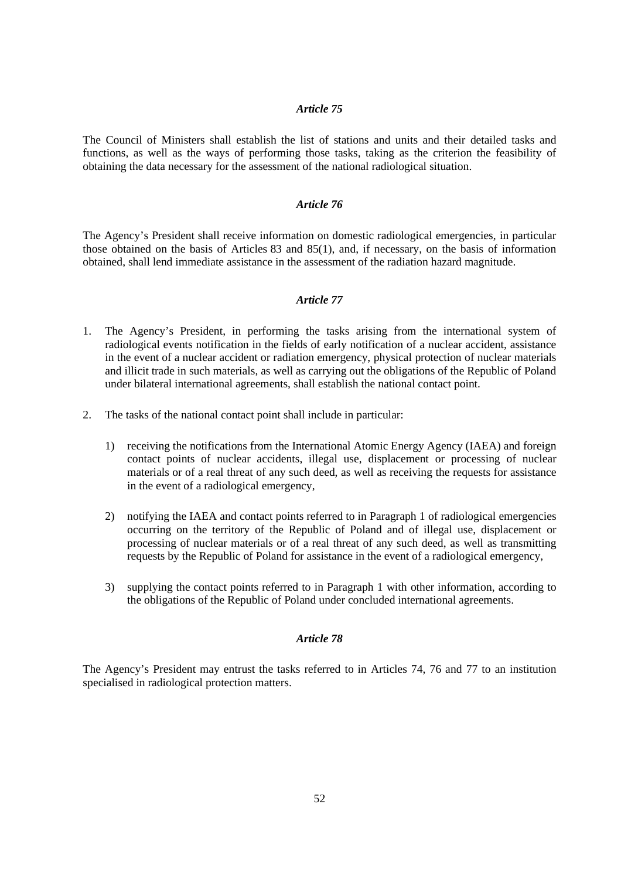### *Article 75*

The Council of Ministers shall establish the list of stations and units and their detailed tasks and functions, as well as the ways of performing those tasks, taking as the criterion the feasibility of obtaining the data necessary for the assessment of the national radiological situation.

### *Article 76*

The Agency's President shall receive information on domestic radiological emergencies, in particular those obtained on the basis of Articles 83 and 85(1), and, if necessary, on the basis of information obtained, shall lend immediate assistance in the assessment of the radiation hazard magnitude.

### *Article 77*

1. The Agency's President, in performing the tasks arising from the international system of radiological events notification in the fields of early notification of a nuclear accident, assistance in the event of a nuclear accident or radiation emergency, physical protection of nuclear materials and illicit trade in such materials, as well as carrying out the obligations of the Republic of Poland under bilateral international agreements, shall establish the national contact point.

2. The tasks of the national contact point shall include in particular:

   1) receiving the notifications from the International Atomic Energy Agency (IAEA) and foreign contact points of nuclear accidents, illegal use, displacement or processing of nuclear materials or of a real threat of any such deed, as well as receiving the requests for assistance in the event of a radiological emergency,

   2) notifying the IAEA and contact points referred to in Paragraph 1 of radiological emergencies occurring on the territory of the Republic of Poland and of illegal use, displacement or processing of nuclear materials or of a real threat of any such deed, as well as transmitting requests by the Republic of Poland for assistance in the event of a radiological emergency,

   3) supplying the contact points referred to in Paragraph 1 with other information, according to the obligations of the Republic of Poland under concluded international agreements.

### *Article 78*

The Agency's President may entrust the tasks referred to in Articles 74, 76 and 77 to an institution specialised in radiological protection matters.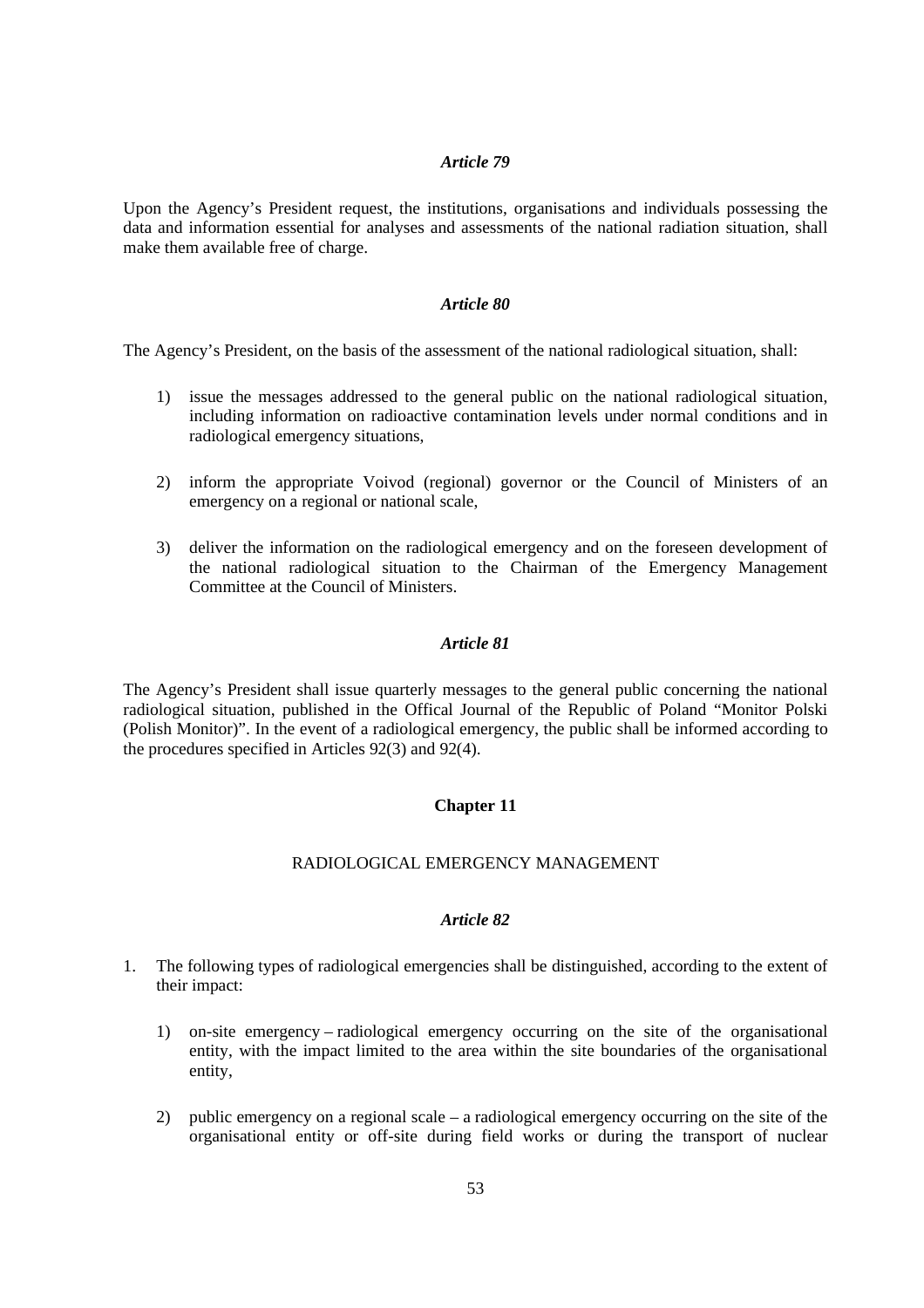*Article 79*

Upon the Agency's President request, the institutions, organisations and individuals possessing the data and information essential for analyses and assessments of the national radiation situation, shall make them available free of charge.

*Article 80*

The Agency's President, on the basis of the assessment of the national radiological situation, shall:

1) issue the messages addressed to the general public on the national radiological situation, including information on radioactive contamination levels under normal conditions and in radiological emergency situations,

2) inform the appropriate Voivod (regional) governor or the Council of Ministers of an emergency on a regional or national scale,

3) deliver the information on the radiological emergency and on the foreseen development of the national radiological situation to the Chairman of the Emergency Management Committee at the Council of Ministers.

*Article 81*

The Agency's President shall issue quarterly messages to the general public concerning the national radiological situation, published in the Offical Journal of the Republic of Poland "Monitor Polski (Polish Monitor)". In the event of a radiological emergency, the public shall be informed according to the procedures specified in Articles 92(3) and 92(4).

**Chapter 11**

RADIOLOGICAL EMERGENCY MANAGEMENT

*Article 82*

1. The following types of radiological emergencies shall be distinguished, according to the extent of their impact:

   1) on-site emergency – radiological emergency occurring on the site of the organisational entity, with the impact limited to the area within the site boundaries of the organisational entity,

   2) public emergency on a regional scale – a radiological emergency occurring on the site of the organisational entity or off-site during field works or during the transport of nuclear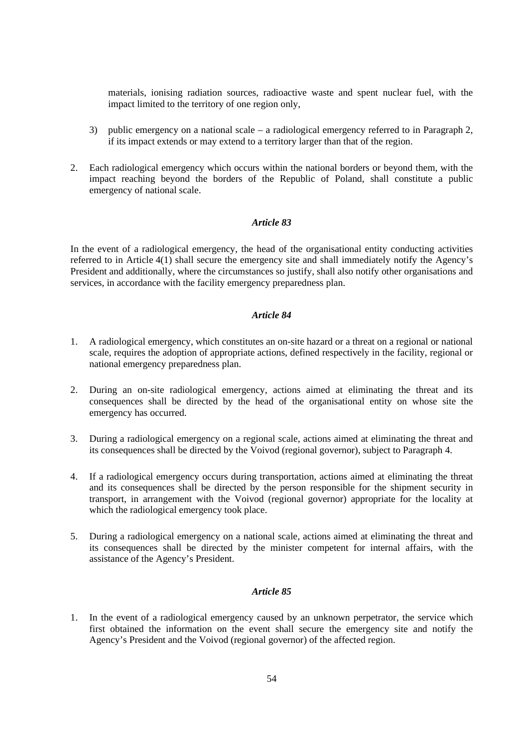materials, ionising radiation sources, radioactive waste and spent nuclear fuel, with the impact limited to the territory of one region only,

3) public emergency on a national scale – a radiological emergency referred to in Paragraph 2, if its impact extends or may extend to a territory larger than that of the region.

2. Each radiological emergency which occurs within the national borders or beyond them, with the impact reaching beyond the borders of the Republic of Poland, shall constitute a public emergency of national scale.

### *Article 83*

In the event of a radiological emergency, the head of the organisational entity conducting activities referred to in Article 4(1) shall secure the emergency site and shall immediately notify the Agency's President and additionally, where the circumstances so justify, shall also notify other organisations and services, in accordance with the facility emergency preparedness plan.

### *Article 84*

1. A radiological emergency, which constitutes an on-site hazard or a threat on a regional or national scale, requires the adoption of appropriate actions, defined respectively in the facility, regional or national emergency preparedness plan.

2. During an on-site radiological emergency, actions aimed at eliminating the threat and its consequences shall be directed by the head of the organisational entity on whose site the emergency has occurred.

3. During a radiological emergency on a regional scale, actions aimed at eliminating the threat and its consequences shall be directed by the Voivod (regional governor), subject to Paragraph 4.

4. If a radiological emergency occurs during transportation, actions aimed at eliminating the threat and its consequences shall be directed by the person responsible for the shipment security in transport, in arrangement with the Voivod (regional governor) appropriate for the locality at which the radiological emergency took place.

5. During a radiological emergency on a national scale, actions aimed at eliminating the threat and its consequences shall be directed by the minister competent for internal affairs, with the assistance of the Agency's President.

### *Article 85*

1. In the event of a radiological emergency caused by an unknown perpetrator, the service which first obtained the information on the event shall secure the emergency site and notify the Agency's President and the Voivod (regional governor) of the affected region.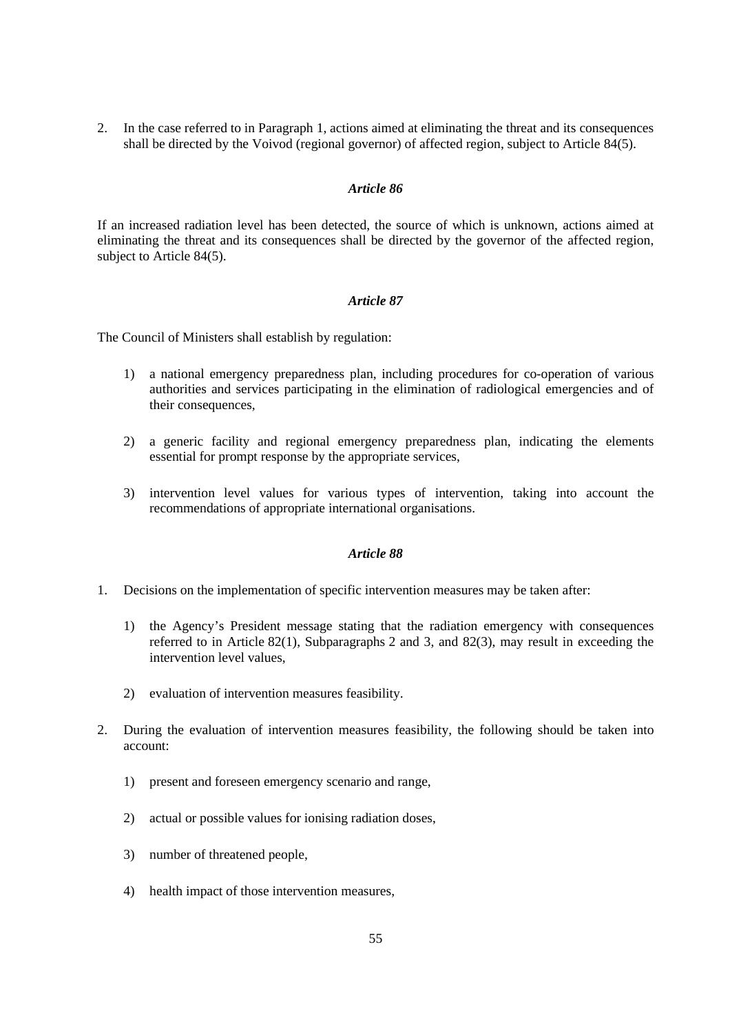2. In the case referred to in Paragraph 1, actions aimed at eliminating the threat and its consequences shall be directed by the Voivod (regional governor) of affected region, subject to Article 84(5).

### *Article 86*

If an increased radiation level has been detected, the source of which is unknown, actions aimed at eliminating the threat and its consequences shall be directed by the governor of the affected region, subject to Article 84(5).

### *Article 87*

The Council of Ministers shall establish by regulation:

1) a national emergency preparedness plan, including procedures for co-operation of various authorities and services participating in the elimination of radiological emergencies and of their consequences,

2) a generic facility and regional emergency preparedness plan, indicating the elements essential for prompt response by the appropriate services,

3) intervention level values for various types of intervention, taking into account the recommendations of appropriate international organisations.

### *Article 88*

1. Decisions on the implementation of specific intervention measures may be taken after:

   1) the Agency's President message stating that the radiation emergency with consequences referred to in Article 82(1), Subparagraphs 2 and 3, and 82(3), may result in exceeding the intervention level values,

   2) evaluation of intervention measures feasibility.

2. During the evaluation of intervention measures feasibility, the following should be taken into account:

   1) present and foreseen emergency scenario and range,

   2) actual or possible values for ionising radiation doses,

   3) number of threatened people,

   4) health impact of those intervention measures,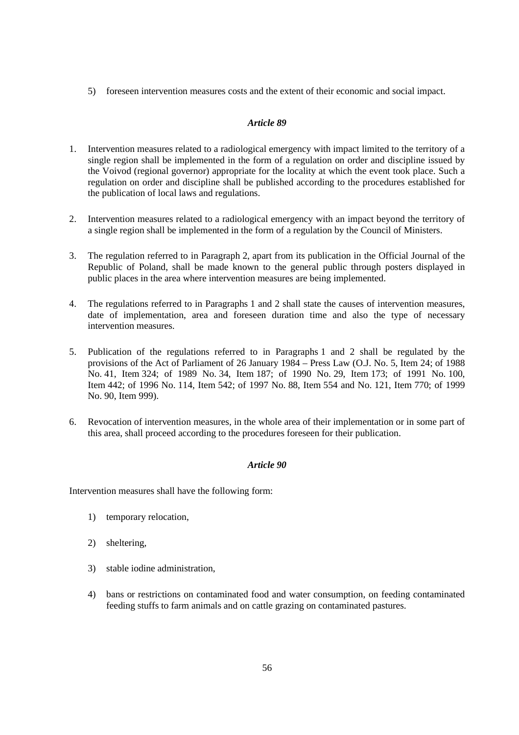5) foreseen intervention measures costs and the extent of their economic and social impact.

### *Article 89*

1. Intervention measures related to a radiological emergency with impact limited to the territory of a single region shall be implemented in the form of a regulation on order and discipline issued by the Voivod (regional governor) appropriate for the locality at which the event took place. Such a regulation on order and discipline shall be published according to the procedures established for the publication of local laws and regulations.

2. Intervention measures related to a radiological emergency with an impact beyond the territory of a single region shall be implemented in the form of a regulation by the Council of Ministers.

3. The regulation referred to in Paragraph 2, apart from its publication in the Official Journal of the Republic of Poland, shall be made known to the general public through posters displayed in public places in the area where intervention measures are being implemented.

4. The regulations referred to in Paragraphs 1 and 2 shall state the causes of intervention measures, date of implementation, area and foreseen duration time and also the type of necessary intervention measures.

5. Publication of the regulations referred to in Paragraphs 1 and 2 shall be regulated by the provisions of the Act of Parliament of 26 January 1984 – Press Law (O.J. No. 5, Item 24; of 1988 No. 41, Item 324; of 1989 No. 34, Item 187; of 1990 No. 29, Item 173; of 1991 No. 100, Item 442; of 1996 No. 114, Item 542; of 1997 No. 88, Item 554 and No. 121, Item 770; of 1999 No. 90, Item 999).

6. Revocation of intervention measures, in the whole area of their implementation or in some part of this area, shall proceed according to the procedures foreseen for their publication.

### *Article 90*

Intervention measures shall have the following form:

1) temporary relocation,

2) sheltering,

3) stable iodine administration,

4) bans or restrictions on contaminated food and water consumption, on feeding contaminated feeding stuffs to farm animals and on cattle grazing on contaminated pastures.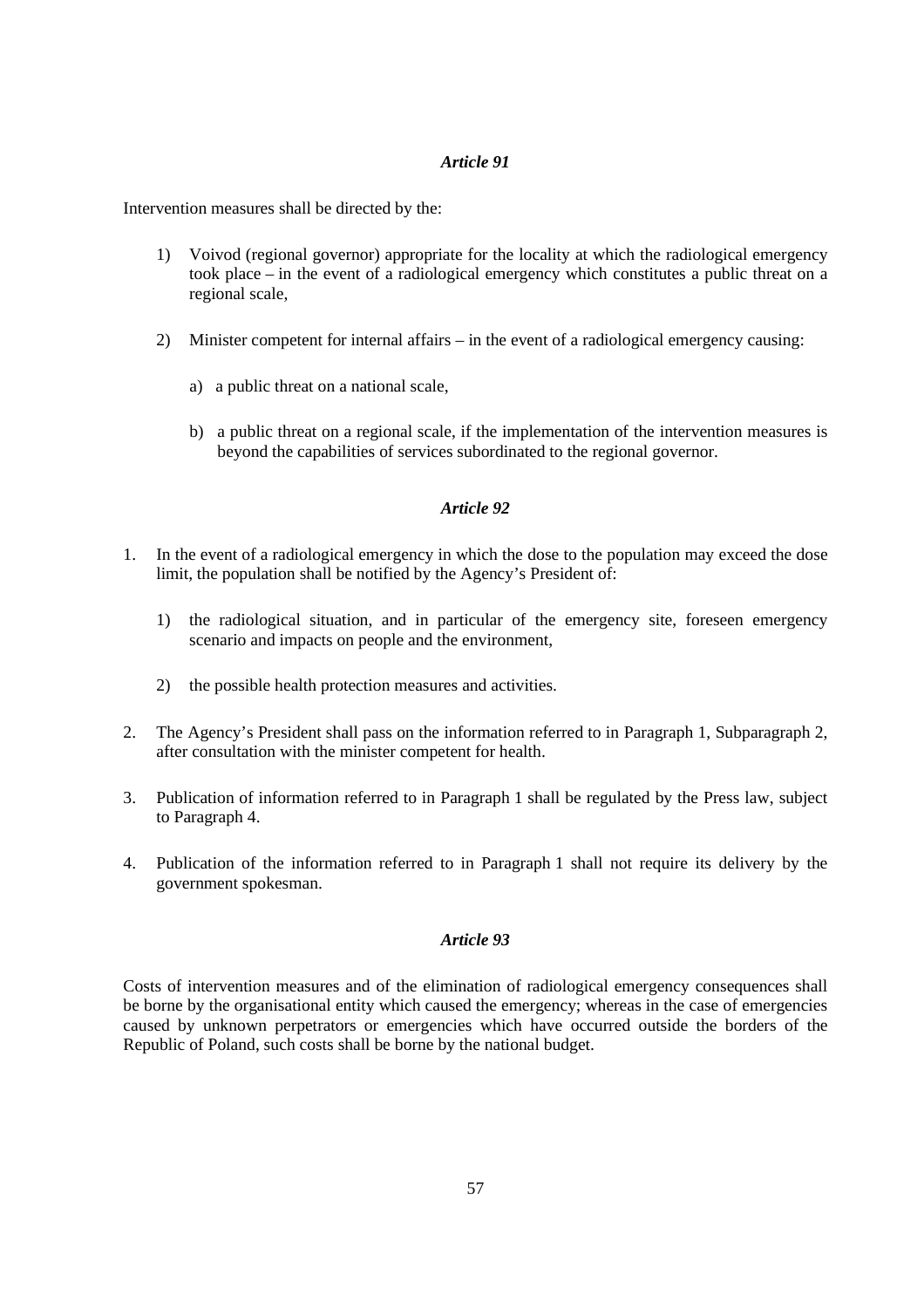### *Article 91*

Intervention measures shall be directed by the:

1) Voivod (regional governor) appropriate for the locality at which the radiological emergency took place – in the event of a radiological emergency which constitutes a public threat on a regional scale,

2) Minister competent for internal affairs – in the event of a radiological emergency causing:

   a) a public threat on a national scale,

   b) a public threat on a regional scale, if the implementation of the intervention measures is beyond the capabilities of services subordinated to the regional governor.

### *Article 92*

1. In the event of a radiological emergency in which the dose to the population may exceed the dose limit, the population shall be notified by the Agency's President of:

   1) the radiological situation, and in particular of the emergency site, foreseen emergency scenario and impacts on people and the environment,

   2) the possible health protection measures and activities.

2. The Agency's President shall pass on the information referred to in Paragraph 1, Subparagraph 2, after consultation with the minister competent for health.

3. Publication of information referred to in Paragraph 1 shall be regulated by the Press law, subject to Paragraph 4.

4. Publication of the information referred to in Paragraph 1 shall not require its delivery by the government spokesman.

### *Article 93*

Costs of intervention measures and of the elimination of radiological emergency consequences shall be borne by the organisational entity which caused the emergency; whereas in the case of emergencies caused by unknown perpetrators or emergencies which have occurred outside the borders of the Republic of Poland, such costs shall be borne by the national budget.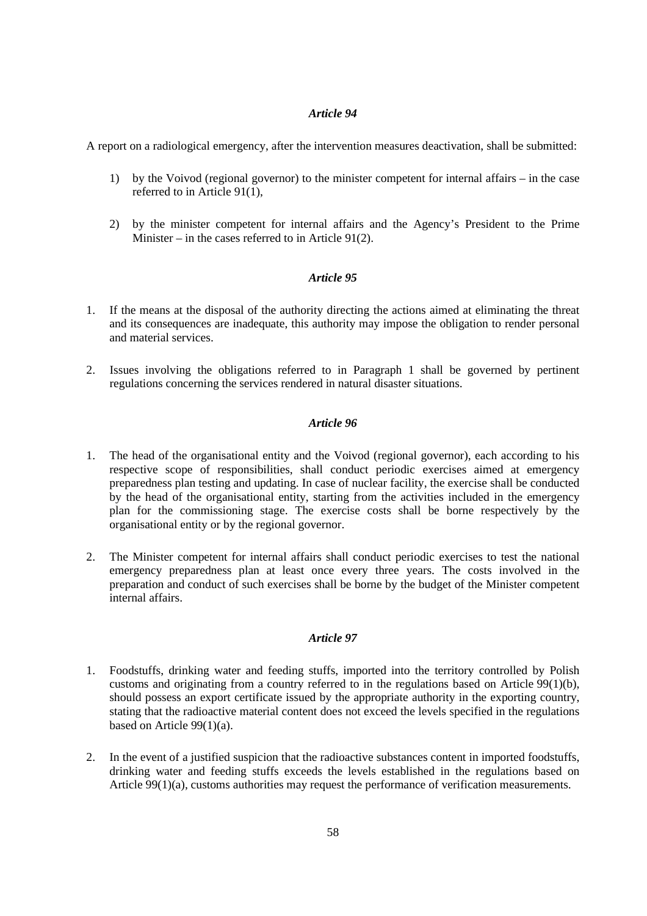### *Article 94*

A report on a radiological emergency, after the intervention measures deactivation, shall be submitted:

1) by the Voivod (regional governor) to the minister competent for internal affairs – in the case referred to in Article 91(1),

2) by the minister competent for internal affairs and the Agency's President to the Prime Minister – in the cases referred to in Article 91(2).

### *Article 95*

1. If the means at the disposal of the authority directing the actions aimed at eliminating the threat and its consequences are inadequate, this authority may impose the obligation to render personal and material services.

2. Issues involving the obligations referred to in Paragraph 1 shall be governed by pertinent regulations concerning the services rendered in natural disaster situations.

### *Article 96*

1. The head of the organisational entity and the Voivod (regional governor), each according to his respective scope of responsibilities, shall conduct periodic exercises aimed at emergency preparedness plan testing and updating. In case of nuclear facility, the exercise shall be conducted by the head of the organisational entity, starting from the activities included in the emergency plan for the commissioning stage. The exercise costs shall be borne respectively by the organisational entity or by the regional governor.

2. The Minister competent for internal affairs shall conduct periodic exercises to test the national emergency preparedness plan at least once every three years. The costs involved in the preparation and conduct of such exercises shall be borne by the budget of the Minister competent internal affairs.

### *Article 97*

1. Foodstuffs, drinking water and feeding stuffs, imported into the territory controlled by Polish customs and originating from a country referred to in the regulations based on Article 99(1)(b), should possess an export certificate issued by the appropriate authority in the exporting country, stating that the radioactive material content does not exceed the levels specified in the regulations based on Article 99(1)(a).

2. In the event of a justified suspicion that the radioactive substances content in imported foodstuffs, drinking water and feeding stuffs exceeds the levels established in the regulations based on Article 99(1)(a), customs authorities may request the performance of verification measurements.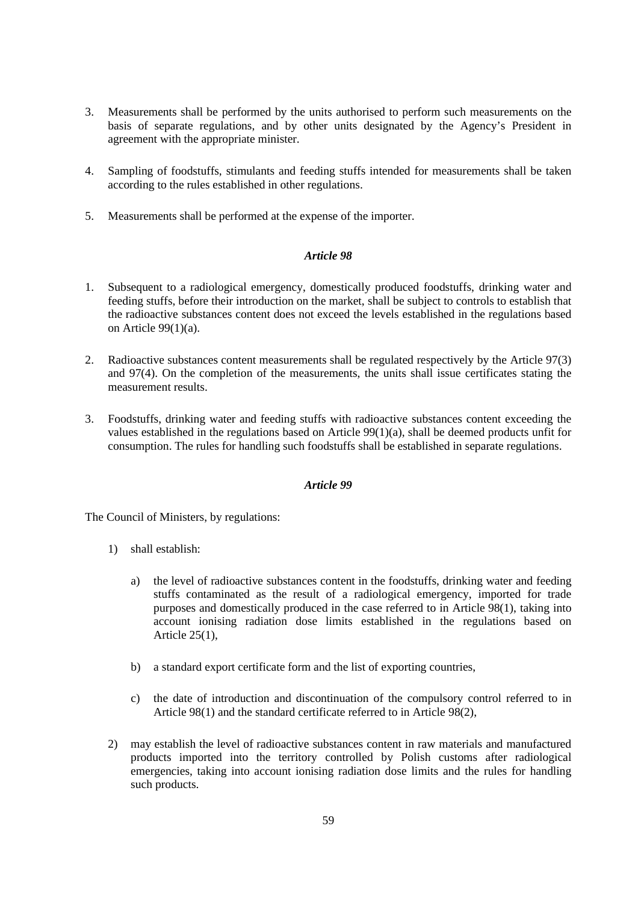3. Measurements shall be performed by the units authorised to perform such measurements on the basis of separate regulations, and by other units designated by the Agency's President in agreement with the appropriate minister.

4. Sampling of foodstuffs, stimulants and feeding stuffs intended for measurements shall be taken according to the rules established in other regulations.

5. Measurements shall be performed at the expense of the importer.

### *Article 98*

1. Subsequent to a radiological emergency, domestically produced foodstuffs, drinking water and feeding stuffs, before their introduction on the market, shall be subject to controls to establish that the radioactive substances content does not exceed the levels established in the regulations based on Article 99(1)(a).

2. Radioactive substances content measurements shall be regulated respectively by the Article 97(3) and 97(4). On the completion of the measurements, the units shall issue certificates stating the measurement results.

3. Foodstuffs, drinking water and feeding stuffs with radioactive substances content exceeding the values established in the regulations based on Article 99(1)(a), shall be deemed products unfit for consumption. The rules for handling such foodstuffs shall be established in separate regulations.

### *Article 99*

The Council of Ministers, by regulations:

1) shall establish:

   a) the level of radioactive substances content in the foodstuffs, drinking water and feeding stuffs contaminated as the result of a radiological emergency, imported for trade purposes and domestically produced in the case referred to in Article 98(1), taking into account ionising radiation dose limits established in the regulations based on Article 25(1),

   b) a standard export certificate form and the list of exporting countries,

   c) the date of introduction and discontinuation of the compulsory control referred to in Article 98(1) and the standard certificate referred to in Article 98(2),

2) may establish the level of radioactive substances content in raw materials and manufactured products imported into the territory controlled by Polish customs after radiological emergencies, taking into account ionising radiation dose limits and the rules for handling such products.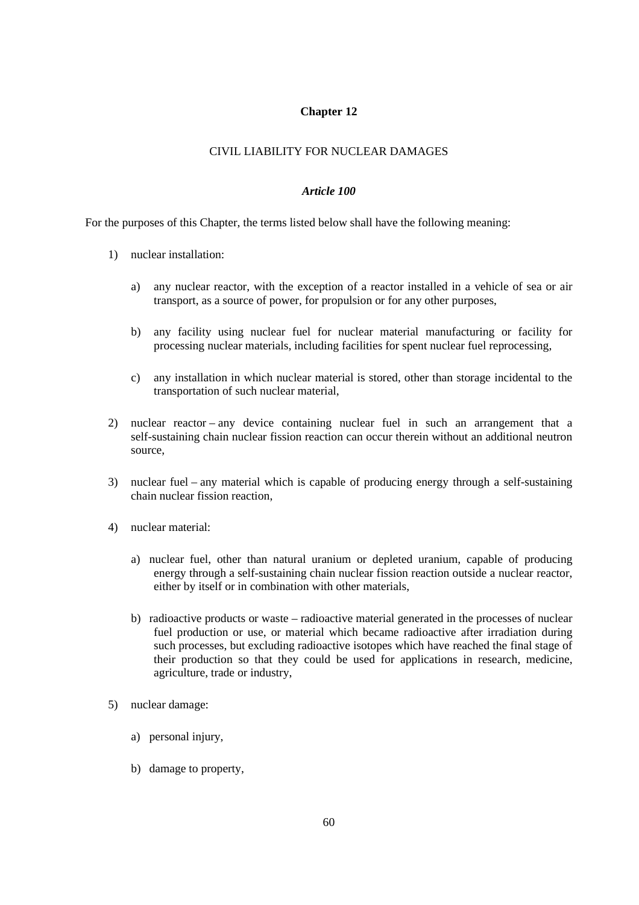## Chapter 12

### CIVIL LIABILITY FOR NUCLEAR DAMAGES

#### *Article 100*

For the purposes of this Chapter, the terms listed below shall have the following meaning:

1) nuclear installation:

   a) any nuclear reactor, with the exception of a reactor installed in a vehicle of sea or air transport, as a source of power, for propulsion or for any other purposes,

   b) any facility using nuclear fuel for nuclear material manufacturing or facility for processing nuclear materials, including facilities for spent nuclear fuel reprocessing,

   c) any installation in which nuclear material is stored, other than storage incidental to the transportation of such nuclear material,

2) nuclear reactor – any device containing nuclear fuel in such an arrangement that a self-sustaining chain nuclear fission reaction can occur therein without an additional neutron source,

3) nuclear fuel – any material which is capable of producing energy through a self-sustaining chain nuclear fission reaction,

4) nuclear material:

   a) nuclear fuel, other than natural uranium or depleted uranium, capable of producing energy through a self-sustaining chain nuclear fission reaction outside a nuclear reactor, either by itself or in combination with other materials,

   b) radioactive products or waste – radioactive material generated in the processes of nuclear fuel production or use, or material which became radioactive after irradiation during such processes, but excluding radioactive isotopes which have reached the final stage of their production so that they could be used for applications in research, medicine, agriculture, trade or industry,

5) nuclear damage:

   a) personal injury,

   b) damage to property,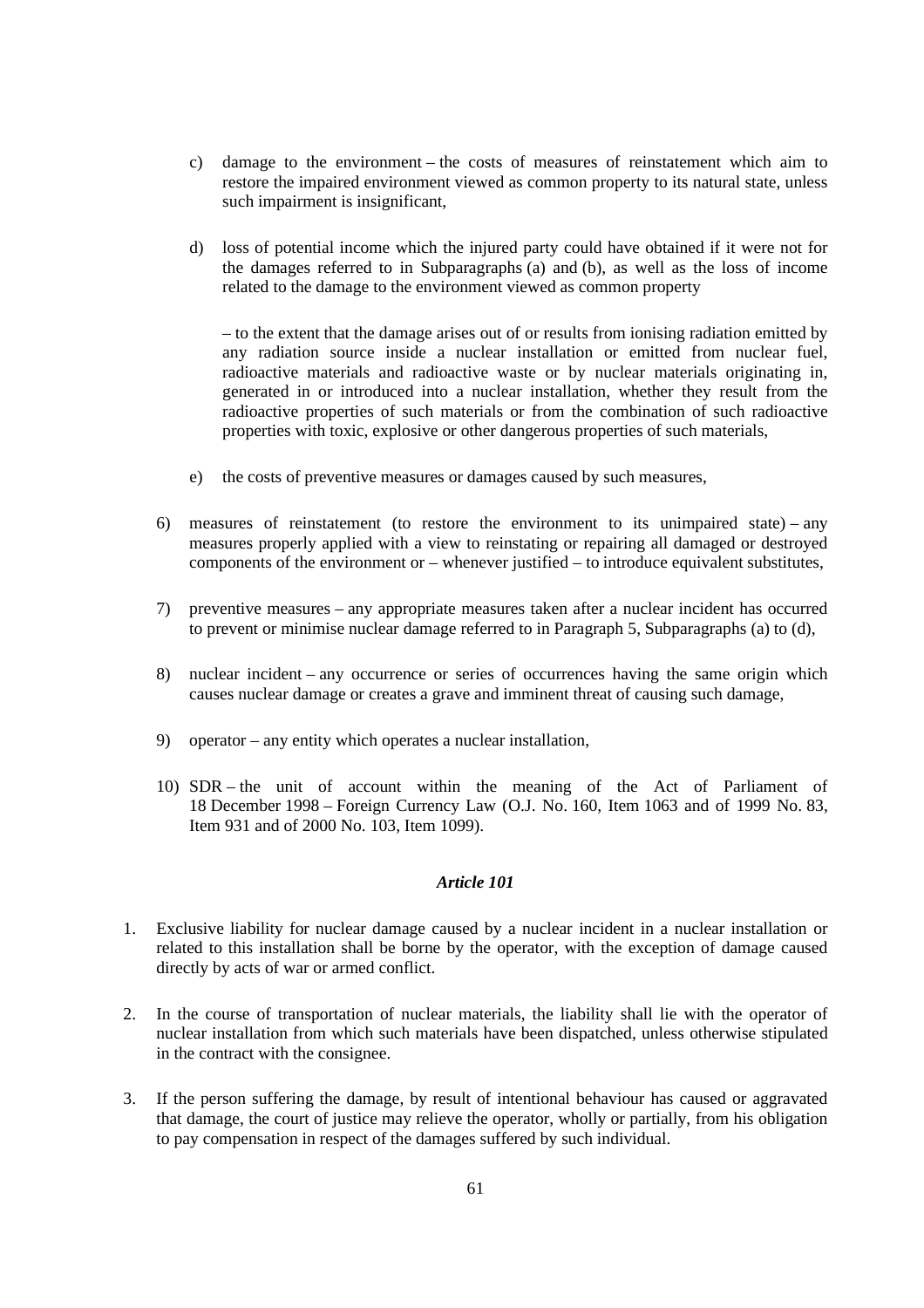c) damage to the environment – the costs of measures of reinstatement which aim to restore the impaired environment viewed as common property to its natural state, unless such impairment is insignificant,

d) loss of potential income which the injured party could have obtained if it were not for the damages referred to in Subparagraphs (a) and (b), as well as the loss of income related to the damage to the environment viewed as common property

– to the extent that the damage arises out of or results from ionising radiation emitted by any radiation source inside a nuclear installation or emitted from nuclear fuel, radioactive materials and radioactive waste or by nuclear materials originating in, generated in or introduced into a nuclear installation, whether they result from the radioactive properties of such materials or from the combination of such radioactive properties with toxic, explosive or other dangerous properties of such materials,

e) the costs of preventive measures or damages caused by such measures,

6) measures of reinstatement (to restore the environment to its unimpaired state) – any measures properly applied with a view to reinstating or repairing all damaged or destroyed components of the environment or – whenever justified – to introduce equivalent substitutes,

7) preventive measures – any appropriate measures taken after a nuclear incident has occurred to prevent or minimise nuclear damage referred to in Paragraph 5, Subparagraphs (a) to (d),

8) nuclear incident – any occurrence or series of occurrences having the same origin which causes nuclear damage or creates a grave and imminent threat of causing such damage,

9) operator – any entity which operates a nuclear installation,

10) SDR – the unit of account within the meaning of the Act of Parliament of 18 December 1998 – Foreign Currency Law (O.J. No. 160, Item 1063 and of 1999 No. 83, Item 931 and of 2000 No. 103, Item 1099).

### *Article 101*

1. Exclusive liability for nuclear damage caused by a nuclear incident in a nuclear installation or related to this installation shall be borne by the operator, with the exception of damage caused directly by acts of war or armed conflict.

2. In the course of transportation of nuclear materials, the liability shall lie with the operator of nuclear installation from which such materials have been dispatched, unless otherwise stipulated in the contract with the consignee.

3. If the person suffering the damage, by result of intentional behaviour has caused or aggravated that damage, the court of justice may relieve the operator, wholly or partially, from his obligation to pay compensation in respect of the damages suffered by such individual.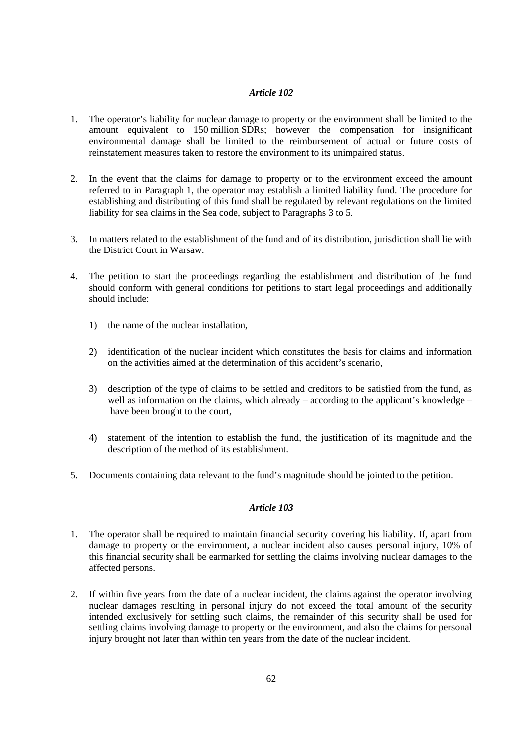### *Article 102*

1. The operator's liability for nuclear damage to property or the environment shall be limited to the amount equivalent to 150 million SDRs; however the compensation for insignificant environmental damage shall be limited to the reimbursement of actual or future costs of reinstatement measures taken to restore the environment to its unimpaired status.

2. In the event that the claims for damage to property or to the environment exceed the amount referred to in Paragraph 1, the operator may establish a limited liability fund. The procedure for establishing and distributing of this fund shall be regulated by relevant regulations on the limited liability for sea claims in the Sea code, subject to Paragraphs 3 to 5.

3. In matters related to the establishment of the fund and of its distribution, jurisdiction shall lie with the District Court in Warsaw.

4. The petition to start the proceedings regarding the establishment and distribution of the fund should conform with general conditions for petitions to start legal proceedings and additionally should include:

   1) the name of the nuclear installation,

   2) identification of the nuclear incident which constitutes the basis for claims and information on the activities aimed at the determination of this accident's scenario,

   3) description of the type of claims to be settled and creditors to be satisfied from the fund, as well as information on the claims, which already – according to the applicant's knowledge – have been brought to the court,

   4) statement of the intention to establish the fund, the justification of its magnitude and the description of the method of its establishment.

5. Documents containing data relevant to the fund's magnitude should be jointed to the petition.

### *Article 103*

1. The operator shall be required to maintain financial security covering his liability. If, apart from damage to property or the environment, a nuclear incident also causes personal injury, 10% of this financial security shall be earmarked for settling the claims involving nuclear damages to the affected persons.

2. If within five years from the date of a nuclear incident, the claims against the operator involving nuclear damages resulting in personal injury do not exceed the total amount of the security intended exclusively for settling such claims, the remainder of this security shall be used for settling claims involving damage to property or the environment, and also the claims for personal injury brought not later than within ten years from the date of the nuclear incident.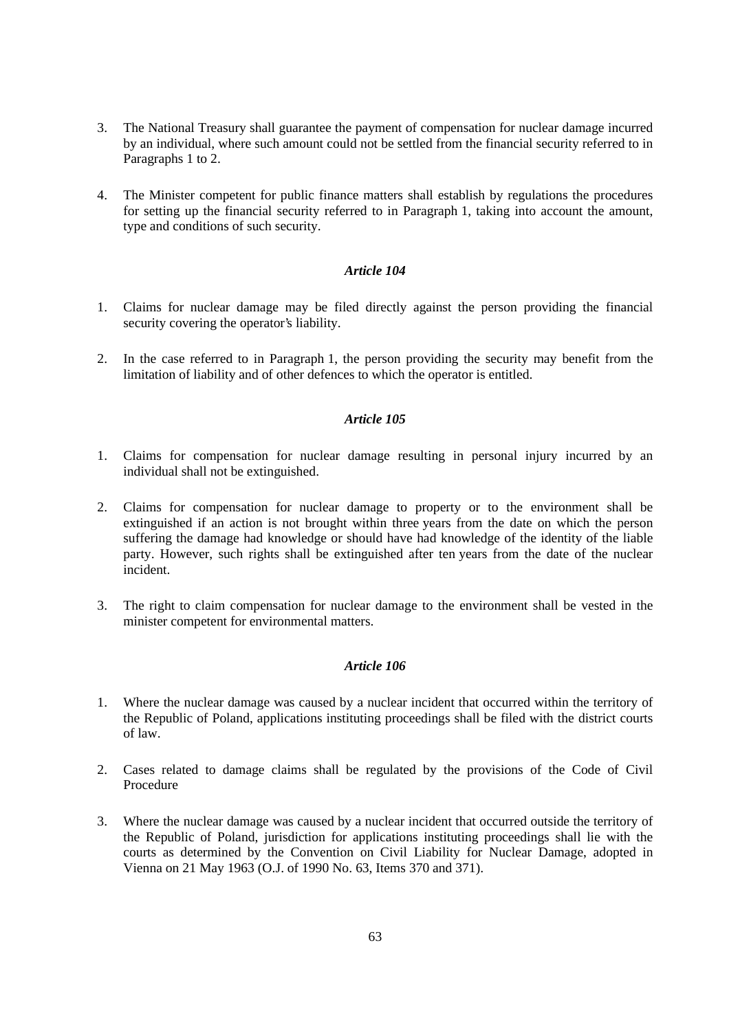3. The National Treasury shall guarantee the payment of compensation for nuclear damage incurred by an individual, where such amount could not be settled from the financial security referred to in Paragraphs 1 to 2.

4. The Minister competent for public finance matters shall establish by regulations the procedures for setting up the financial security referred to in Paragraph 1, taking into account the amount, type and conditions of such security.

### *Article 104*

1. Claims for nuclear damage may be filed directly against the person providing the financial security covering the operator's liability.

2. In the case referred to in Paragraph 1, the person providing the security may benefit from the limitation of liability and of other defences to which the operator is entitled.

### *Article 105*

1. Claims for compensation for nuclear damage resulting in personal injury incurred by an individual shall not be extinguished.

2. Claims for compensation for nuclear damage to property or to the environment shall be extinguished if an action is not brought within three years from the date on which the person suffering the damage had knowledge or should have had knowledge of the identity of the liable party. However, such rights shall be extinguished after ten years from the date of the nuclear incident.

3. The right to claim compensation for nuclear damage to the environment shall be vested in the minister competent for environmental matters.

### *Article 106*

1. Where the nuclear damage was caused by a nuclear incident that occurred within the territory of the Republic of Poland, applications instituting proceedings shall be filed with the district courts of law.

2. Cases related to damage claims shall be regulated by the provisions of the Code of Civil Procedure

3. Where the nuclear damage was caused by a nuclear incident that occurred outside the territory of the Republic of Poland, jurisdiction for applications instituting proceedings shall lie with the courts as determined by the Convention on Civil Liability for Nuclear Damage, adopted in Vienna on 21 May 1963 (O.J. of 1990 No. 63, Items 370 and 371).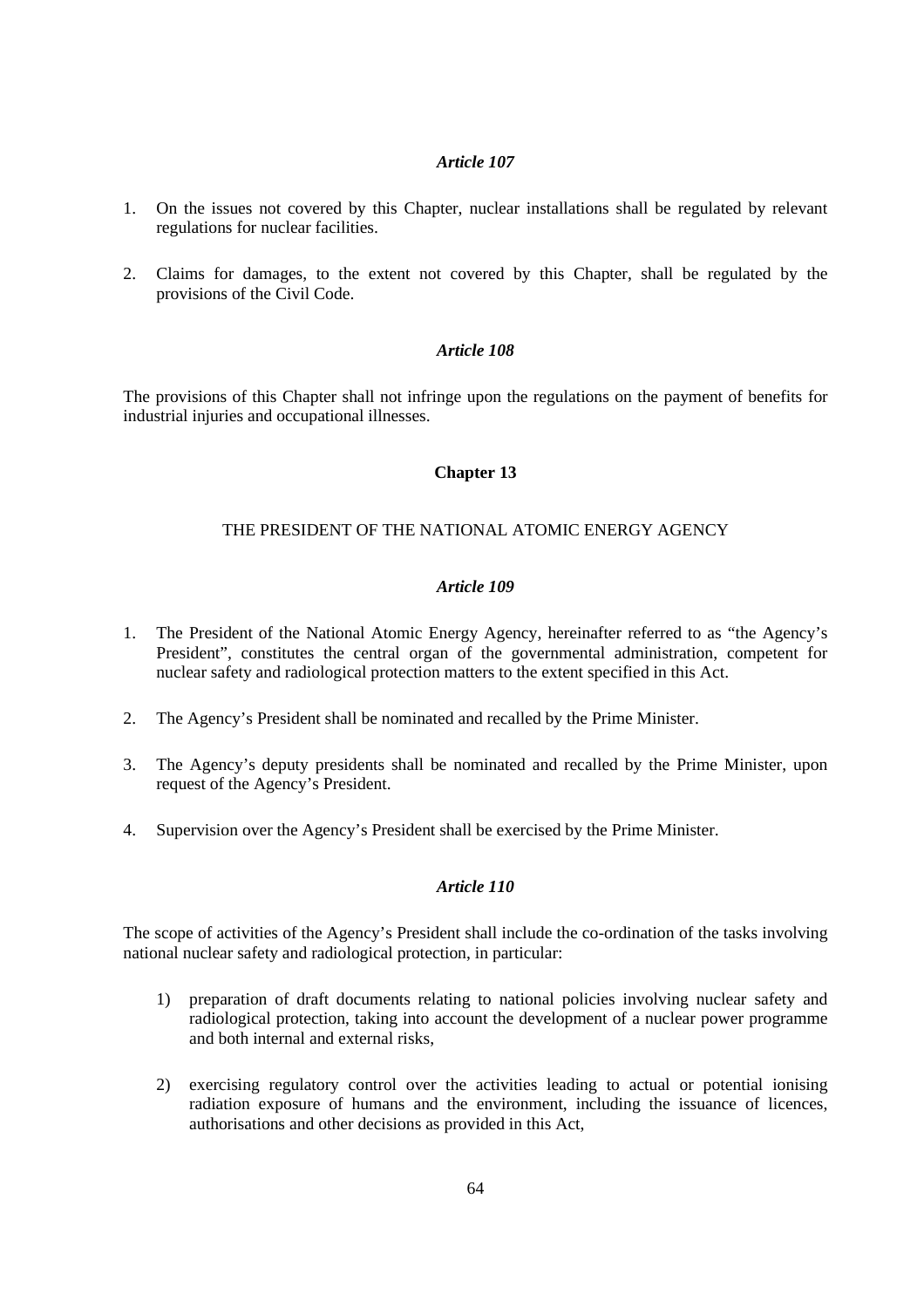*Article 107*

1. On the issues not covered by this Chapter, nuclear installations shall be regulated by relevant regulations for nuclear facilities.

2. Claims for damages, to the extent not covered by this Chapter, shall be regulated by the provisions of the Civil Code.

*Article 108*

The provisions of this Chapter shall not infringe upon the regulations on the payment of benefits for industrial injuries and occupational illnesses.

**Chapter 13**

THE PRESIDENT OF THE NATIONAL ATOMIC ENERGY AGENCY

*Article 109*

1. The President of the National Atomic Energy Agency, hereinafter referred to as "the Agency's President", constitutes the central organ of the governmental administration, competent for nuclear safety and radiological protection matters to the extent specified in this Act.

2. The Agency's President shall be nominated and recalled by the Prime Minister.

3. The Agency's deputy presidents shall be nominated and recalled by the Prime Minister, upon request of the Agency's President.

4. Supervision over the Agency's President shall be exercised by the Prime Minister.

*Article 110*

The scope of activities of the Agency's President shall include the co-ordination of the tasks involving national nuclear safety and radiological protection, in particular:

1) preparation of draft documents relating to national policies involving nuclear safety and radiological protection, taking into account the development of a nuclear power programme and both internal and external risks,

2) exercising regulatory control over the activities leading to actual or potential ionising radiation exposure of humans and the environment, including the issuance of licences, authorisations and other decisions as provided in this Act,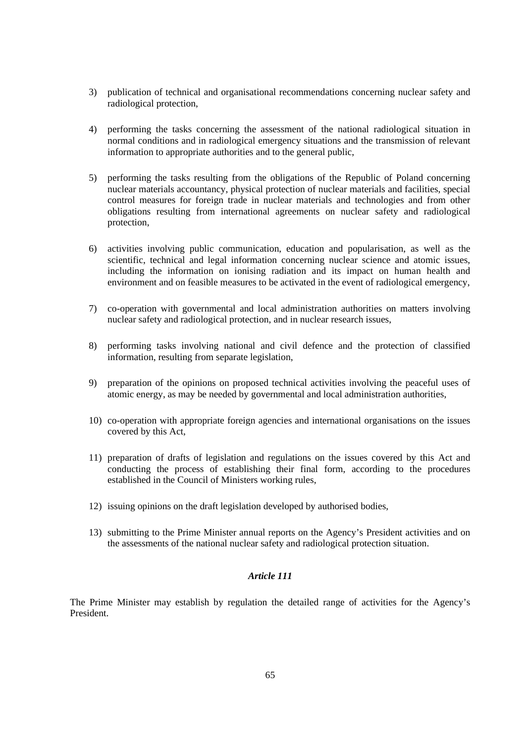3) publication of technical and organisational recommendations concerning nuclear safety and radiological protection,

4) performing the tasks concerning the assessment of the national radiological situation in normal conditions and in radiological emergency situations and the transmission of relevant information to appropriate authorities and to the general public,

5) performing the tasks resulting from the obligations of the Republic of Poland concerning nuclear materials accountancy, physical protection of nuclear materials and facilities, special control measures for foreign trade in nuclear materials and technologies and from other obligations resulting from international agreements on nuclear safety and radiological protection,

6) activities involving public communication, education and popularisation, as well as the scientific, technical and legal information concerning nuclear science and atomic issues, including the information on ionising radiation and its impact on human health and environment and on feasible measures to be activated in the event of radiological emergency,

7) co-operation with governmental and local administration authorities on matters involving nuclear safety and radiological protection, and in nuclear research issues,

8) performing tasks involving national and civil defence and the protection of classified information, resulting from separate legislation,

9) preparation of the opinions on proposed technical activities involving the peaceful uses of atomic energy, as may be needed by governmental and local administration authorities,

10) co-operation with appropriate foreign agencies and international organisations on the issues covered by this Act,

11) preparation of drafts of legislation and regulations on the issues covered by this Act and conducting the process of establishing their final form, according to the procedures established in the Council of Ministers working rules,

12) issuing opinions on the draft legislation developed by authorised bodies,

13) submitting to the Prime Minister annual reports on the Agency's President activities and on the assessments of the national nuclear safety and radiological protection situation.

### *Article 111*

The Prime Minister may establish by regulation the detailed range of activities for the Agency's President.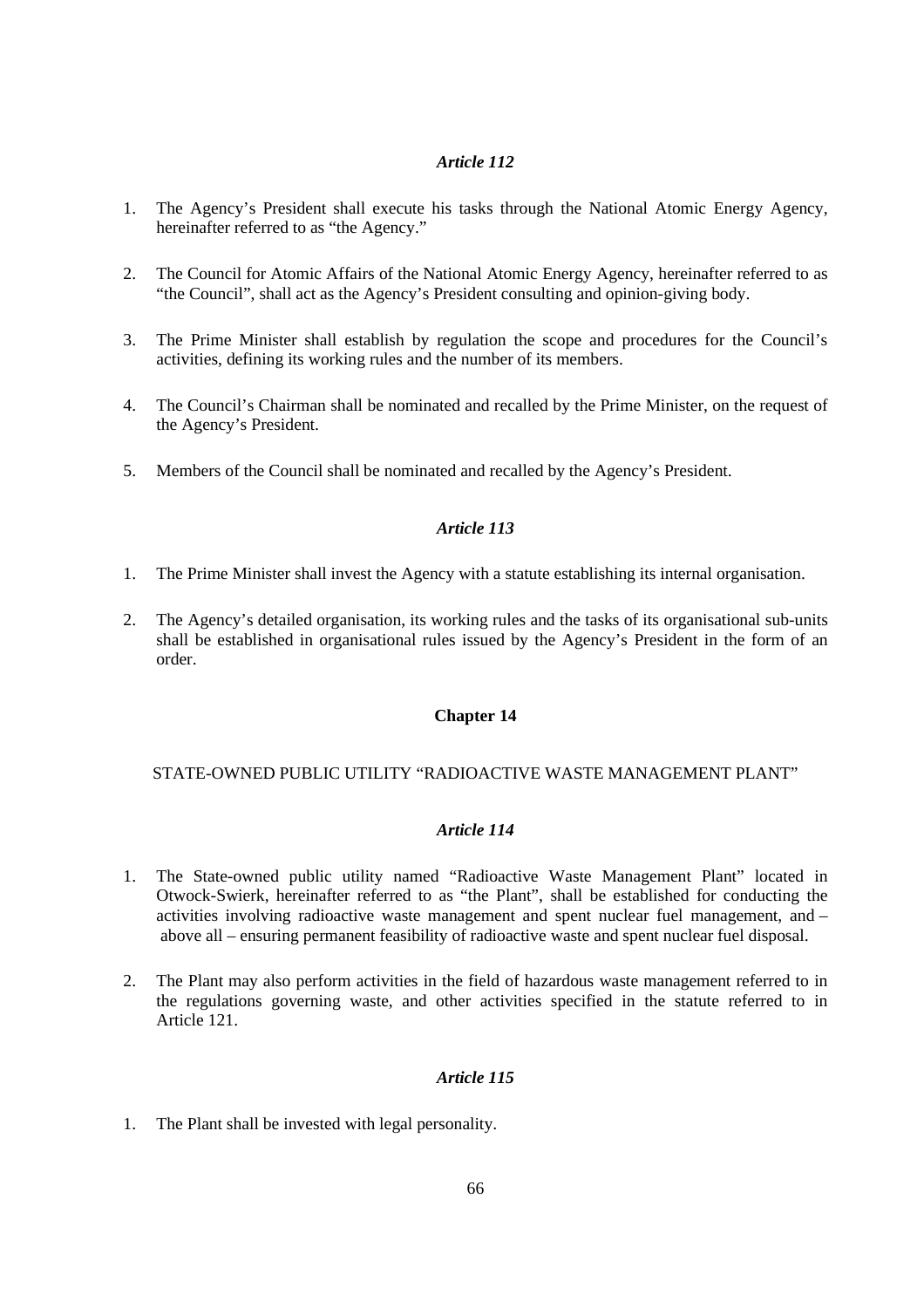*Article 112*

1. The Agency's President shall execute his tasks through the National Atomic Energy Agency, hereinafter referred to as "the Agency."

2. The Council for Atomic Affairs of the National Atomic Energy Agency, hereinafter referred to as "the Council", shall act as the Agency's President consulting and opinion-giving body.

3. The Prime Minister shall establish by regulation the scope and procedures for the Council's activities, defining its working rules and the number of its members.

4. The Council's Chairman shall be nominated and recalled by the Prime Minister, on the request of the Agency's President.

5. Members of the Council shall be nominated and recalled by the Agency's President.

*Article 113*

1. The Prime Minister shall invest the Agency with a statute establishing its internal organisation.

2. The Agency's detailed organisation, its working rules and the tasks of its organisational sub-units shall be established in organisational rules issued by the Agency's President in the form of an order.

**Chapter 14**

STATE-OWNED PUBLIC UTILITY "RADIOACTIVE WASTE MANAGEMENT PLANT"

*Article 114*

1. The State-owned public utility named "Radioactive Waste Management Plant" located in Otwock-Swierk, hereinafter referred to as "the Plant", shall be established for conducting the activities involving radioactive waste management and spent nuclear fuel management, and – above all – ensuring permanent feasibility of radioactive waste and spent nuclear fuel disposal.

2. The Plant may also perform activities in the field of hazardous waste management referred to in the regulations governing waste, and other activities specified in the statute referred to in Article 121.

*Article 115*

1. The Plant shall be invested with legal personality.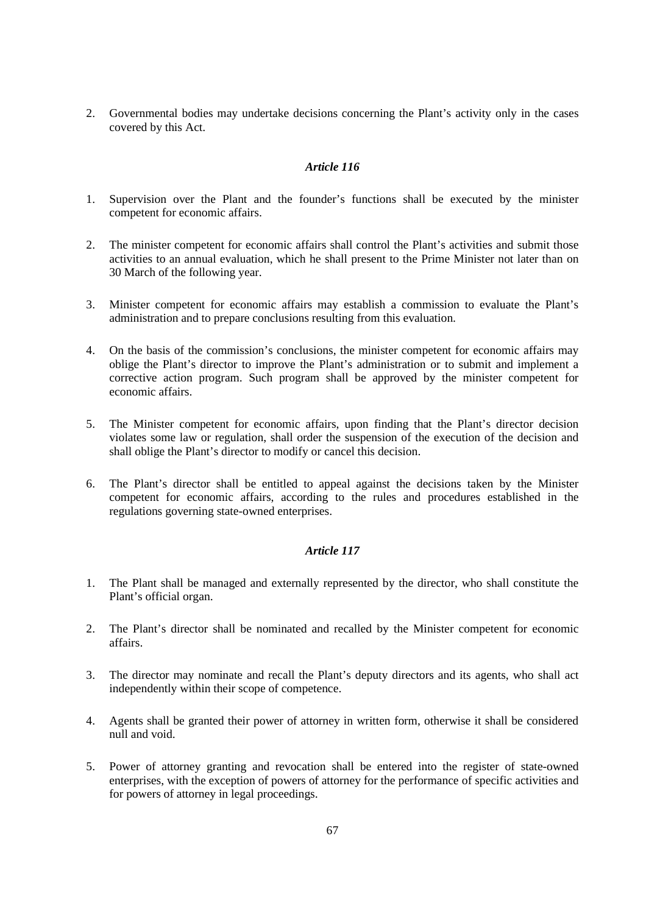2. Governmental bodies may undertake decisions concerning the Plant's activity only in the cases covered by this Act.

### *Article 116*

1. Supervision over the Plant and the founder's functions shall be executed by the minister competent for economic affairs.

2. The minister competent for economic affairs shall control the Plant's activities and submit those activities to an annual evaluation, which he shall present to the Prime Minister not later than on 30 March of the following year.

3. Minister competent for economic affairs may establish a commission to evaluate the Plant's administration and to prepare conclusions resulting from this evaluation.

4. On the basis of the commission's conclusions, the minister competent for economic affairs may oblige the Plant's director to improve the Plant's administration or to submit and implement a corrective action program. Such program shall be approved by the minister competent for economic affairs.

5. The Minister competent for economic affairs, upon finding that the Plant's director decision violates some law or regulation, shall order the suspension of the execution of the decision and shall oblige the Plant's director to modify or cancel this decision.

6. The Plant's director shall be entitled to appeal against the decisions taken by the Minister competent for economic affairs, according to the rules and procedures established in the regulations governing state-owned enterprises.

### *Article 117*

1. The Plant shall be managed and externally represented by the director, who shall constitute the Plant's official organ.

2. The Plant's director shall be nominated and recalled by the Minister competent for economic affairs.

3. The director may nominate and recall the Plant's deputy directors and its agents, who shall act independently within their scope of competence.

4. Agents shall be granted their power of attorney in written form, otherwise it shall be considered null and void.

5. Power of attorney granting and revocation shall be entered into the register of state-owned enterprises, with the exception of powers of attorney for the performance of specific activities and for powers of attorney in legal proceedings.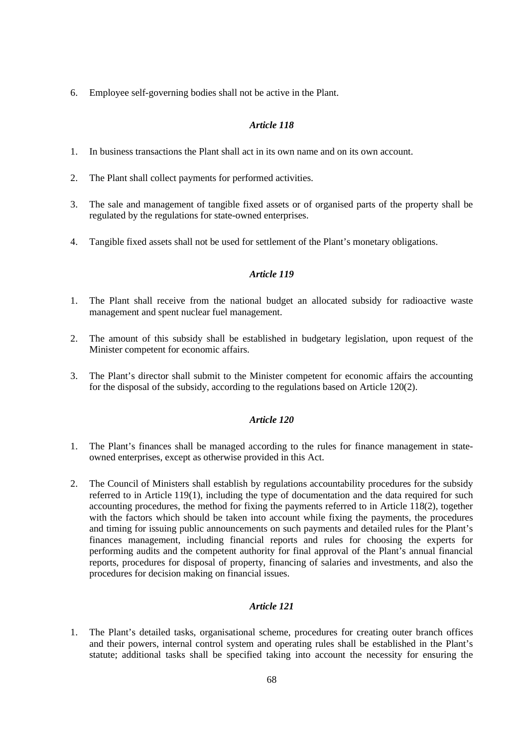6. Employee self-governing bodies shall not be active in the Plant.

### *Article 118*

1. In business transactions the Plant shall act in its own name and on its own account.

2. The Plant shall collect payments for performed activities.

3. The sale and management of tangible fixed assets or of organised parts of the property shall be regulated by the regulations for state-owned enterprises.

4. Tangible fixed assets shall not be used for settlement of the Plant's monetary obligations.

### *Article 119*

1. The Plant shall receive from the national budget an allocated subsidy for radioactive waste management and spent nuclear fuel management.

2. The amount of this subsidy shall be established in budgetary legislation, upon request of the Minister competent for economic affairs.

3. The Plant's director shall submit to the Minister competent for economic affairs the accounting for the disposal of the subsidy, according to the regulations based on Article 120(2).

### *Article 120*

1. The Plant's finances shall be managed according to the rules for finance management in state-owned enterprises, except as otherwise provided in this Act.

2. The Council of Ministers shall establish by regulations accountability procedures for the subsidy referred to in Article 119(1), including the type of documentation and the data required for such accounting procedures, the method for fixing the payments referred to in Article 118(2), together with the factors which should be taken into account while fixing the payments, the procedures and timing for issuing public announcements on such payments and detailed rules for the Plant's finances management, including financial reports and rules for choosing the experts for performing audits and the competent authority for final approval of the Plant's annual financial reports, procedures for disposal of property, financing of salaries and investments, and also the procedures for decision making on financial issues.

### *Article 121*

1. The Plant's detailed tasks, organisational scheme, procedures for creating outer branch offices and their powers, internal control system and operating rules shall be established in the Plant's statute; additional tasks shall be specified taking into account the necessity for ensuring the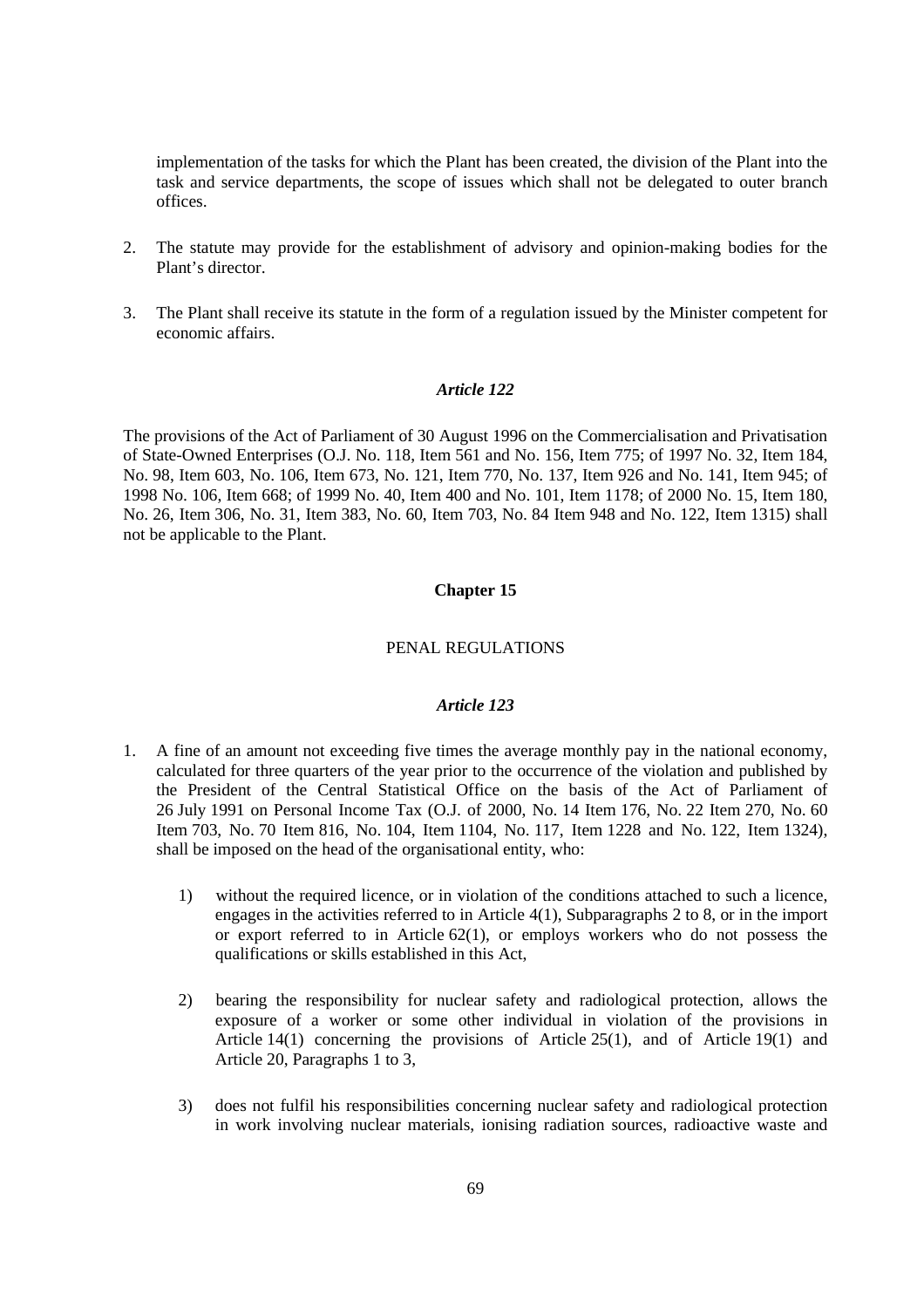implementation of the tasks for which the Plant has been created, the division of the Plant into the task and service departments, the scope of issues which shall not be delegated to outer branch offices.

2. The statute may provide for the establishment of advisory and opinion-making bodies for the Plant's director.

3. The Plant shall receive its statute in the form of a regulation issued by the Minister competent for economic affairs.

### *Article 122*

The provisions of the Act of Parliament of 30 August 1996 on the Commercialisation and Privatisation of State-Owned Enterprises (O.J. No. 118, Item 561 and No. 156, Item 775; of 1997 No. 32, Item 184, No. 98, Item 603, No. 106, Item 673, No. 121, Item 770, No. 137, Item 926 and No. 141, Item 945; of 1998 No. 106, Item 668; of 1999 No. 40, Item 400 and No. 101, Item 1178; of 2000 No. 15, Item 180, No. 26, Item 306, No. 31, Item 383, No. 60, Item 703, No. 84 Item 948 and No. 122, Item 1315) shall not be applicable to the Plant.

## Chapter 15

## PENAL REGULATIONS

### *Article 123*

1. A fine of an amount not exceeding five times the average monthly pay in the national economy, calculated for three quarters of the year prior to the occurrence of the violation and published by the President of the Central Statistical Office on the basis of the Act of Parliament of 26 July 1991 on Personal Income Tax (O.J. of 2000, No. 14 Item 176, No. 22 Item 270, No. 60 Item 703, No. 70 Item 816, No. 104, Item 1104, No. 117, Item 1228 and No. 122, Item 1324), shall be imposed on the head of the organisational entity, who:

    1) without the required licence, or in violation of the conditions attached to such a licence, engages in the activities referred to in Article 4(1), Subparagraphs 2 to 8, or in the import or export referred to in Article 62(1), or employs workers who do not possess the qualifications or skills established in this Act,

    2) bearing the responsibility for nuclear safety and radiological protection, allows the exposure of a worker or some other individual in violation of the provisions in Article 14(1) concerning the provisions of Article 25(1), and of Article 19(1) and Article 20, Paragraphs 1 to 3,

    3) does not fulfil his responsibilities concerning nuclear safety and radiological protection in work involving nuclear materials, ionising radiation sources, radioactive waste and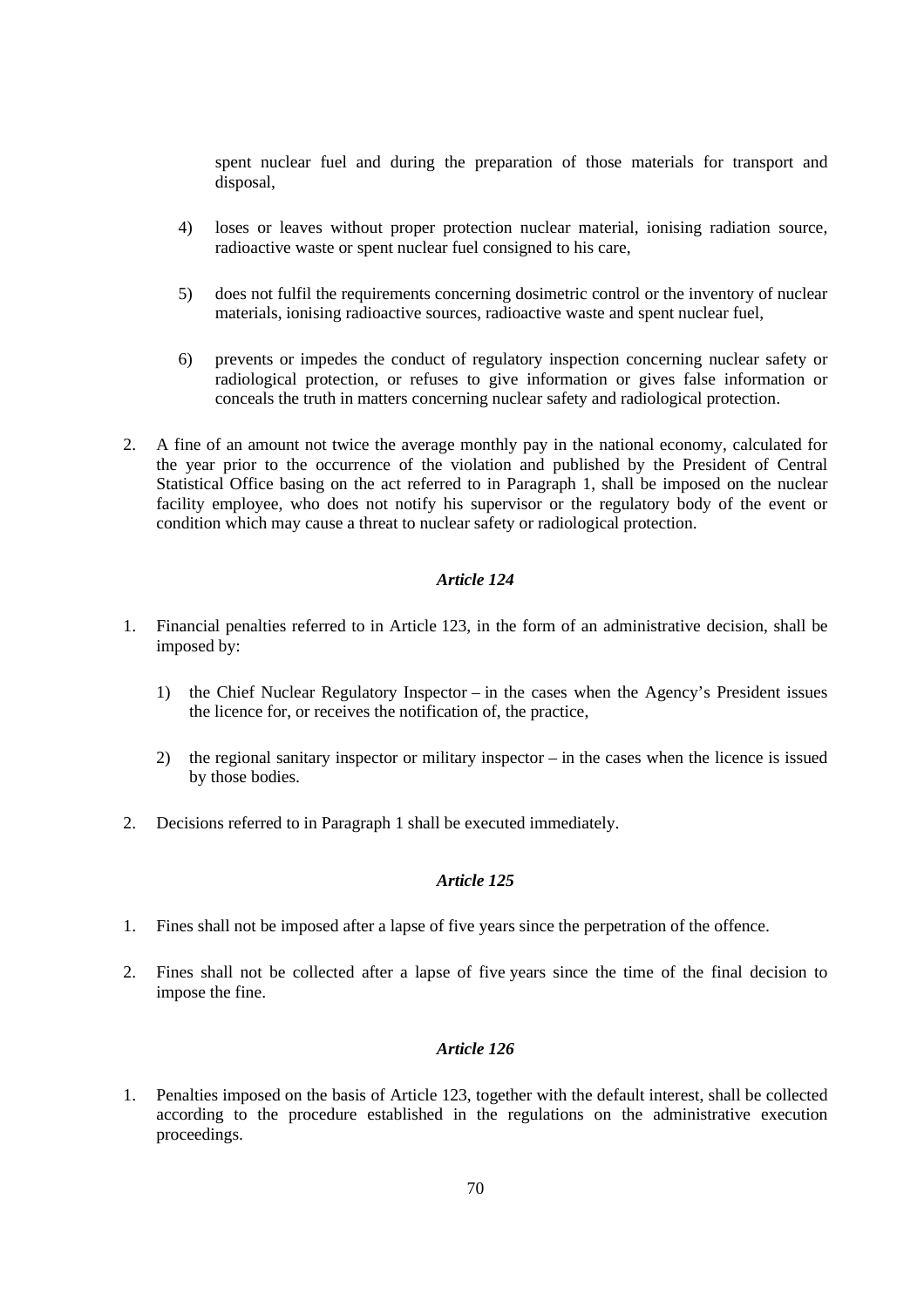spent nuclear fuel and during the preparation of those materials for transport and disposal,

4) loses or leaves without proper protection nuclear material, ionising radiation source, radioactive waste or spent nuclear fuel consigned to his care,

5) does not fulfil the requirements concerning dosimetric control or the inventory of nuclear materials, ionising radioactive sources, radioactive waste and spent nuclear fuel,

6) prevents or impedes the conduct of regulatory inspection concerning nuclear safety or radiological protection, or refuses to give information or gives false information or conceals the truth in matters concerning nuclear safety and radiological protection.

2. A fine of an amount not twice the average monthly pay in the national economy, calculated for the year prior to the occurrence of the violation and published by the President of Central Statistical Office basing on the act referred to in Paragraph 1, shall be imposed on the nuclear facility employee, who does not notify his supervisor or the regulatory body of the event or condition which may cause a threat to nuclear safety or radiological protection.

### *Article 124*

1. Financial penalties referred to in Article 123, in the form of an administrative decision, shall be imposed by:

   1) the Chief Nuclear Regulatory Inspector – in the cases when the Agency's President issues the licence for, or receives the notification of, the practice,

   2) the regional sanitary inspector or military inspector – in the cases when the licence is issued by those bodies.

2. Decisions referred to in Paragraph 1 shall be executed immediately.

### *Article 125*

1. Fines shall not be imposed after a lapse of five years since the perpetration of the offence.

2. Fines shall not be collected after a lapse of five years since the time of the final decision to impose the fine.

### *Article 126*

1. Penalties imposed on the basis of Article 123, together with the default interest, shall be collected according to the procedure established in the regulations on the administrative execution proceedings.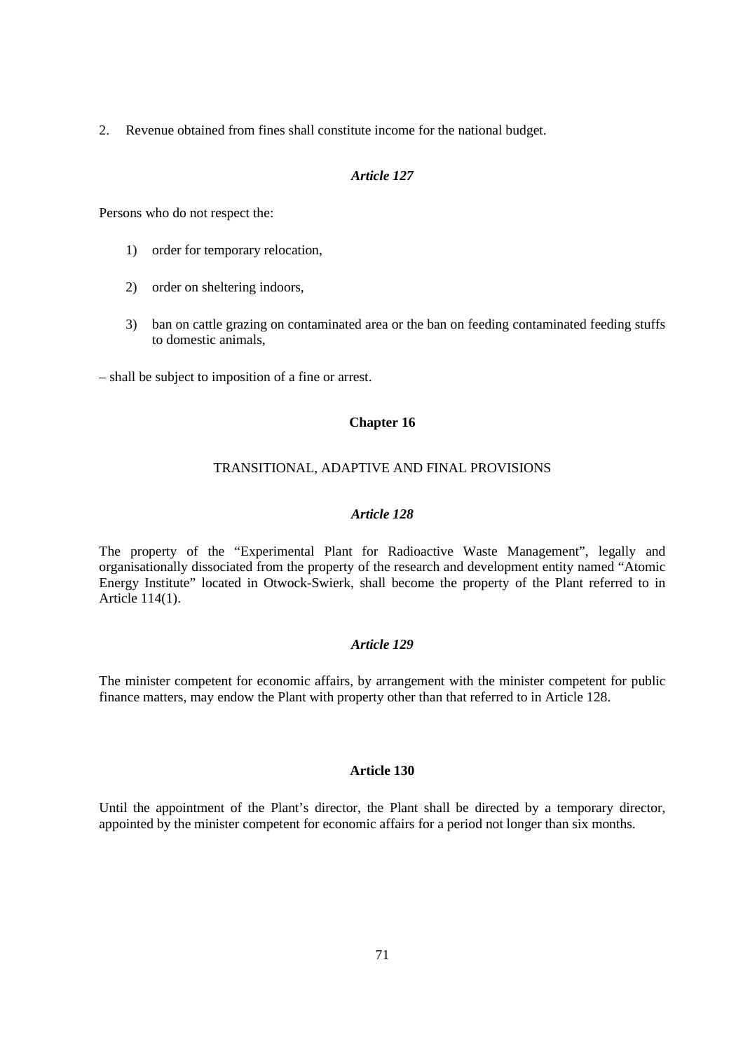2. Revenue obtained from fines shall constitute income for the national budget.

*Article 127*

Persons who do not respect the:

1) order for temporary relocation,

2) order on sheltering indoors,

3) ban on cattle grazing on contaminated area or the ban on feeding contaminated feeding stuffs to domestic animals,

– shall be subject to imposition of a fine or arrest.

**Chapter 16**

TRANSITIONAL, ADAPTIVE AND FINAL PROVISIONS

*Article 128*

The property of the "Experimental Plant for Radioactive Waste Management", legally and organisationally dissociated from the property of the research and development entity named "Atomic Energy Institute" located in Otwock-Swierk, shall become the property of the Plant referred to in Article 114(1).

*Article 129*

The minister competent for economic affairs, by arrangement with the minister competent for public finance matters, may endow the Plant with property other than that referred to in Article 128.

**Article 130**

Until the appointment of the Plant's director, the Plant shall be directed by a temporary director, appointed by the minister competent for economic affairs for a period not longer than six months.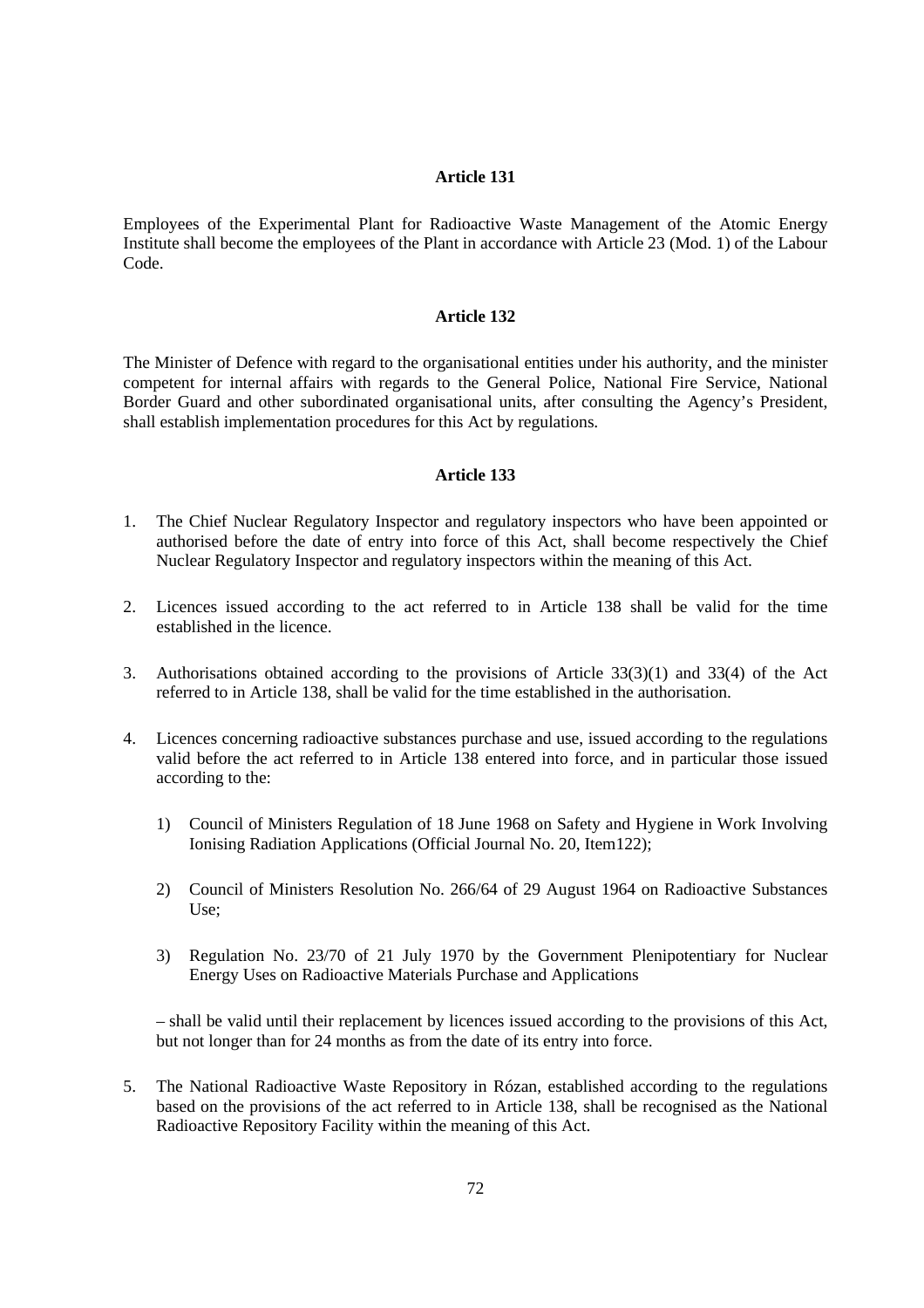### Article 131

Employees of the Experimental Plant for Radioactive Waste Management of the Atomic Energy Institute shall become the employees of the Plant in accordance with Article 23 (Mod. 1) of the Labour Code.

### Article 132

The Minister of Defence with regard to the organisational entities under his authority, and the minister competent for internal affairs with regards to the General Police, National Fire Service, National Border Guard and other subordinated organisational units, after consulting the Agency's President, shall establish implementation procedures for this Act by regulations.

### Article 133

1. The Chief Nuclear Regulatory Inspector and regulatory inspectors who have been appointed or authorised before the date of entry into force of this Act, shall become respectively the Chief Nuclear Regulatory Inspector and regulatory inspectors within the meaning of this Act.

2. Licences issued according to the act referred to in Article 138 shall be valid for the time established in the licence.

3. Authorisations obtained according to the provisions of Article 33(3)(1) and 33(4) of the Act referred to in Article 138, shall be valid for the time established in the authorisation.

4. Licences concerning radioactive substances purchase and use, issued according to the regulations valid before the act referred to in Article 138 entered into force, and in particular those issued according to the:

   1) Council of Ministers Regulation of 18 June 1968 on Safety and Hygiene in Work Involving Ionising Radiation Applications (Official Journal No. 20, Item122);

   2) Council of Ministers Resolution No. 266/64 of 29 August 1964 on Radioactive Substances Use;

   3) Regulation No. 23/70 of 21 July 1970 by the Government Plenipotentiary for Nuclear Energy Uses on Radioactive Materials Purchase and Applications

   – shall be valid until their replacement by licences issued according to the provisions of this Act, but not longer than for 24 months as from the date of its entry into force.

5. The National Radioactive Waste Repository in Rózan, established according to the regulations based on the provisions of the act referred to in Article 138, shall be recognised as the National Radioactive Repository Facility within the meaning of this Act.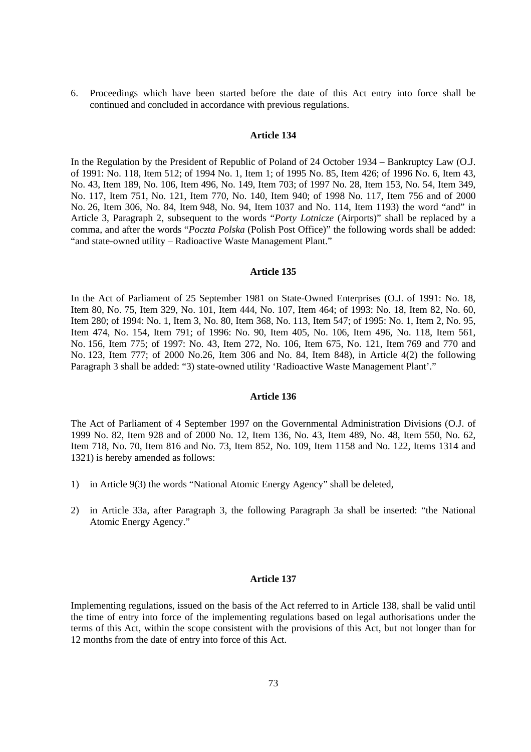6. Proceedings which have been started before the date of this Act entry into force shall be continued and concluded in accordance with previous regulations.

### Article 134

In the Regulation by the President of Republic of Poland of 24 October 1934 – Bankruptcy Law (O.J. of 1991: No. 118, Item 512; of 1994 No. 1, Item 1; of 1995 No. 85, Item 426; of 1996 No. 6, Item 43, No. 43, Item 189, No. 106, Item 496, No. 149, Item 703; of 1997 No. 28, Item 153, No. 54, Item 349, No. 117, Item 751, No. 121, Item 770, No. 140, Item 940; of 1998 No. 117, Item 756 and of 2000 No. 26, Item 306, No. 84, Item 948, No. 94, Item 1037 and No. 114, Item 1193) the word "and" in Article 3, Paragraph 2, subsequent to the words "*Porty Lotnicze* (Airports)" shall be replaced by a comma, and after the words "*Poczta Polska* (Polish Post Office)" the following words shall be added: "and state-owned utility – Radioactive Waste Management Plant."

### Article 135

In the Act of Parliament of 25 September 1981 on State-Owned Enterprises (O.J. of 1991: No. 18, Item 80, No. 75, Item 329, No. 101, Item 444, No. 107, Item 464; of 1993: No. 18, Item 82, No. 60, Item 280; of 1994: No. 1, Item 3, No. 80, Item 368, No. 113, Item 547; of 1995: No. 1, Item 2, No. 95, Item 474, No. 154, Item 791; of 1996: No. 90, Item 405, No. 106, Item 496, No. 118, Item 561, No. 156, Item 775; of 1997: No. 43, Item 272, No. 106, Item 675, No. 121, Item 769 and 770 and No. 123, Item 777; of 2000 No.26, Item 306 and No. 84, Item 848), in Article 4(2) the following Paragraph 3 shall be added: "3) state-owned utility 'Radioactive Waste Management Plant'."

### Article 136

The Act of Parliament of 4 September 1997 on the Governmental Administration Divisions (O.J. of 1999 No. 82, Item 928 and of 2000 No. 12, Item 136, No. 43, Item 489, No. 48, Item 550, No. 62, Item 718, No. 70, Item 816 and No. 73, Item 852, No. 109, Item 1158 and No. 122, Items 1314 and 1321) is hereby amended as follows:

1) in Article 9(3) the words "National Atomic Energy Agency" shall be deleted,

2) in Article 33a, after Paragraph 3, the following Paragraph 3a shall be inserted: "the National Atomic Energy Agency."

### Article 137

Implementing regulations, issued on the basis of the Act referred to in Article 138, shall be valid until the time of entry into force of the implementing regulations based on legal authorisations under the terms of this Act, within the scope consistent with the provisions of this Act, but not longer than for 12 months from the date of entry into force of this Act.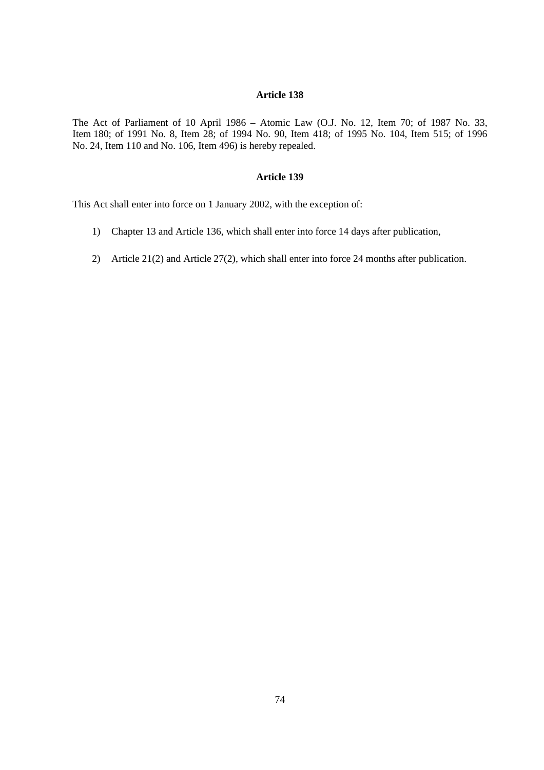### Article 138

The Act of Parliament of 10 April 1986 – Atomic Law (O.J. No. 12, Item 70; of 1987 No. 33, Item 180; of 1991 No. 8, Item 28; of 1994 No. 90, Item 418; of 1995 No. 104, Item 515; of 1996 No. 24, Item 110 and No. 106, Item 496) is hereby repealed.

### Article 139

This Act shall enter into force on 1 January 2002, with the exception of:

1) Chapter 13 and Article 136, which shall enter into force 14 days after publication,

2) Article 21(2) and Article 27(2), which shall enter into force 24 months after publication.